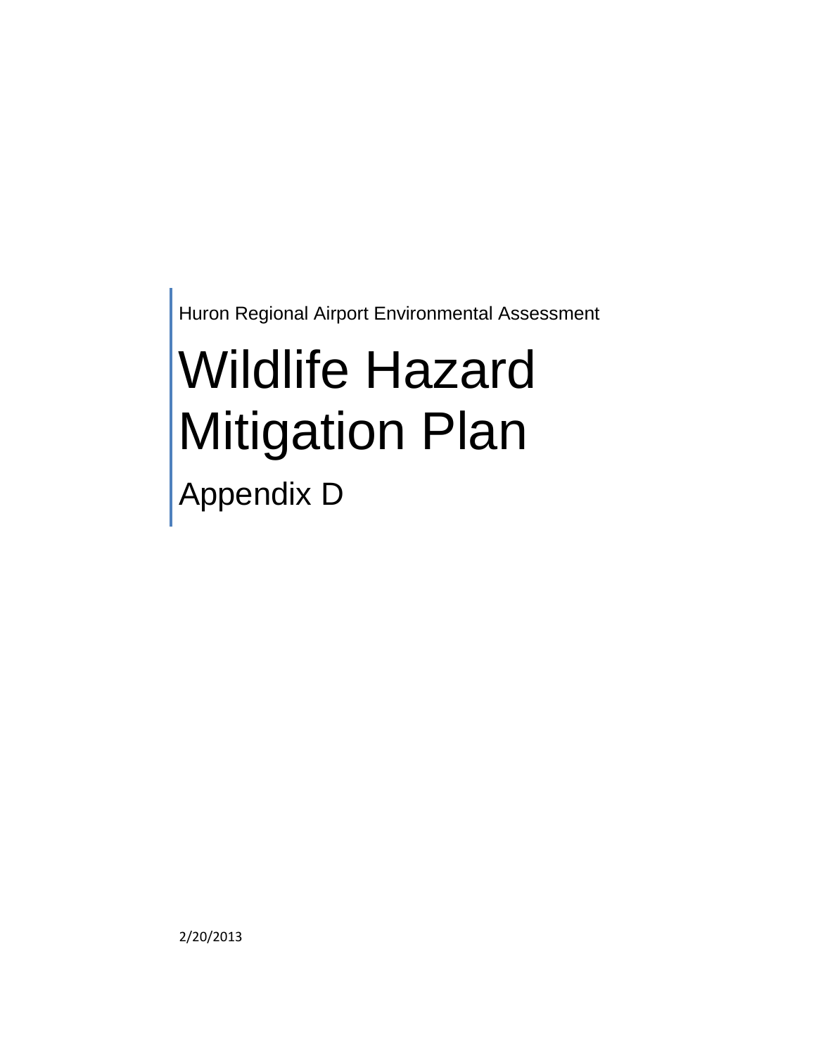Huron Regional Airport Environmental Assessment

# Wildlife Hazard Mitigation Plan

## Appendix D

2/20/2013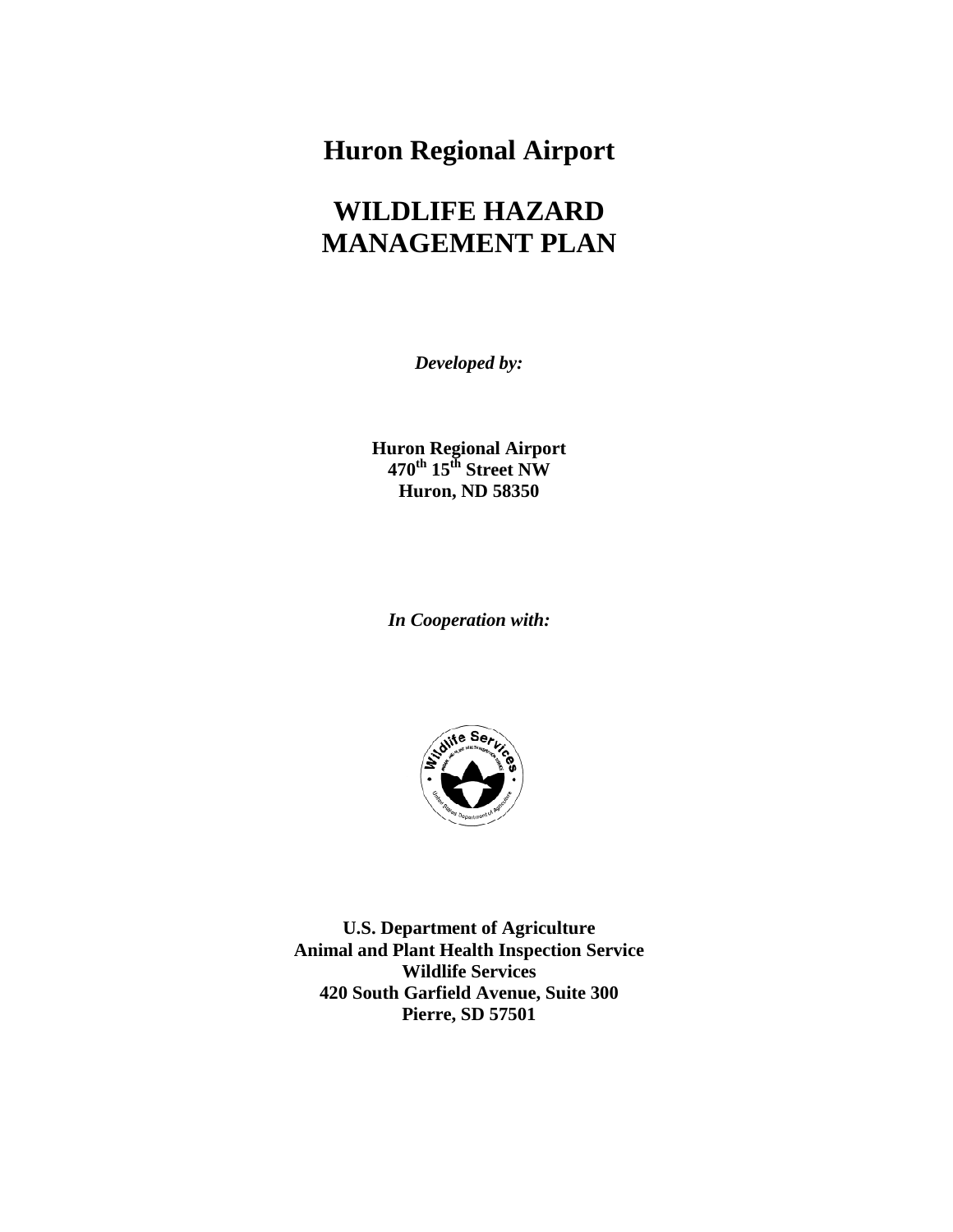# Huron Regional Airport

# WILDLIFE HAZARD MANAGEMENT PLAN

***Developed by:***

**Huron Regional Airport**
**470th 15th Street NW**
**Huron, ND 58350**

***In Cooperation with:***

**U.S. Department of Agriculture**
**Animal and Plant Health Inspection Service**
**Wildlife Services**
**420 South Garfield Avenue, Suite 300**
**Pierre, SD 57501**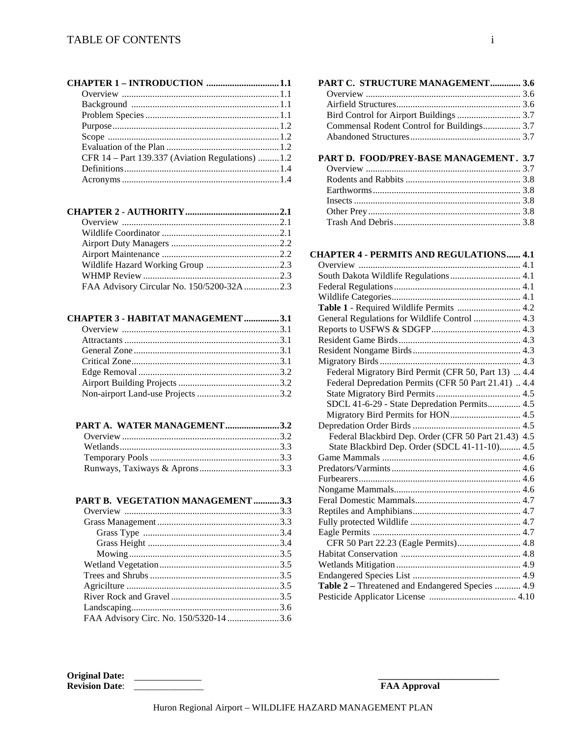# TABLE OF CONTENTS

**CHAPTER 1 – INTRODUCTION** ............................... **1.1**
- Overview ............................................................ 1.1
- Background ........................................................ 1.1
- Problem Species .................................................. 1.1
- Purpose ............................................................... 1.2
- Scope .................................................................. 1.2
- Evaluation of the Plan ......................................... 1.2
- CFR 14 – Part 139.337 (Aviation Regulations) ......... 1.2
- Definitions .......................................................... 1.4
- Acronyms ........................................................... 1.4

**CHAPTER 2 - AUTHORITY** ........................................ **2.1**
- Overview ............................................................ 2.1
- Wildlife Coordinator ........................................... 2.1
- Airport Duty Managers ........................................ 2.2
- Airport Maintenance ........................................... 2.2
- Wildlife Hazard Working Group ............................ 2.3
- WHMP Review .................................................... 2.3
- FAA Advisory Circular No. 150/5200-32A ............... 2.3

**CHAPTER 3 - HABITAT MANAGEMENT** ............... **3.1**
- Overview ............................................................ 3.1
- Attractants .......................................................... 3.1
- General Zone ...................................................... 3.1
- Critical Zone ....................................................... 3.1
- Edge Removal ..................................................... 3.2
- Airport Building Projects ..................................... 3.2
- Non-airport Land-use Projects ............................. 3.2

**PART A. WATER MANAGEMENT** ....................... **3.2**
- Overview ............................................................ 3.2
- Wetlands ............................................................ 3.3
- Temporary Pools ................................................. 3.3
- Runways, Taxiways & Aprons .............................. 3.3

**PART B. VEGETATION MANAGEMENT** ............ **3.3**
- Overview ............................................................ 3.3
- Grass Management ............................................. 3.3
  - Grass Type ................................................... 3.4
  - Grass Height ................................................. 3.4
  - Mowing ........................................................ 3.5
- Wetland Vegetation ............................................ 3.5
- Trees and Shrubs ................................................ 3.5
- Agricilture .......................................................... 3.5
- River Rock and Gravel ........................................ 3.5
- Landscaping ....................................................... 3.6
- FAA Advisory Circ. No. 150/5320-14 ..................... 3.6

**PART C. STRUCTURE MANAGEMENT** ............. **3.6**
- Overview ............................................................ 3.6
- Airfield Structures ............................................... 3.6
- Bird Control for Airport Buildings ........................ 3.7
- Commensal Rodent Control for Buildings ............... 3.7
- Abandoned Structures ......................................... 3.7

**PART D. FOOD/PREY-BASE MANAGEMENT** . **3.7**
- Overview ............................................................ 3.7
- Rodents and Rabbits ........................................... 3.8
- Earthworms ........................................................ 3.8
- Insects ............................................................... 3.8
- Other Prey .......................................................... 3.8
- Trash And Debris ................................................ 3.8

**CHAPTER 4 - PERMITS AND REGULATIONS** ...... **4.1**
- Overview ............................................................ 4.1
- South Dakota Wildlife Regulations ........................ 4.1
- Federal Regulations ............................................ 4.1
- Wildlife Categories .............................................. 4.1
- **Table 1** - Required Wildlife Permits .................. 4.2
- General Regulations for Wildlife Control ................ 4.3
- Reports to USFWS & SDGFP .................................. 4.3
- Resident Game Birds ........................................... 4.3
- Resident Nongame Birds ...................................... 4.3
- Migratory Birds ................................................... 4.3
  - Federal Migratory Bird Permit (CFR 50, Part 13) ... 4.4
  - Federal Depredation Permits (CFR 50 Part 21.41) .. 4.4
  - State Migratory Bird Permits ............................ 4.5
  - SDCL 41-6-29 - State Depredation Permits ........... 4.5
  - Migratory Bird Permits for HON ......................... 4.5
- Depredation Order Birds ...................................... 4.5
  - Federal Blackbird Dep. Order (CFR 50 Part 21.43) 4.5
  - State Blackbird Dep. Order (SDCL 41-11-10) ......... 4.5
- Game Mammals .................................................. 4.6
- Predators/Varmints .............................................. 4.6
- Furbearers .......................................................... 4.6
- Nongame Mammals ............................................. 4.6
- Feral Domestic Mammals ...................................... 4.7
- Reptiles and Amphibians ...................................... 4.7
- Fully protected Wildlife ....................................... 4.7
- Eagle Permits ..................................................... 4.7
  - CFR 50 Part 22.23 (Eagle Permits) ...................... 4.8
- Habitat Conservation .......................................... 4.8
- Wetlands Mitigation ............................................ 4.9
- Endangered Species List ...................................... 4.9
- **Table 2 –** Threatened and Endangered Species ........... 4.9
- Pesticide Applicator License ................................ 4.10

**Original Date:** ______________
**Revision Date**: ______________

__________________________
**FAA Approval**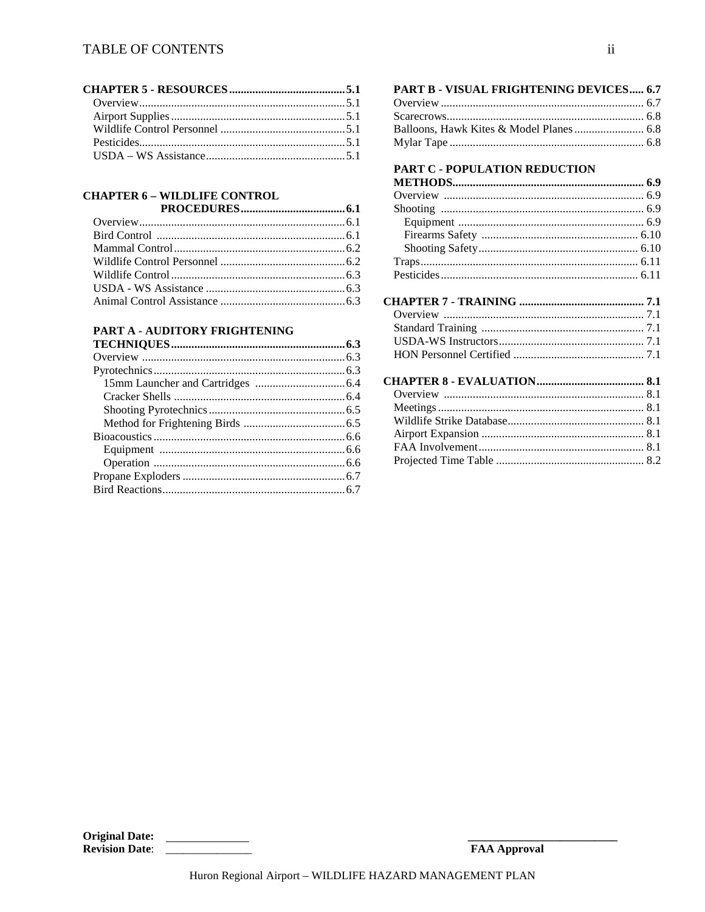**CHAPTER 5 - RESOURCES** ........................................ **5.1**
- Overview ...................................................................... 5.1
- Airport Supplies ........................................................... 5.1
- Wildlife Control Personnel ........................................... 5.1
- Pesticides ..................................................................... 5.1
- USDA – WS Assistance ................................................ 5.1

**CHAPTER 6 – WILDLIFE CONTROL PROCEDURES** .................................... **6.1**
- Overview ...................................................................... 6.1
- Bird Control ................................................................. 6.1
- Mammal Control ........................................................... 6.2
- Wildlife Control Personnel ........................................... 6.2
- Wildlife Control ............................................................ 6.3
- USDA - WS Assistance ................................................ 6.3
- Animal Control Assistance ........................................... 6.3

**PART A - AUDITORY FRIGHTENING TECHNIQUES** ............................................................ **6.3**
- Overview ...................................................................... 6.3
- Pyrotechnics .................................................................. 6.3
  - 15mm Launcher and Cartridges ............................... 6.4
  - Cracker Shells ........................................................... 6.4
  - Shooting Pyrotechnics ............................................... 6.5
  - Method for Frightening Birds ................................... 6.5
- Bioacoustics .................................................................. 6.6
  - Equipment ................................................................ 6.6
  - Operation .................................................................. 6.6
- Propane Exploders ........................................................ 6.7
- Bird Reactions ............................................................... 6.7

**PART B - VISUAL FRIGHTENING DEVICES** ..... **6.7**
- Overview ...................................................................... 6.7
- Scarecrows .................................................................... 6.8
- Balloons, Hawk Kites & Model Planes ........................ 6.8
- Mylar Tape ................................................................... 6.8

**PART C - POPULATION REDUCTION METHODS** ................................................................ **6.9**
- Overview ...................................................................... 6.9
- Shooting ....................................................................... 6.9
  - Equipment ................................................................ 6.9
  - Firearms Safety ...................................................... 6.10
  - Shooting Safety ....................................................... 6.10
- Traps ........................................................................... 6.11
- Pesticides .................................................................... 6.11

**CHAPTER 7 - TRAINING** ........................................... **7.1**
- Overview ...................................................................... 7.1
- Standard Training ......................................................... 7.1
- USDA-WS Instructors .................................................. 7.1
- HON Personnel Certified ............................................. 7.1

**CHAPTER 8 - EVALUATION** ..................................... **8.1**
- Overview ...................................................................... 8.1
- Meetings ....................................................................... 8.1
- Wildlife Strike Database ............................................... 8.1
- Airport Expansion ........................................................ 8.1
- FAA Involvement ......................................................... 8.1
- Projected Time Table ................................................... 8.2

**Original Date:** ______________
**Revision Date**: ______________

___________________________
**FAA Approval**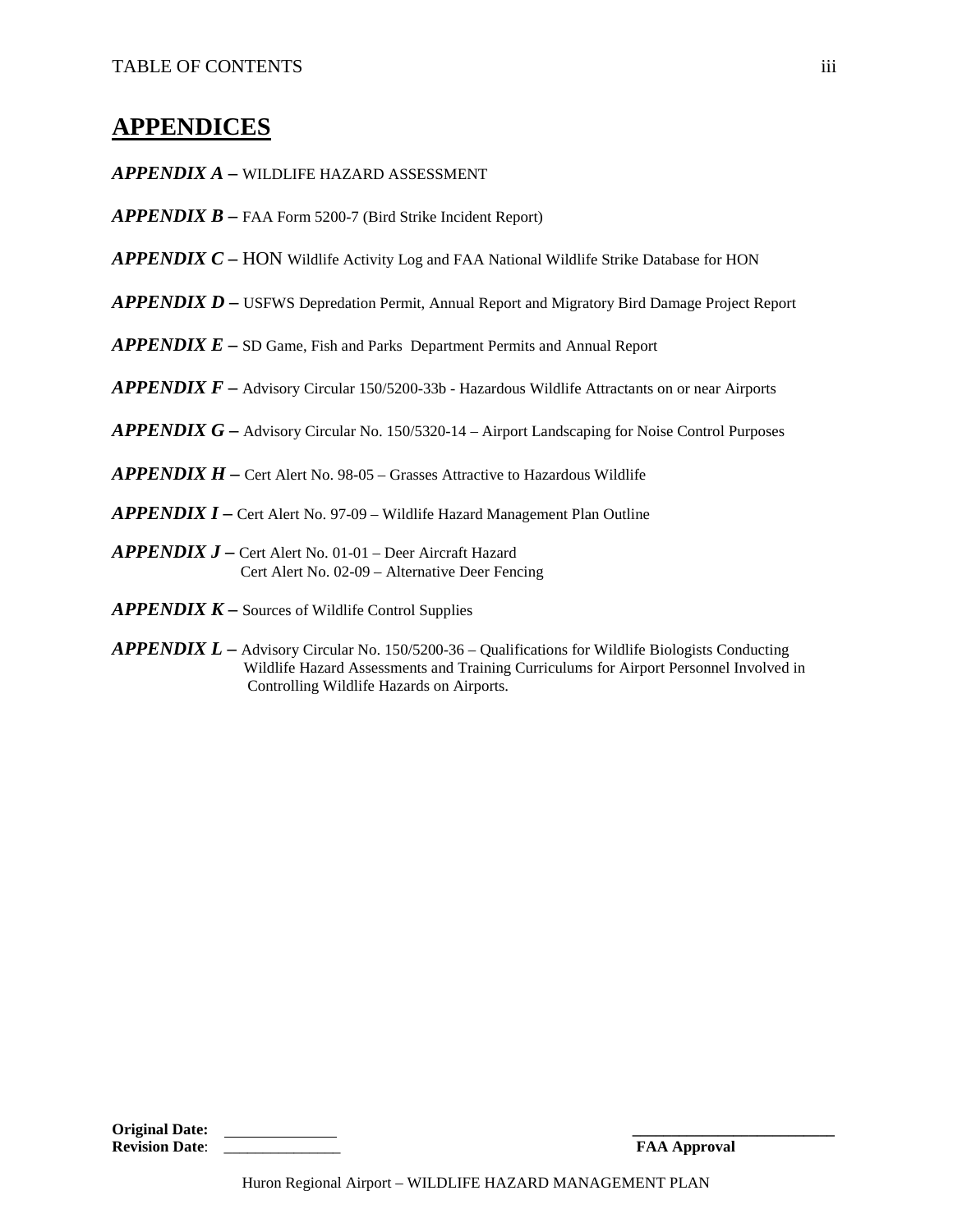# APPENDICES

***APPENDIX A –*** WILDLIFE HAZARD ASSESSMENT

***APPENDIX B –*** FAA Form 5200-7 (Bird Strike Incident Report)

***APPENDIX C –*** HON Wildlife Activity Log and FAA National Wildlife Strike Database for HON

***APPENDIX D –*** USFWS Depredation Permit, Annual Report and Migratory Bird Damage Project Report

***APPENDIX E –*** SD Game, Fish and Parks Department Permits and Annual Report

***APPENDIX F –*** Advisory Circular 150/5200-33b - Hazardous Wildlife Attractants on or near Airports

***APPENDIX G –*** Advisory Circular No. 150/5320-14 – Airport Landscaping for Noise Control Purposes

***APPENDIX H –*** Cert Alert No. 98-05 – Grasses Attractive to Hazardous Wildlife

***APPENDIX I –*** Cert Alert No. 97-09 – Wildlife Hazard Management Plan Outline

***APPENDIX J –*** Cert Alert No. 01-01 – Deer Aircraft Hazard
Cert Alert No. 02-09 – Alternative Deer Fencing

***APPENDIX K –*** Sources of Wildlife Control Supplies

***APPENDIX L –*** Advisory Circular No. 150/5200-36 – Qualifications for Wildlife Biologists Conducting Wildlife Hazard Assessments and Training Curriculums for Airport Personnel Involved in Controlling Wildlife Hazards on Airports.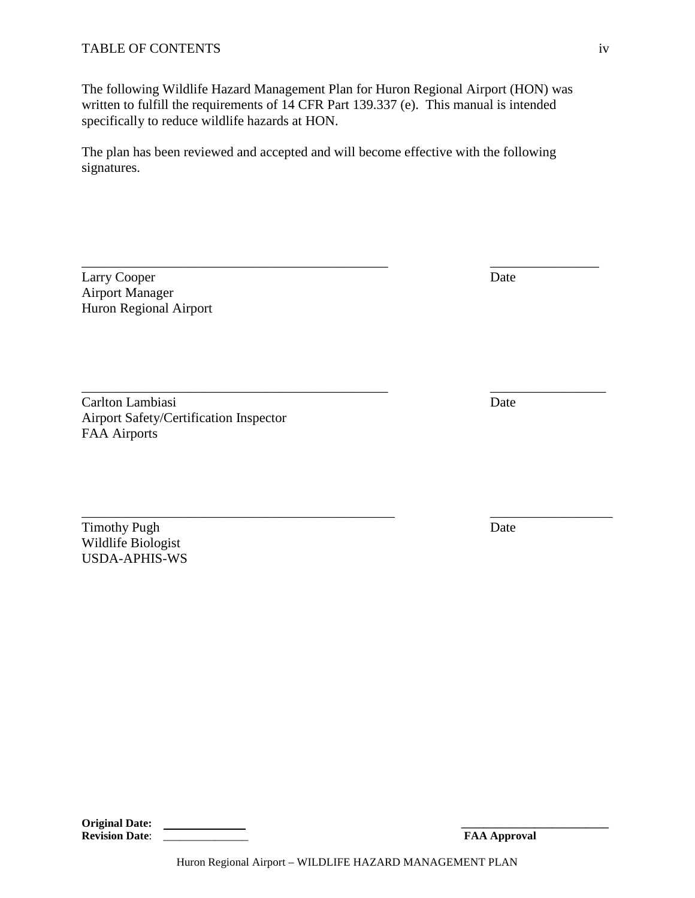The following Wildlife Hazard Management Plan for Huron Regional Airport (HON) was written to fulfill the requirements of 14 CFR Part 139.337 (e). This manual is intended specifically to reduce wildlife hazards at HON.

The plan has been reviewed and accepted and will become effective with the following signatures.

______________________________________________ ________________

Larry Cooper Date
Airport Manager
Huron Regional Airport

______________________________________________ ________________

Carlton Lambiasi Date
Airport Safety/Certification Inspector
FAA Airports

______________________________________________ ________________

Timothy Pugh Date
Wildlife Biologist
USDA-APHIS-WS

**Original Date:** ______________
**Revision Date**: ______________

________________________
**FAA Approval**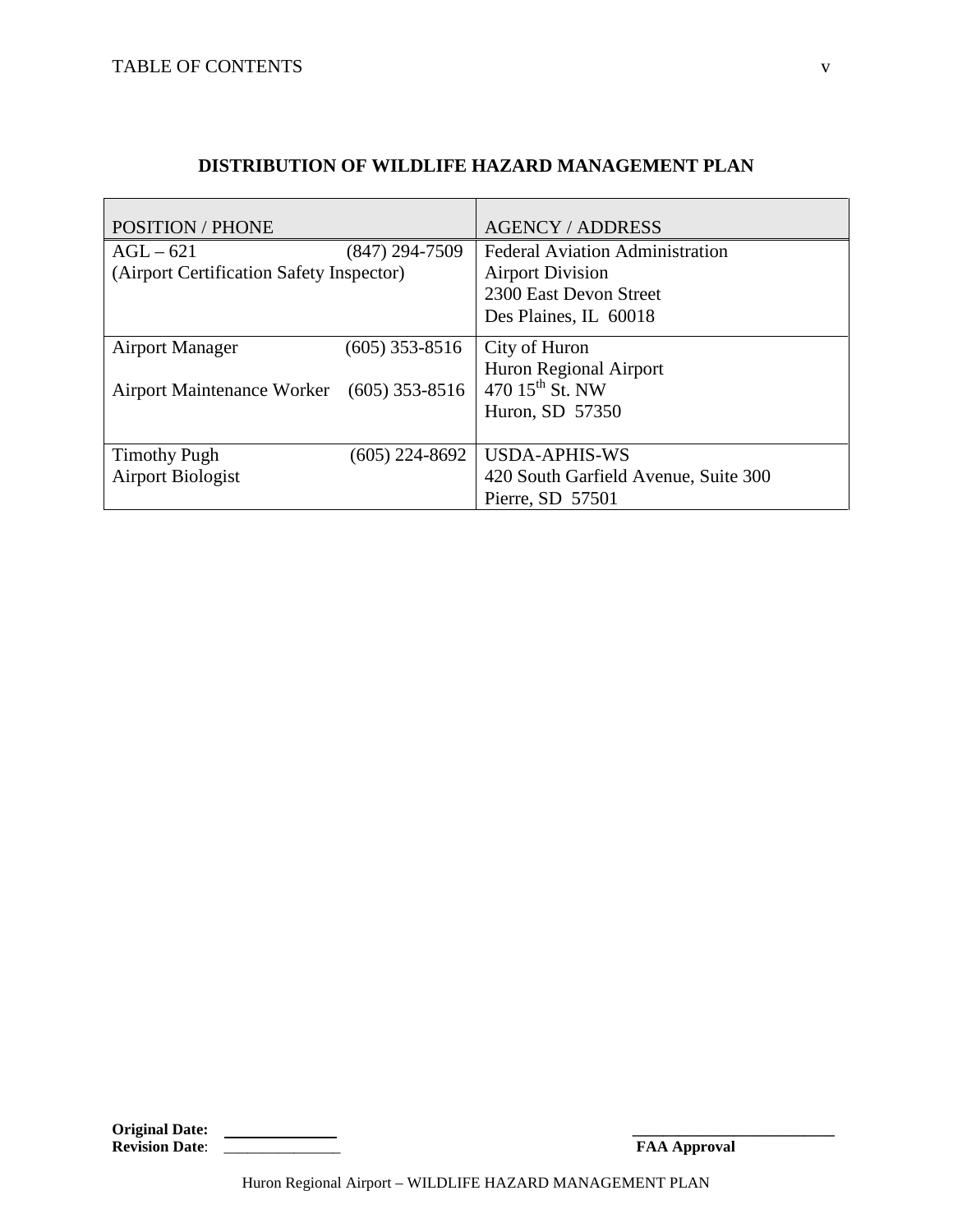## DISTRIBUTION OF WILDLIFE HAZARD MANAGEMENT PLAN

| POSITION / PHONE | AGENCY / ADDRESS |
|---|---|
| AGL – 621 (847) 294-7509<br>(Airport Certification Safety Inspector) | Federal Aviation Administration<br>Airport Division<br>2300 East Devon Street<br>Des Plaines, IL 60018 |
| Airport Manager (605) 353-8516<br><br>Airport Maintenance Worker (605) 353-8516 | City of Huron<br>Huron Regional Airport<br>470 15th St. NW<br>Huron, SD 57350 |
| Timothy Pugh (605) 224-8692<br>Airport Biologist | USDA-APHIS-WS<br>420 South Garfield Avenue, Suite 300<br>Pierre, SD 57501 |

**Original Date:** ______________
**Revision Date**: ______________

______________________
**FAA Approval**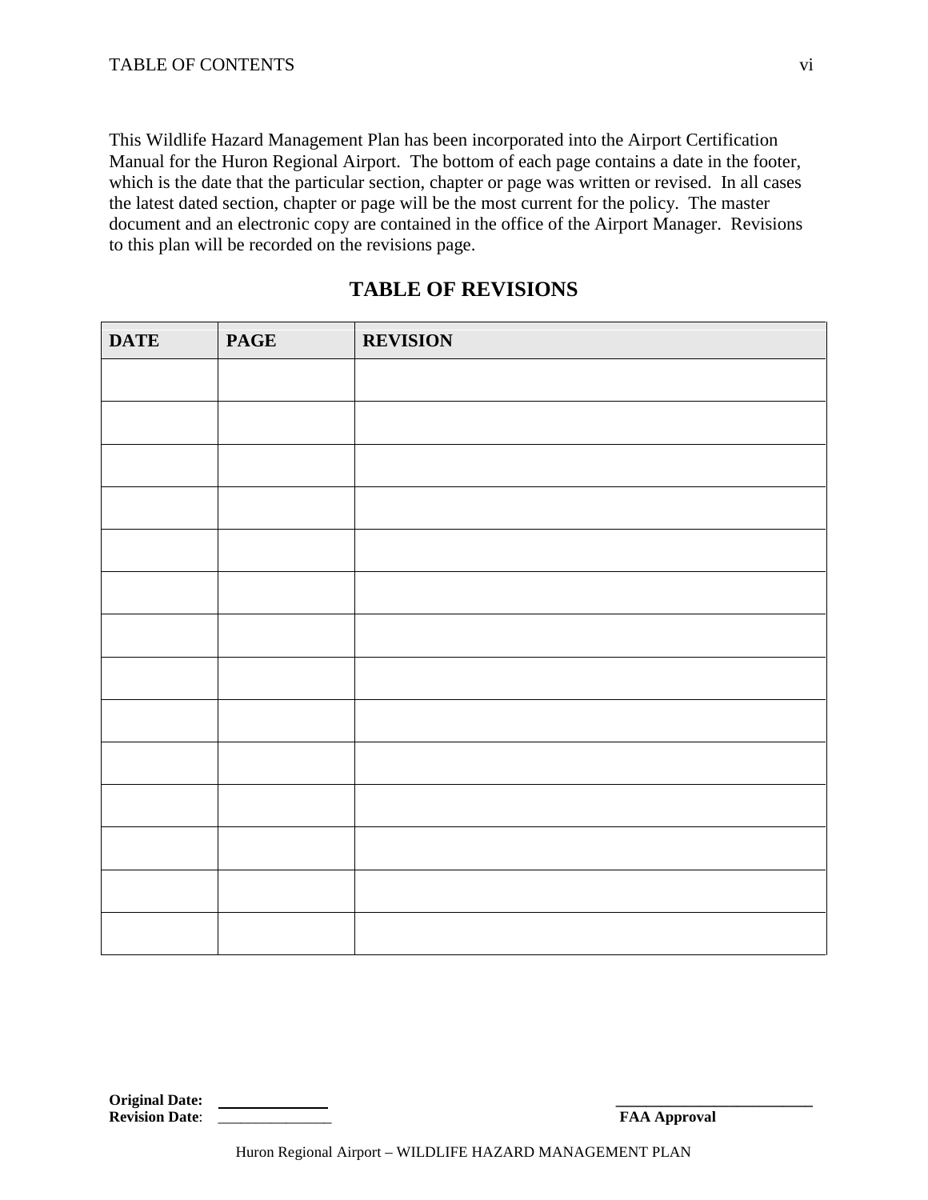This Wildlife Hazard Management Plan has been incorporated into the Airport Certification Manual for the Huron Regional Airport. The bottom of each page contains a date in the footer, which is the date that the particular section, chapter or page was written or revised. In all cases the latest dated section, chapter or page will be the most current for the policy. The master document and an electronic copy are contained in the office of the Airport Manager. Revisions to this plan will be recorded on the revisions page.

## TABLE OF REVISIONS

| DATE | PAGE | REVISION |
|---|---|---|
| | | |
| | | |
| | | |
| | | |
| | | |
| | | |
| | | |
| | | |
| | | |
| | | |
| | | |
| | | |
| | | |
| | | |

**Original Date:** ______________
**Revision Date**: ______________

__________________________
**FAA Approval**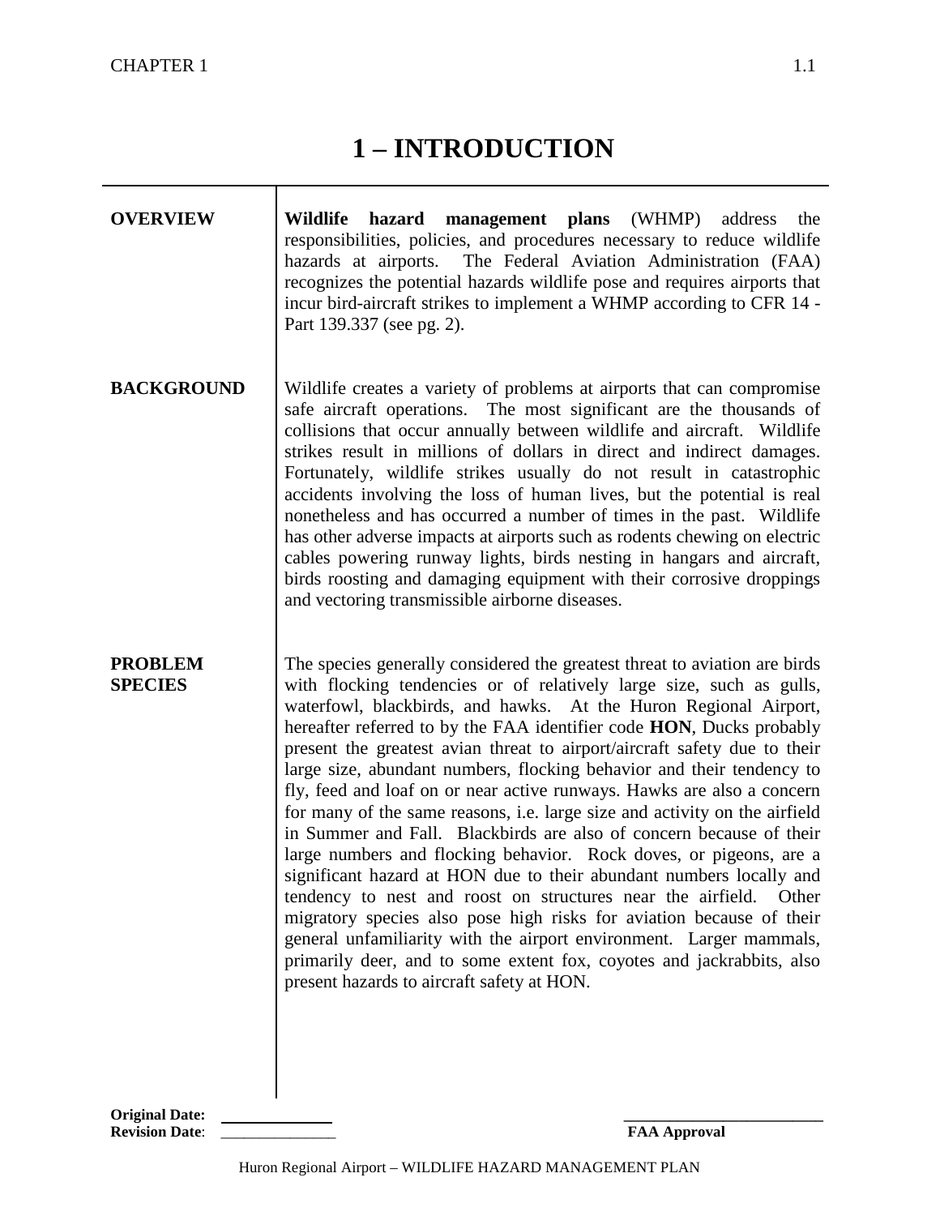# 1 – INTRODUCTION

**OVERVIEW**

**Wildlife hazard management plans** (WHMP) address the responsibilities, policies, and procedures necessary to reduce wildlife hazards at airports. The Federal Aviation Administration (FAA) recognizes the potential hazards wildlife pose and requires airports that incur bird-aircraft strikes to implement a WHMP according to CFR 14 - Part 139.337 (see pg. 2).

**BACKGROUND**

Wildlife creates a variety of problems at airports that can compromise safe aircraft operations. The most significant are the thousands of collisions that occur annually between wildlife and aircraft. Wildlife strikes result in millions of dollars in direct and indirect damages. Fortunately, wildlife strikes usually do not result in catastrophic accidents involving the loss of human lives, but the potential is real nonetheless and has occurred a number of times in the past. Wildlife has other adverse impacts at airports such as rodents chewing on electric cables powering runway lights, birds nesting in hangars and aircraft, birds roosting and damaging equipment with their corrosive droppings and vectoring transmissible airborne diseases.

**PROBLEM SPECIES**

The species generally considered the greatest threat to aviation are birds with flocking tendencies or of relatively large size, such as gulls, waterfowl, blackbirds, and hawks. At the Huron Regional Airport, hereafter referred to by the FAA identifier code **HON**, Ducks probably present the greatest avian threat to airport/aircraft safety due to their large size, abundant numbers, flocking behavior and their tendency to fly, feed and loaf on or near active runways. Hawks are also a concern for many of the same reasons, i.e. large size and activity on the airfield in Summer and Fall. Blackbirds are also of concern because of their large numbers and flocking behavior. Rock doves, or pigeons, are a significant hazard at HON due to their abundant numbers locally and tendency to nest and roost on structures near the airfield. Other migratory species also pose high risks for aviation because of their general unfamiliarity with the airport environment. Larger mammals, primarily deer, and to some extent fox, coyotes and jackrabbits, also present hazards to aircraft safety at HON.

**Original Date:** ______________
**Revision Date**: ______________

______________________
**FAA Approval**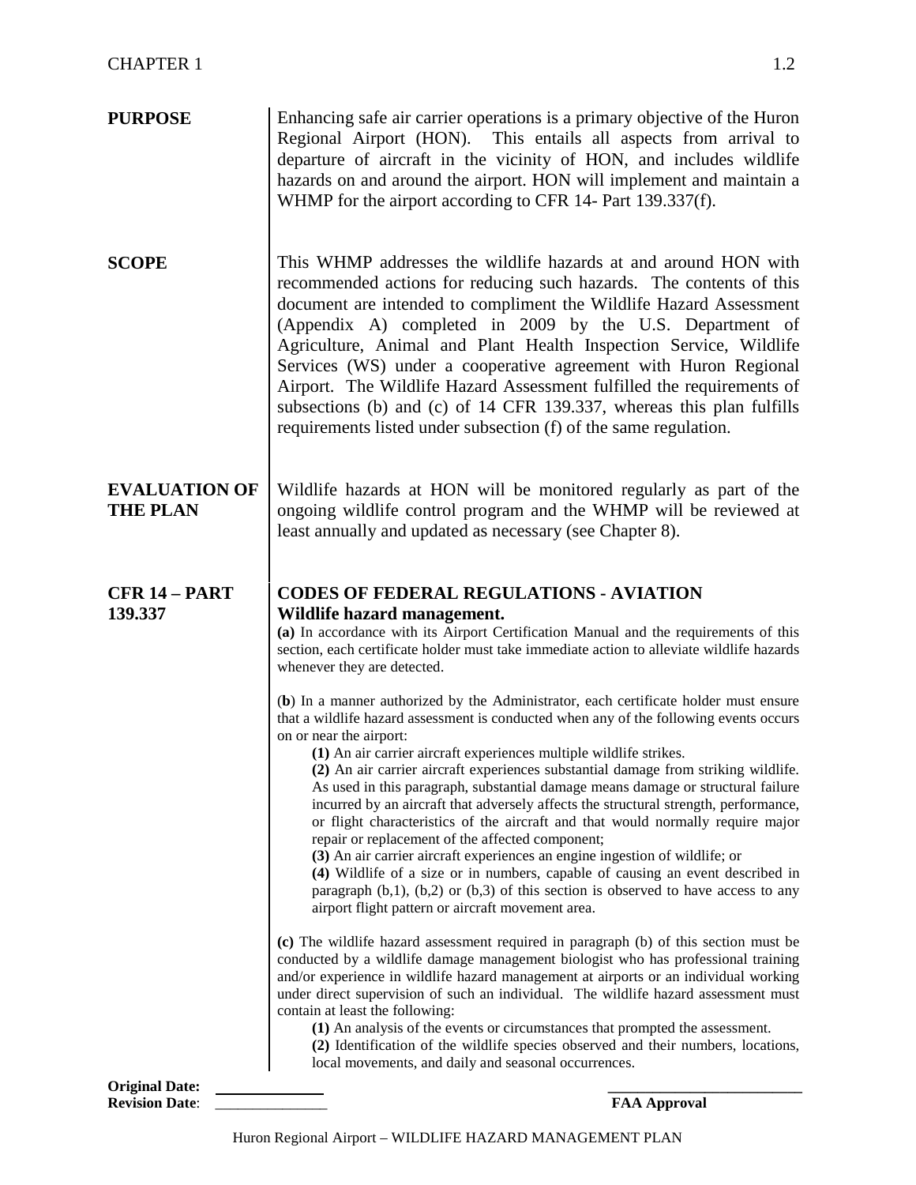**PURPOSE**

Enhancing safe air carrier operations is a primary objective of the Huron Regional Airport (HON). This entails all aspects from arrival to departure of aircraft in the vicinity of HON, and includes wildlife hazards on and around the airport. HON will implement and maintain a WHMP for the airport according to CFR 14- Part 139.337(f).

**SCOPE**

This WHMP addresses the wildlife hazards at and around HON with recommended actions for reducing such hazards. The contents of this document are intended to compliment the Wildlife Hazard Assessment (Appendix A) completed in 2009 by the U.S. Department of Agriculture, Animal and Plant Health Inspection Service, Wildlife Services (WS) under a cooperative agreement with Huron Regional Airport. The Wildlife Hazard Assessment fulfilled the requirements of subsections (b) and (c) of 14 CFR 139.337, whereas this plan fulfills requirements listed under subsection (f) of the same regulation.

**EVALUATION OF THE PLAN**

Wildlife hazards at HON will be monitored regularly as part of the ongoing wildlife control program and the WHMP will be reviewed at least annually and updated as necessary (see Chapter 8).

**CFR 14 – PART 139.337**

**CODES OF FEDERAL REGULATIONS - AVIATION**
**Wildlife hazard management.**

**(a)** In accordance with its Airport Certification Manual and the requirements of this section, each certificate holder must take immediate action to alleviate wildlife hazards whenever they are detected.

(**b**) In a manner authorized by the Administrator, each certificate holder must ensure that a wildlife hazard assessment is conducted when any of the following events occurs on or near the airport:

**(1)** An air carrier aircraft experiences multiple wildlife strikes.
**(2)** An air carrier aircraft experiences substantial damage from striking wildlife. As used in this paragraph, substantial damage means damage or structural failure incurred by an aircraft that adversely affects the structural strength, performance, or flight characteristics of the aircraft and that would normally require major repair or replacement of the affected component;
**(3)** An air carrier aircraft experiences an engine ingestion of wildlife; or
**(4)** Wildlife of a size or in numbers, capable of causing an event described in paragraph (b,1), (b,2) or (b,3) of this section is observed to have access to any airport flight pattern or aircraft movement area.

**(c)** The wildlife hazard assessment required in paragraph (b) of this section must be conducted by a wildlife damage management biologist who has professional training and/or experience in wildlife hazard management at airports or an individual working under direct supervision of such an individual. The wildlife hazard assessment must contain at least the following:

**(1)** An analysis of the events or circumstances that prompted the assessment.
**(2)** Identification of the wildlife species observed and their numbers, locations, local movements, and daily and seasonal occurrences.

**Original Date:** ______________
**Revision Date**: ______________

______________________
**FAA Approval**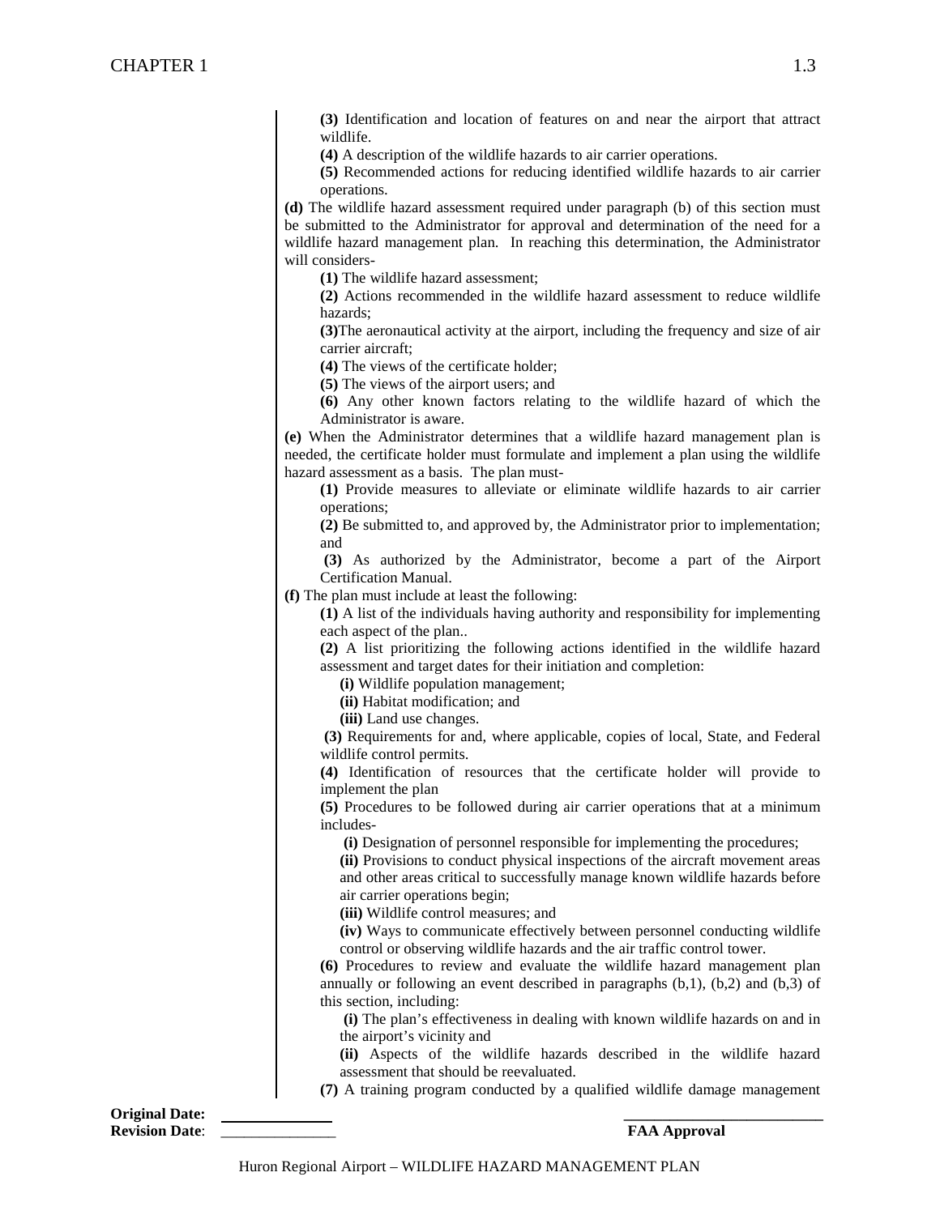**(3)** Identification and location of features on and near the airport that attract wildlife.

**(4)** A description of the wildlife hazards to air carrier operations.

**(5)** Recommended actions for reducing identified wildlife hazards to air carrier operations.

**(d)** The wildlife hazard assessment required under paragraph (b) of this section must be submitted to the Administrator for approval and determination of the need for a wildlife hazard management plan. In reaching this determination, the Administrator will considers-

**(1)** The wildlife hazard assessment;

**(2)** Actions recommended in the wildlife hazard assessment to reduce wildlife hazards;

**(3)**The aeronautical activity at the airport, including the frequency and size of air carrier aircraft;

**(4)** The views of the certificate holder;

**(5)** The views of the airport users; and

**(6)** Any other known factors relating to the wildlife hazard of which the Administrator is aware.

**(e)** When the Administrator determines that a wildlife hazard management plan is needed, the certificate holder must formulate and implement a plan using the wildlife hazard assessment as a basis. The plan must-

**(1)** Provide measures to alleviate or eliminate wildlife hazards to air carrier operations;

**(2)** Be submitted to, and approved by, the Administrator prior to implementation; and

**(3)** As authorized by the Administrator, become a part of the Airport Certification Manual.

**(f)** The plan must include at least the following:

**(1)** A list of the individuals having authority and responsibility for implementing each aspect of the plan..

**(2)** A list prioritizing the following actions identified in the wildlife hazard assessment and target dates for their initiation and completion:

**(i)** Wildlife population management;

**(ii)** Habitat modification; and

**(iii)** Land use changes.

**(3)** Requirements for and, where applicable, copies of local, State, and Federal wildlife control permits.

**(4)** Identification of resources that the certificate holder will provide to implement the plan

**(5)** Procedures to be followed during air carrier operations that at a minimum includes-

**(i)** Designation of personnel responsible for implementing the procedures;

**(ii)** Provisions to conduct physical inspections of the aircraft movement areas and other areas critical to successfully manage known wildlife hazards before air carrier operations begin;

**(iii)** Wildlife control measures; and

**(iv)** Ways to communicate effectively between personnel conducting wildlife control or observing wildlife hazards and the air traffic control tower.

**(6)** Procedures to review and evaluate the wildlife hazard management plan annually or following an event described in paragraphs (b,1), (b,2) and (b,3) of this section, including:

**(i)** The plan's effectiveness in dealing with known wildlife hazards on and in the airport's vicinity and

**(ii)** Aspects of the wildlife hazards described in the wildlife hazard assessment that should be reevaluated.

**(7)** A training program conducted by a qualified wildlife damage management

**Original Date:** ______________
**Revision Date**: ______________

______________________
**FAA Approval**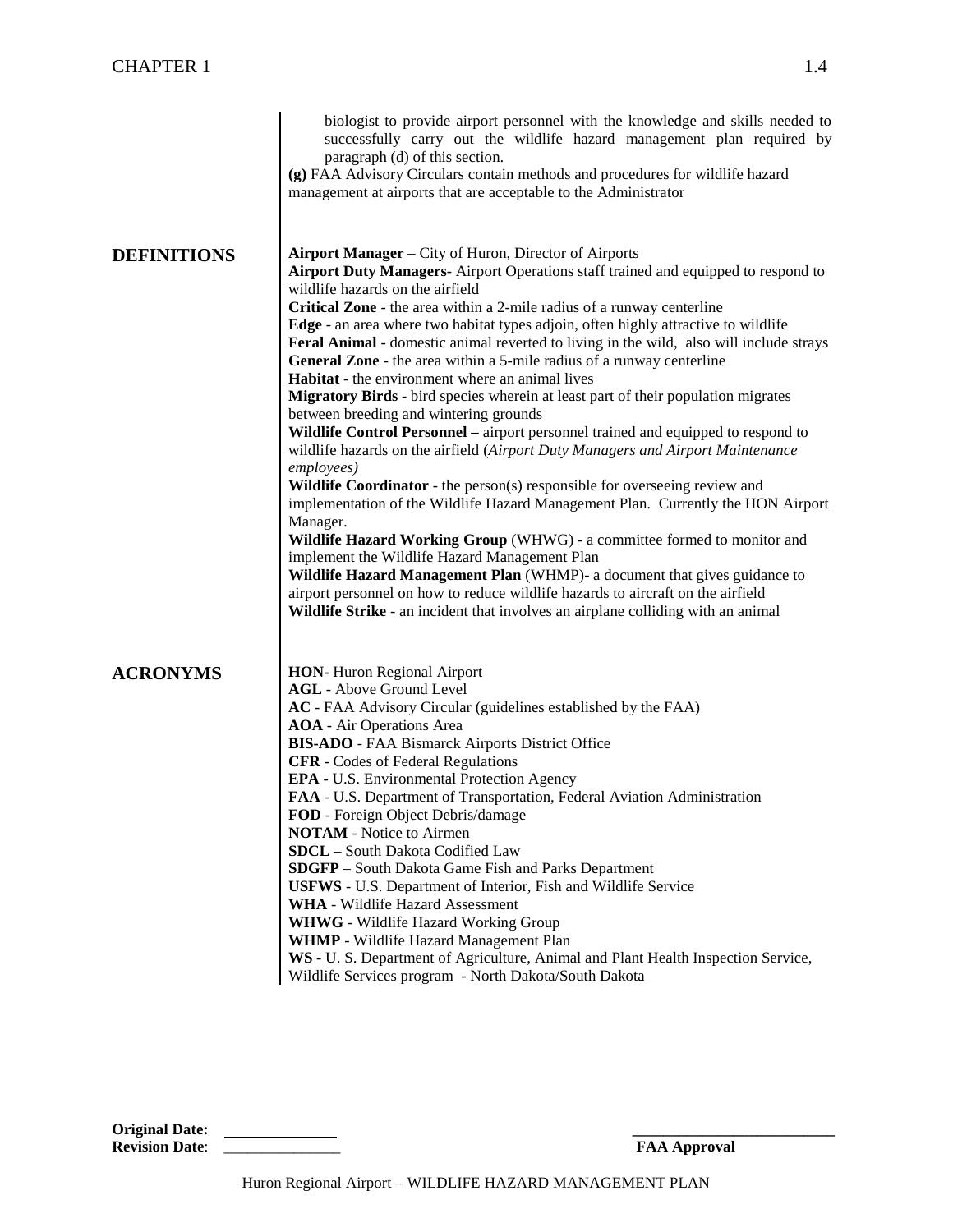biologist to provide airport personnel with the knowledge and skills needed to successfully carry out the wildlife hazard management plan required by paragraph (d) of this section.

**(g)** FAA Advisory Circulars contain methods and procedures for wildlife hazard management at airports that are acceptable to the Administrator

## DEFINITIONS

**Airport Manager** – City of Huron, Director of Airports
**Airport Duty Managers**- Airport Operations staff trained and equipped to respond to wildlife hazards on the airfield
**Critical Zone** - the area within a 2-mile radius of a runway centerline
**Edge** - an area where two habitat types adjoin, often highly attractive to wildlife
**Feral Animal** - domestic animal reverted to living in the wild, also will include strays
**General Zone** - the area within a 5-mile radius of a runway centerline
**Habitat** - the environment where an animal lives
**Migratory Birds** - bird species wherein at least part of their population migrates between breeding and wintering grounds
**Wildlife Control Personnel –** airport personnel trained and equipped to respond to wildlife hazards on the airfield (*Airport Duty Managers and Airport Maintenance employees)*
**Wildlife Coordinator** - the person(s) responsible for overseeing review and implementation of the Wildlife Hazard Management Plan. Currently the HON Airport Manager.
**Wildlife Hazard Working Group** (WHWG) - a committee formed to monitor and implement the Wildlife Hazard Management Plan
**Wildlife Hazard Management Plan** (WHMP)- a document that gives guidance to airport personnel on how to reduce wildlife hazards to aircraft on the airfield
**Wildlife Strike** - an incident that involves an airplane colliding with an animal

## ACRONYMS

**HON-** Huron Regional Airport
**AGL** - Above Ground Level
**AC** - FAA Advisory Circular (guidelines established by the FAA)
**AOA** - Air Operations Area
**BIS-ADO** - FAA Bismarck Airports District Office
**CFR** - Codes of Federal Regulations
**EPA** - U.S. Environmental Protection Agency
**FAA** - U.S. Department of Transportation, Federal Aviation Administration
**FOD** - Foreign Object Debris/damage
**NOTAM** - Notice to Airmen
**SDCL** – South Dakota Codified Law
**SDGFP** – South Dakota Game Fish and Parks Department
**USFWS** - U.S. Department of Interior, Fish and Wildlife Service
**WHA** - Wildlife Hazard Assessment
**WHWG** - Wildlife Hazard Working Group
**WHMP** - Wildlife Hazard Management Plan
**WS** - U. S. Department of Agriculture, Animal and Plant Health Inspection Service, Wildlife Services program - North Dakota/South Dakota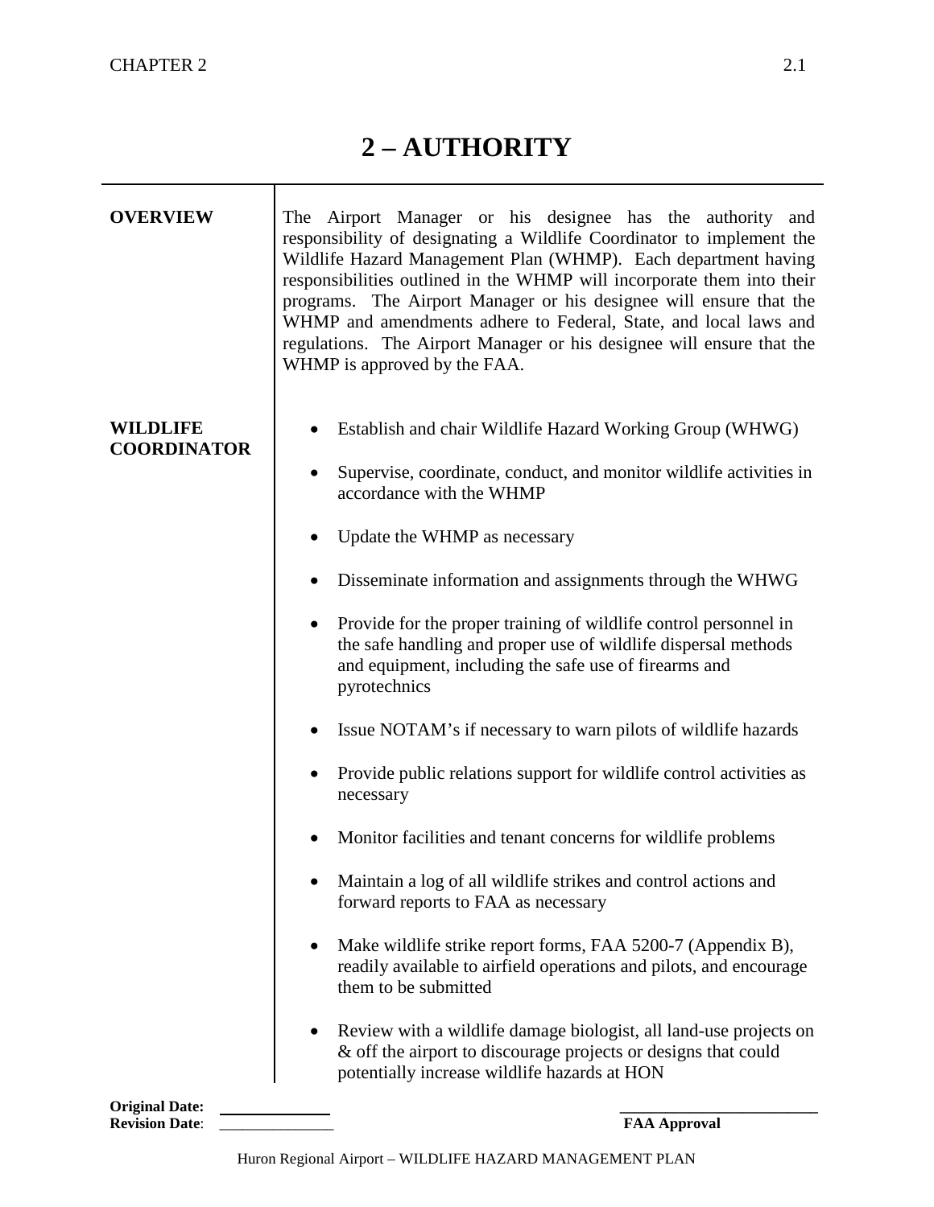# 2 – AUTHORITY

**OVERVIEW**

The Airport Manager or his designee has the authority and responsibility of designating a Wildlife Coordinator to implement the Wildlife Hazard Management Plan (WHMP). Each department having responsibilities outlined in the WHMP will incorporate them into their programs. The Airport Manager or his designee will ensure that the WHMP and amendments adhere to Federal, State, and local laws and regulations. The Airport Manager or his designee will ensure that the WHMP is approved by the FAA.

**WILDLIFE COORDINATOR**

- Establish and chair Wildlife Hazard Working Group (WHWG)
- Supervise, coordinate, conduct, and monitor wildlife activities in accordance with the WHMP
- Update the WHMP as necessary
- Disseminate information and assignments through the WHWG
- Provide for the proper training of wildlife control personnel in the safe handling and proper use of wildlife dispersal methods and equipment, including the safe use of firearms and pyrotechnics
- Issue NOTAM's if necessary to warn pilots of wildlife hazards
- Provide public relations support for wildlife control activities as necessary
- Monitor facilities and tenant concerns for wildlife problems
- Maintain a log of all wildlife strikes and control actions and forward reports to FAA as necessary
- Make wildlife strike report forms, FAA 5200-7 (Appendix B), readily available to airfield operations and pilots, and encourage them to be submitted
- Review with a wildlife damage biologist, all land-use projects on & off the airport to discourage projects or designs that could potentially increase wildlife hazards at HON

**Original Date:** \_\_\_\_\_\_\_\_\_\_\_\_\_\_
**Revision Date**: \_\_\_\_\_\_\_\_\_\_\_\_\_\_

\_\_\_\_\_\_\_\_\_\_\_\_\_\_\_\_\_\_\_\_\_\_\_\_\_
**FAA Approval**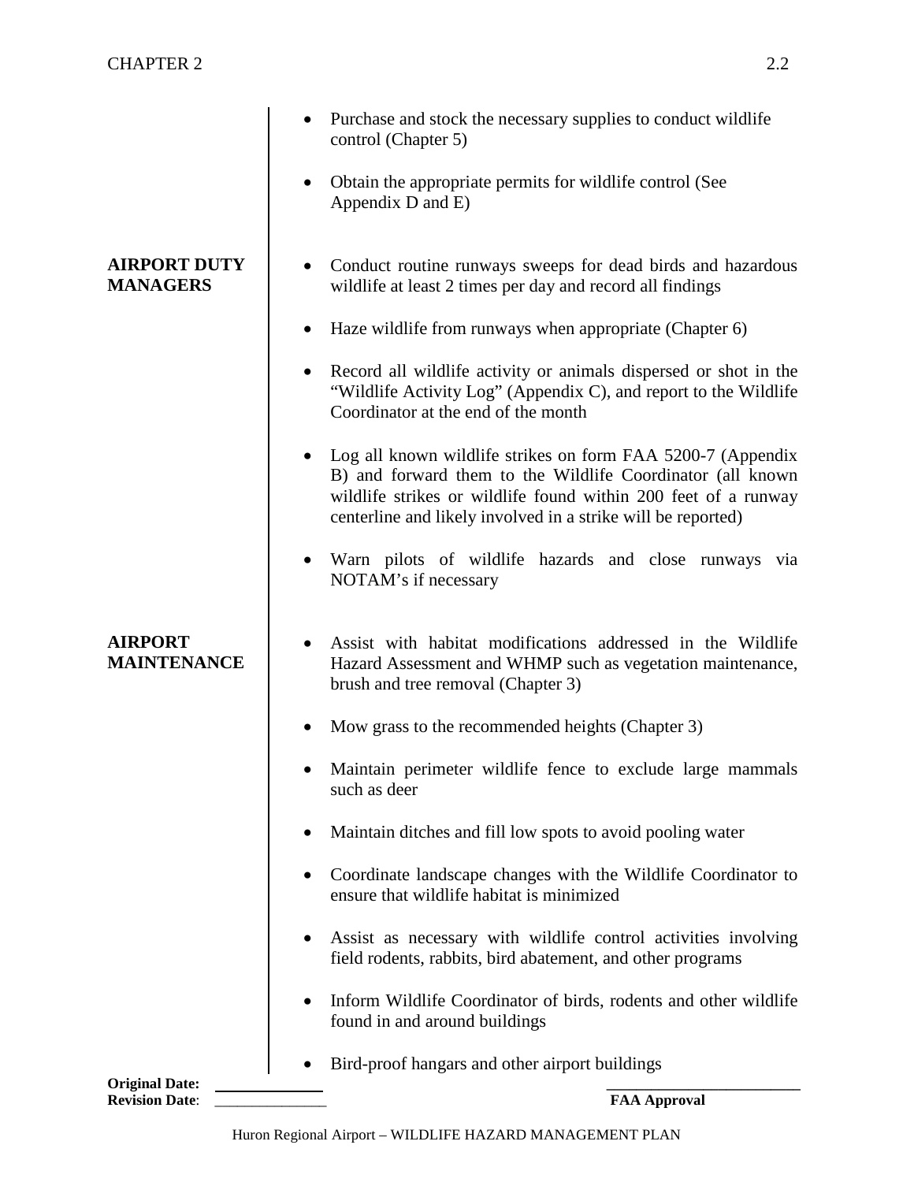- Purchase and stock the necessary supplies to conduct wildlife control (Chapter 5)
- Obtain the appropriate permits for wildlife control (See Appendix D and E)

**AIRPORT DUTY MANAGERS**

- Conduct routine runways sweeps for dead birds and hazardous wildlife at least 2 times per day and record all findings
- Haze wildlife from runways when appropriate (Chapter 6)
- Record all wildlife activity or animals dispersed or shot in the "Wildlife Activity Log" (Appendix C), and report to the Wildlife Coordinator at the end of the month
- Log all known wildlife strikes on form FAA 5200-7 (Appendix B) and forward them to the Wildlife Coordinator (all known wildlife strikes or wildlife found within 200 feet of a runway centerline and likely involved in a strike will be reported)
- Warn pilots of wildlife hazards and close runways via NOTAM's if necessary

**AIRPORT MAINTENANCE**

- Assist with habitat modifications addressed in the Wildlife Hazard Assessment and WHMP such as vegetation maintenance, brush and tree removal (Chapter 3)
- Mow grass to the recommended heights (Chapter 3)
- Maintain perimeter wildlife fence to exclude large mammals such as deer
- Maintain ditches and fill low spots to avoid pooling water
- Coordinate landscape changes with the Wildlife Coordinator to ensure that wildlife habitat is minimized
- Assist as necessary with wildlife control activities involving field rodents, rabbits, bird abatement, and other programs
- Inform Wildlife Coordinator of birds, rodents and other wildlife found in and around buildings
- Bird-proof hangars and other airport buildings

**Original Date:** ____________
**Revision Date**: ____________

____________________
**FAA Approval**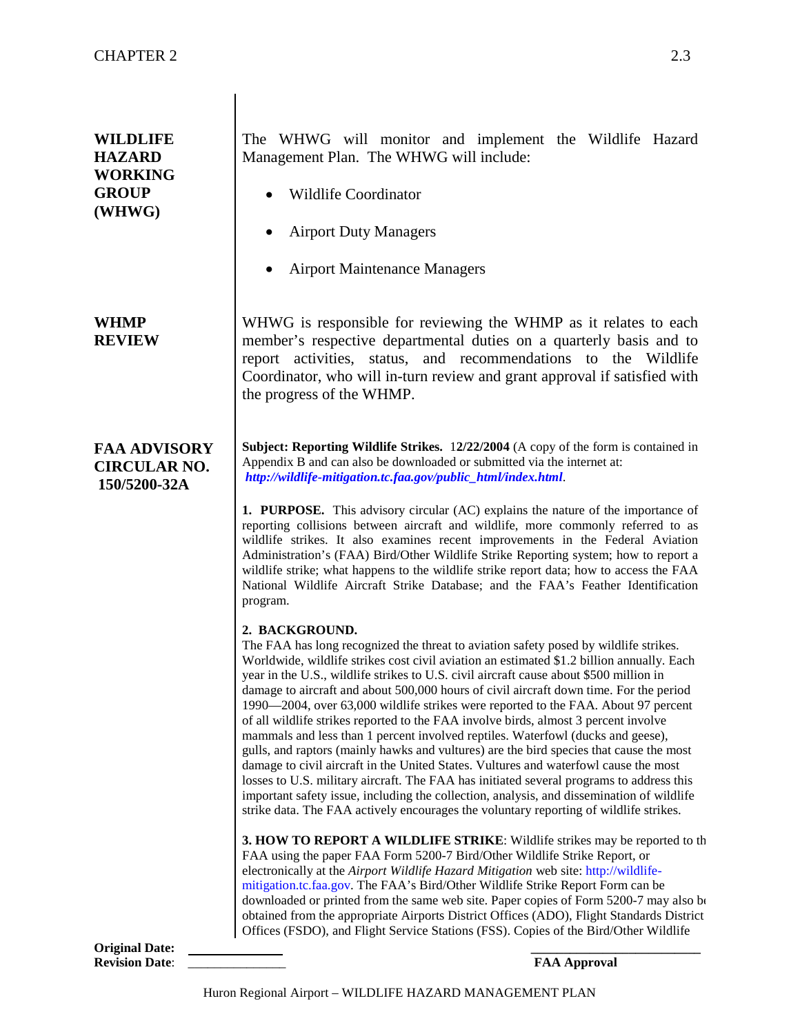## WILDLIFE HAZARD WORKING GROUP (WHWG)

The WHWG will monitor and implement the Wildlife Hazard Management Plan. The WHWG will include:

- Wildlife Coordinator
- Airport Duty Managers
- Airport Maintenance Managers

## WHMP REVIEW

WHWG is responsible for reviewing the WHMP as it relates to each member's respective departmental duties on a quarterly basis and to report activities, status, and recommendations to the Wildlife Coordinator, who will in-turn review and grant approval if satisfied with the progress of the WHMP.

## FAA ADVISORY CIRCULAR NO. 150/5200-32A

**Subject: Reporting Wildlife Strikes.** 1**2/22/2004** (A copy of the form is contained in Appendix B and can also be downloaded or submitted via the internet at: ***http://wildlife-mitigation.tc.faa.gov/public_html/index.html***.

**1. PURPOSE.** This advisory circular (AC) explains the nature of the importance of reporting collisions between aircraft and wildlife, more commonly referred to as wildlife strikes. It also examines recent improvements in the Federal Aviation Administration's (FAA) Bird/Other Wildlife Strike Reporting system; how to report a wildlife strike; what happens to the wildlife strike report data; how to access the FAA National Wildlife Aircraft Strike Database; and the FAA's Feather Identification program.

**2. BACKGROUND.**
The FAA has long recognized the threat to aviation safety posed by wildlife strikes. Worldwide, wildlife strikes cost civil aviation an estimated $1.2 billion annually. Each year in the U.S., wildlife strikes to U.S. civil aircraft cause about $500 million in damage to aircraft and about 500,000 hours of civil aircraft down time. For the period 1990—2004, over 63,000 wildlife strikes were reported to the FAA. About 97 percent of all wildlife strikes reported to the FAA involve birds, almost 3 percent involve mammals and less than 1 percent involved reptiles. Waterfowl (ducks and geese), gulls, and raptors (mainly hawks and vultures) are the bird species that cause the most damage to civil aircraft in the United States. Vultures and waterfowl cause the most losses to U.S. military aircraft. The FAA has initiated several programs to address this important safety issue, including the collection, analysis, and dissemination of wildlife strike data. The FAA actively encourages the voluntary reporting of wildlife strikes.

**3. HOW TO REPORT A WILDLIFE STRIKE**: Wildlife strikes may be reported to th FAA using the paper FAA Form 5200-7 Bird/Other Wildlife Strike Report, or electronically at the *Airport Wildlife Hazard Mitigation* web site: http://wildlife-mitigation.tc.faa.gov. The FAA's Bird/Other Wildlife Strike Report Form can be downloaded or printed from the same web site. Paper copies of Form 5200-7 may also b obtained from the appropriate Airports District Offices (ADO), Flight Standards District Offices (FSDO), and Flight Service Stations (FSS). Copies of the Bird/Other Wildlife

**Original Date:** ____________
**Revision Date**: ____________

____________________
**FAA Approval**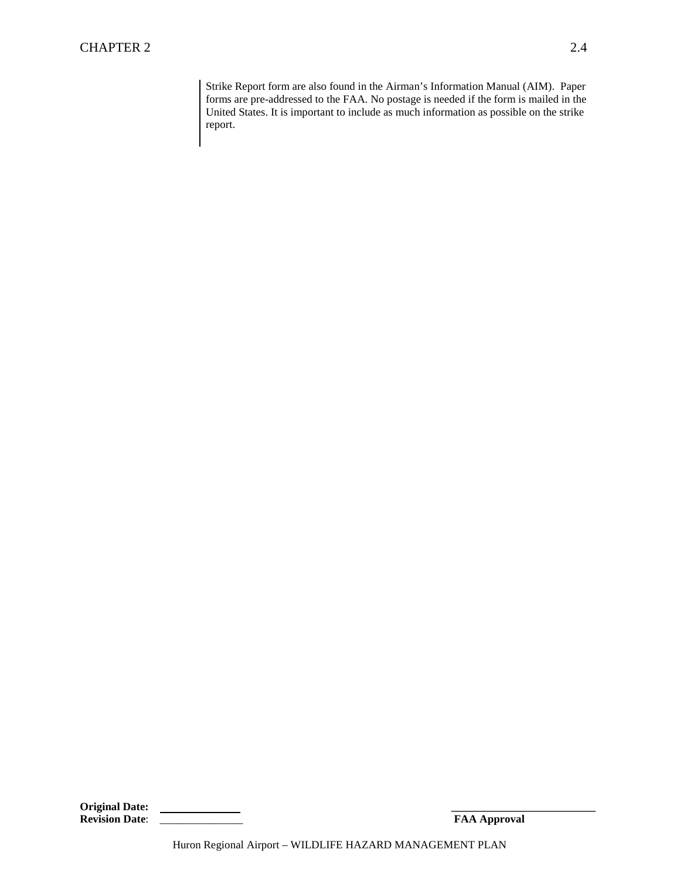Strike Report form are also found in the Airman's Information Manual (AIM). Paper forms are pre-addressed to the FAA. No postage is needed if the form is mailed in the United States. It is important to include as much information as possible on the strike report.

**Original Date:** ______________
**Revision Date**: ______________

______________________
**FAA Approval**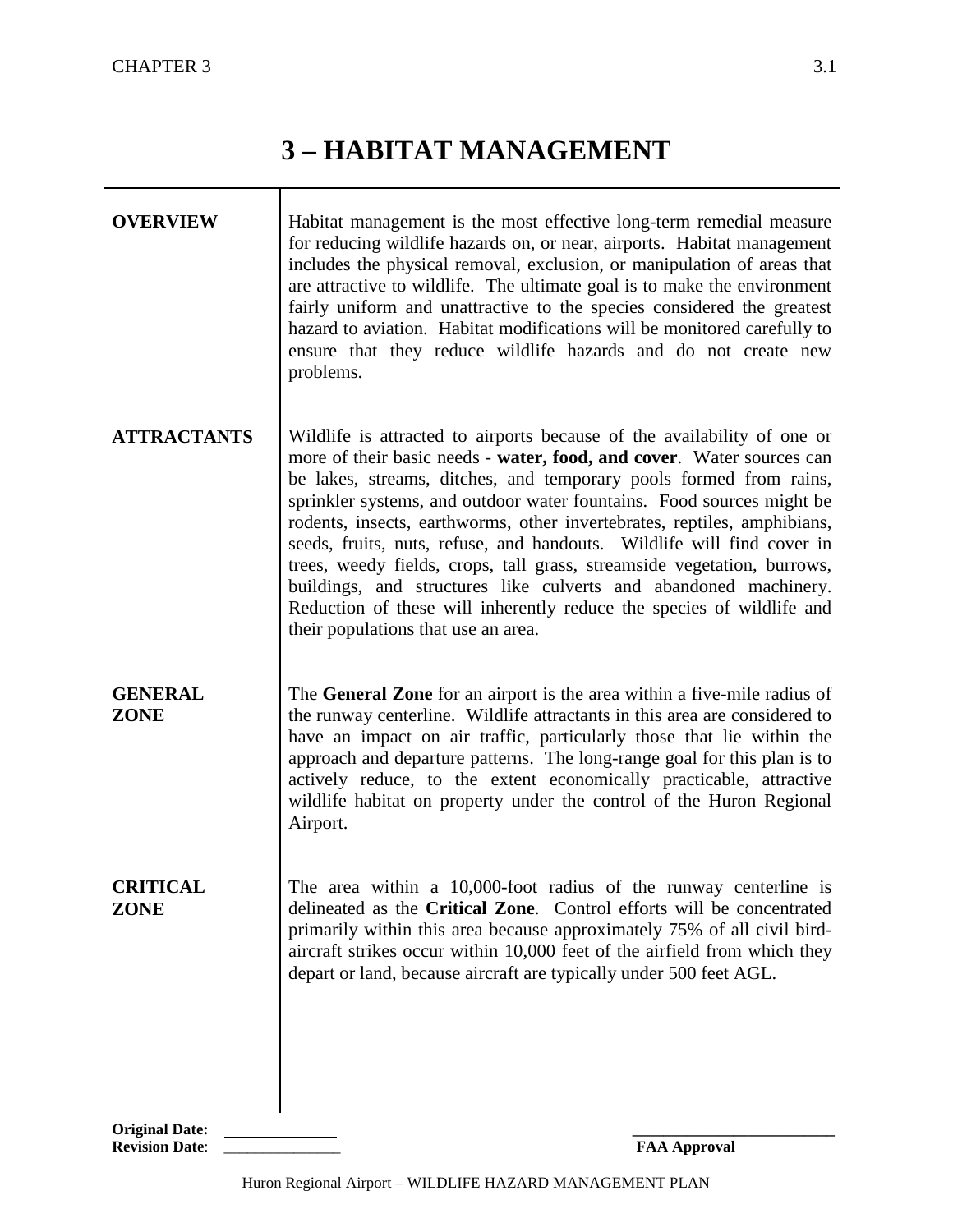# 3 – HABITAT MANAGEMENT

**OVERVIEW**

Habitat management is the most effective long-term remedial measure for reducing wildlife hazards on, or near, airports. Habitat management includes the physical removal, exclusion, or manipulation of areas that are attractive to wildlife. The ultimate goal is to make the environment fairly uniform and unattractive to the species considered the greatest hazard to aviation. Habitat modifications will be monitored carefully to ensure that they reduce wildlife hazards and do not create new problems.

**ATTRACTANTS**

Wildlife is attracted to airports because of the availability of one or more of their basic needs - **water, food, and cover**. Water sources can be lakes, streams, ditches, and temporary pools formed from rains, sprinkler systems, and outdoor water fountains. Food sources might be rodents, insects, earthworms, other invertebrates, reptiles, amphibians, seeds, fruits, nuts, refuse, and handouts. Wildlife will find cover in trees, weedy fields, crops, tall grass, streamside vegetation, burrows, buildings, and structures like culverts and abandoned machinery. Reduction of these will inherently reduce the species of wildlife and their populations that use an area.

**GENERAL ZONE**

The **General Zone** for an airport is the area within a five-mile radius of the runway centerline. Wildlife attractants in this area are considered to have an impact on air traffic, particularly those that lie within the approach and departure patterns. The long-range goal for this plan is to actively reduce, to the extent economically practicable, attractive wildlife habitat on property under the control of the Huron Regional Airport.

**CRITICAL ZONE**

The area within a 10,000-foot radius of the runway centerline is delineated as the **Critical Zone**. Control efforts will be concentrated primarily within this area because approximately 75% of all civil bird-aircraft strikes occur within 10,000 feet of the airfield from which they depart or land, because aircraft are typically under 500 feet AGL.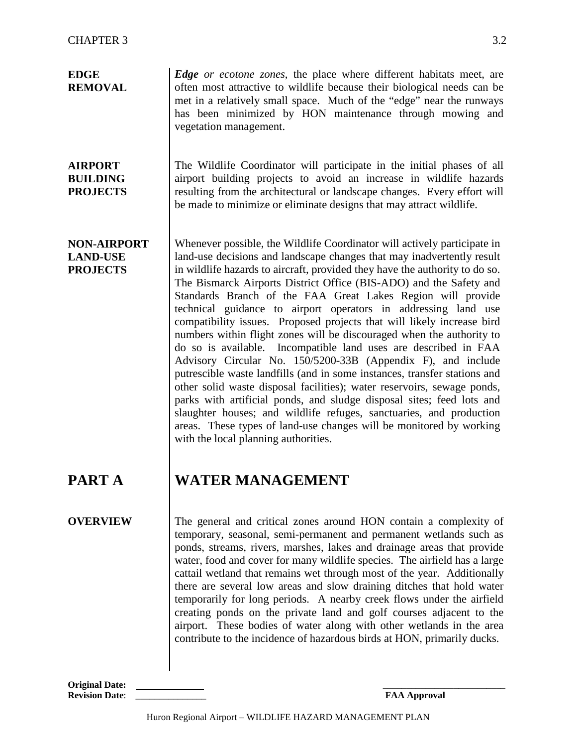**EDGE REMOVAL**

***Edge*** *or ecotone zones*, the place where different habitats meet, are often most attractive to wildlife because their biological needs can be met in a relatively small space. Much of the "edge" near the runways has been minimized by HON maintenance through mowing and vegetation management.

**AIRPORT BUILDING PROJECTS**

The Wildlife Coordinator will participate in the initial phases of all airport building projects to avoid an increase in wildlife hazards resulting from the architectural or landscape changes. Every effort will be made to minimize or eliminate designs that may attract wildlife.

**NON-AIRPORT LAND-USE PROJECTS**

Whenever possible, the Wildlife Coordinator will actively participate in land-use decisions and landscape changes that may inadvertently result in wildlife hazards to aircraft, provided they have the authority to do so. The Bismarck Airports District Office (BIS-ADO) and the Safety and Standards Branch of the FAA Great Lakes Region will provide technical guidance to airport operators in addressing land use compatibility issues. Proposed projects that will likely increase bird numbers within flight zones will be discouraged when the authority to do so is available. Incompatible land uses are described in FAA Advisory Circular No. 150/5200-33B (Appendix F), and include putrescible waste landfills (and in some instances, transfer stations and other solid waste disposal facilities); water reservoirs, sewage ponds, parks with artificial ponds, and sludge disposal sites; feed lots and slaughter houses; and wildlife refuges, sanctuaries, and production areas. These types of land-use changes will be monitored by working with the local planning authorities.

# PART A WATER MANAGEMENT

**OVERVIEW**

The general and critical zones around HON contain a complexity of temporary, seasonal, semi-permanent and permanent wetlands such as ponds, streams, rivers, marshes, lakes and drainage areas that provide water, food and cover for many wildlife species. The airfield has a large cattail wetland that remains wet through most of the year. Additionally there are several low areas and slow draining ditches that hold water temporarily for long periods. A nearby creek flows under the airfield creating ponds on the private land and golf courses adjacent to the airport. These bodies of water along with other wetlands in the area contribute to the incidence of hazardous birds at HON, primarily ducks.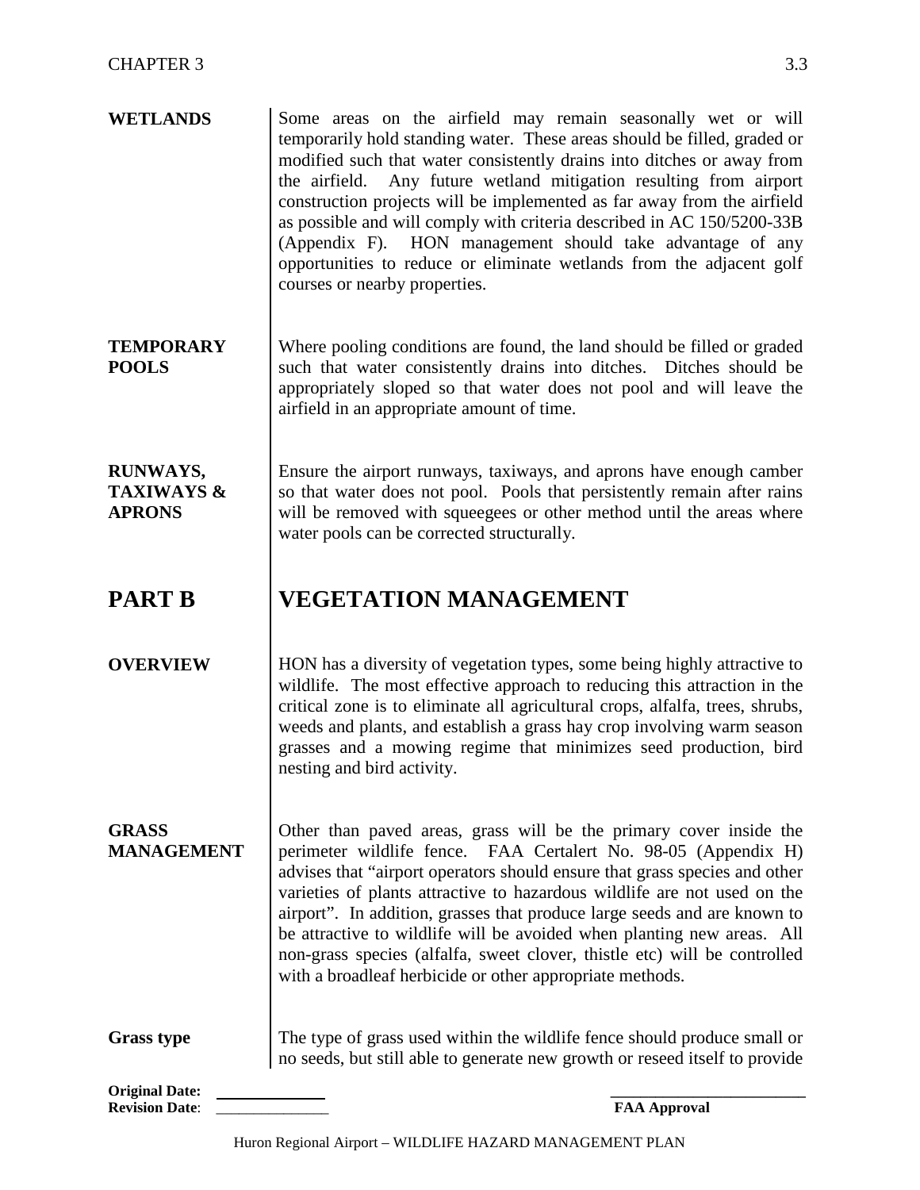**WETLANDS**

Some areas on the airfield may remain seasonally wet or will temporarily hold standing water. These areas should be filled, graded or modified such that water consistently drains into ditches or away from the airfield. Any future wetland mitigation resulting from airport construction projects will be implemented as far away from the airfield as possible and will comply with criteria described in AC 150/5200-33B (Appendix F). HON management should take advantage of any opportunities to reduce or eliminate wetlands from the adjacent golf courses or nearby properties.

**TEMPORARY POOLS**

Where pooling conditions are found, the land should be filled or graded such that water consistently drains into ditches. Ditches should be appropriately sloped so that water does not pool and will leave the airfield in an appropriate amount of time.

**RUNWAYS, TAXIWAYS & APRONS**

Ensure the airport runways, taxiways, and aprons have enough camber so that water does not pool. Pools that persistently remain after rains will be removed with squeegees or other method until the areas where water pools can be corrected structurally.

## PART B VEGETATION MANAGEMENT

**OVERVIEW**

HON has a diversity of vegetation types, some being highly attractive to wildlife. The most effective approach to reducing this attraction in the critical zone is to eliminate all agricultural crops, alfalfa, trees, shrubs, weeds and plants, and establish a grass hay crop involving warm season grasses and a mowing regime that minimizes seed production, bird nesting and bird activity.

**GRASS MANAGEMENT**

Other than paved areas, grass will be the primary cover inside the perimeter wildlife fence. FAA Certalert No. 98-05 (Appendix H) advises that "airport operators should ensure that grass species and other varieties of plants attractive to hazardous wildlife are not used on the airport". In addition, grasses that produce large seeds and are known to be attractive to wildlife will be avoided when planting new areas. All non-grass species (alfalfa, sweet clover, thistle etc) will be controlled with a broadleaf herbicide or other appropriate methods.

**Grass type**

The type of grass used within the wildlife fence should produce small or no seeds, but still able to generate new growth or reseed itself to provide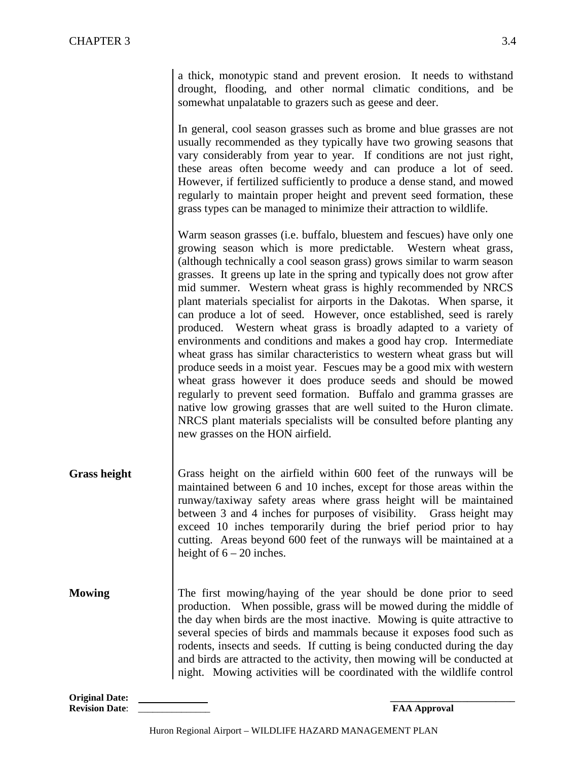a thick, monotypic stand and prevent erosion. It needs to withstand drought, flooding, and other normal climatic conditions, and be somewhat unpalatable to grazers such as geese and deer.

In general, cool season grasses such as brome and blue grasses are not usually recommended as they typically have two growing seasons that vary considerably from year to year. If conditions are not just right, these areas often become weedy and can produce a lot of seed. However, if fertilized sufficiently to produce a dense stand, and mowed regularly to maintain proper height and prevent seed formation, these grass types can be managed to minimize their attraction to wildlife.

Warm season grasses (i.e. buffalo, bluestem and fescues) have only one growing season which is more predictable. Western wheat grass, (although technically a cool season grass) grows similar to warm season grasses. It greens up late in the spring and typically does not grow after mid summer. Western wheat grass is highly recommended by NRCS plant materials specialist for airports in the Dakotas. When sparse, it can produce a lot of seed. However, once established, seed is rarely produced. Western wheat grass is broadly adapted to a variety of environments and conditions and makes a good hay crop. Intermediate wheat grass has similar characteristics to western wheat grass but will produce seeds in a moist year. Fescues may be a good mix with western wheat grass however it does produce seeds and should be mowed regularly to prevent seed formation. Buffalo and gramma grasses are native low growing grasses that are well suited to the Huron climate. NRCS plant materials specialists will be consulted before planting any new grasses on the HON airfield.

**Grass height**

Grass height on the airfield within 600 feet of the runways will be maintained between 6 and 10 inches, except for those areas within the runway/taxiway safety areas where grass height will be maintained between 3 and 4 inches for purposes of visibility. Grass height may exceed 10 inches temporarily during the brief period prior to hay cutting. Areas beyond 600 feet of the runways will be maintained at a height of 6 – 20 inches.

**Mowing**

The first mowing/haying of the year should be done prior to seed production. When possible, grass will be mowed during the middle of the day when birds are the most inactive. Mowing is quite attractive to several species of birds and mammals because it exposes food such as rodents, insects and seeds. If cutting is being conducted during the day and birds are attracted to the activity, then mowing will be conducted at night. Mowing activities will be coordinated with the wildlife control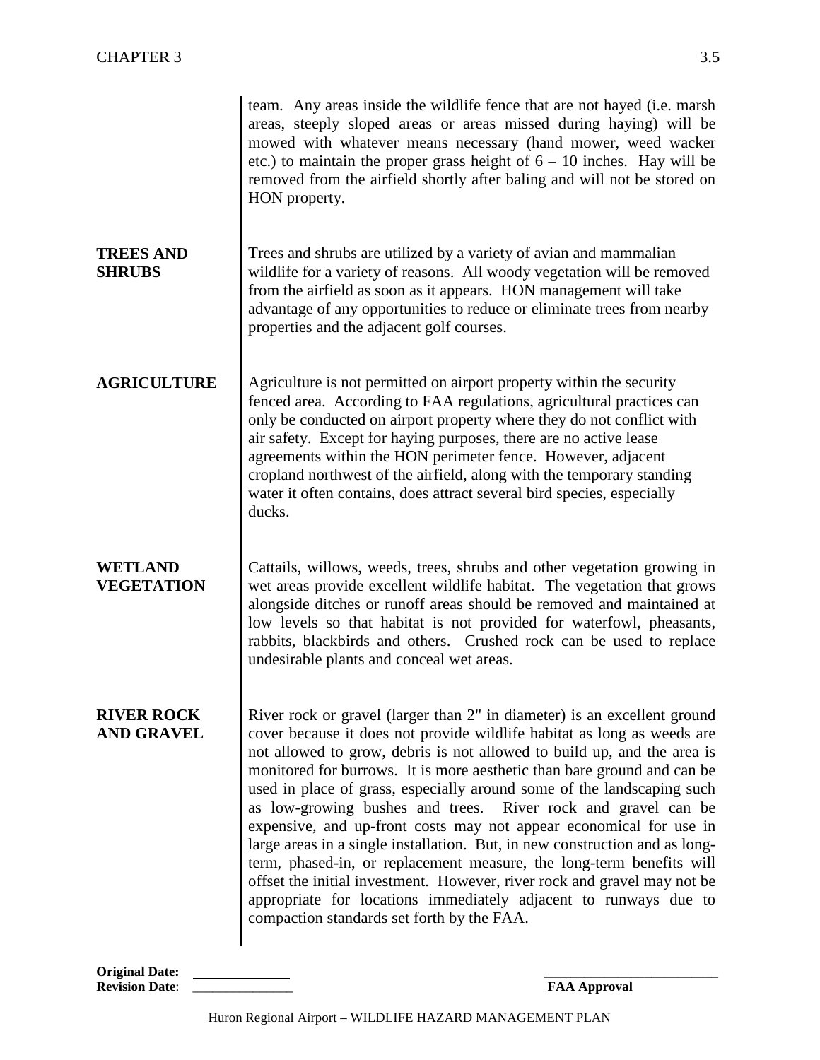team. Any areas inside the wildlife fence that are not hayed (i.e. marsh areas, steeply sloped areas or areas missed during haying) will be mowed with whatever means necessary (hand mower, weed wacker etc.) to maintain the proper grass height of 6 – 10 inches. Hay will be removed from the airfield shortly after baling and will not be stored on HON property.

**TREES AND SHRUBS**

Trees and shrubs are utilized by a variety of avian and mammalian wildlife for a variety of reasons. All woody vegetation will be removed from the airfield as soon as it appears. HON management will take advantage of any opportunities to reduce or eliminate trees from nearby properties and the adjacent golf courses.

**AGRICULTURE**

Agriculture is not permitted on airport property within the security fenced area. According to FAA regulations, agricultural practices can only be conducted on airport property where they do not conflict with air safety. Except for haying purposes, there are no active lease agreements within the HON perimeter fence. However, adjacent cropland northwest of the airfield, along with the temporary standing water it often contains, does attract several bird species, especially ducks.

**WETLAND VEGETATION**

Cattails, willows, weeds, trees, shrubs and other vegetation growing in wet areas provide excellent wildlife habitat. The vegetation that grows alongside ditches or runoff areas should be removed and maintained at low levels so that habitat is not provided for waterfowl, pheasants, rabbits, blackbirds and others. Crushed rock can be used to replace undesirable plants and conceal wet areas.

**RIVER ROCK AND GRAVEL**

River rock or gravel (larger than 2" in diameter) is an excellent ground cover because it does not provide wildlife habitat as long as weeds are not allowed to grow, debris is not allowed to build up, and the area is monitored for burrows. It is more aesthetic than bare ground and can be used in place of grass, especially around some of the landscaping such as low-growing bushes and trees. River rock and gravel can be expensive, and up-front costs may not appear economical for use in large areas in a single installation. But, in new construction and as long-term, phased-in, or replacement measure, the long-term benefits will offset the initial investment. However, river rock and gravel may not be appropriate for locations immediately adjacent to runways due to compaction standards set forth by the FAA.

**Original Date:** \_\_\_\_\_\_\_\_\_\_\_\_\_\_
**Revision Date**: \_\_\_\_\_\_\_\_\_\_\_\_\_\_

\_\_\_\_\_\_\_\_\_\_\_\_\_\_\_\_\_\_\_\_\_\_\_\_\_
**FAA Approval**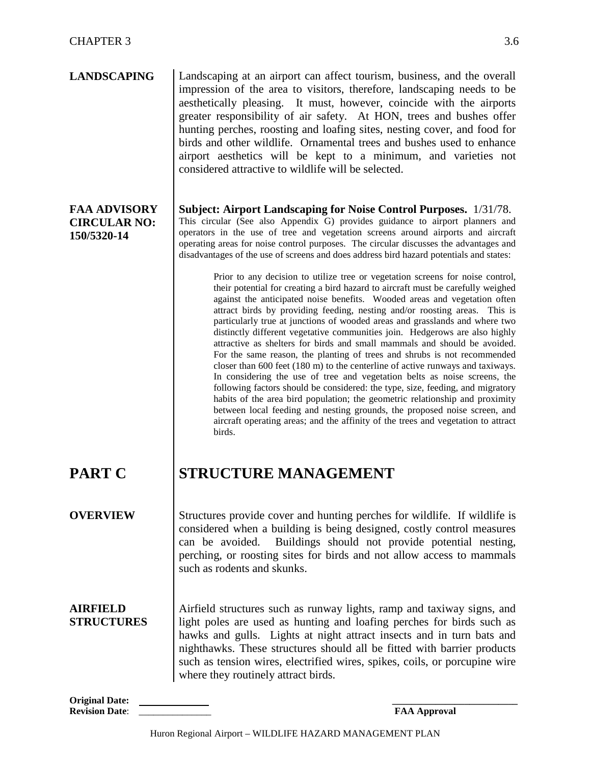## LANDSCAPING

Landscaping at an airport can affect tourism, business, and the overall impression of the area to visitors, therefore, landscaping needs to be aesthetically pleasing. It must, however, coincide with the airports greater responsibility of air safety. At HON, trees and bushes offer hunting perches, roosting and loafing sites, nesting cover, and food for birds and other wildlife. Ornamental trees and bushes used to enhance airport aesthetics will be kept to a minimum, and varieties not considered attractive to wildlife will be selected.

## FAA ADVISORY CIRCULAR NO: 150/5320-14

**Subject: Airport Landscaping for Noise Control Purposes.** 1/31/78.

This circular (See also Appendix G) provides guidance to airport planners and operators in the use of tree and vegetation screens around airports and aircraft operating areas for noise control purposes. The circular discusses the advantages and disadvantages of the use of screens and does address bird hazard potentials and states:

> Prior to any decision to utilize tree or vegetation screens for noise control, their potential for creating a bird hazard to aircraft must be carefully weighed against the anticipated noise benefits. Wooded areas and vegetation often attract birds by providing feeding, nesting and/or roosting areas. This is particularly true at junctions of wooded areas and grasslands and where two distinctly different vegetative communities join. Hedgerows are also highly attractive as shelters for birds and small mammals and should be avoided. For the same reason, the planting of trees and shrubs is not recommended closer than 600 feet (180 m) to the centerline of active runways and taxiways. In considering the use of tree and vegetation belts as noise screens, the following factors should be considered: the type, size, feeding, and migratory habits of the area bird population; the geometric relationship and proximity between local feeding and nesting grounds, the proposed noise screen, and aircraft operating areas; and the affinity of the trees and vegetation to attract birds.

# PART C STRUCTURE MANAGEMENT

## OVERVIEW

Structures provide cover and hunting perches for wildlife. If wildlife is considered when a building is being designed, costly control measures can be avoided. Buildings should not provide potential nesting, perching, or roosting sites for birds and not allow access to mammals such as rodents and skunks.

## AIRFIELD STRUCTURES

Airfield structures such as runway lights, ramp and taxiway signs, and light poles are used as hunting and loafing perches for birds such as hawks and gulls. Lights at night attract insects and in turn bats and nighthawks. These structures should all be fitted with barrier products such as tension wires, electrified wires, spikes, coils, or porcupine wire where they routinely attract birds.

**Original Date:** ______________
**Revision Date**: ______________

______________________
**FAA Approval**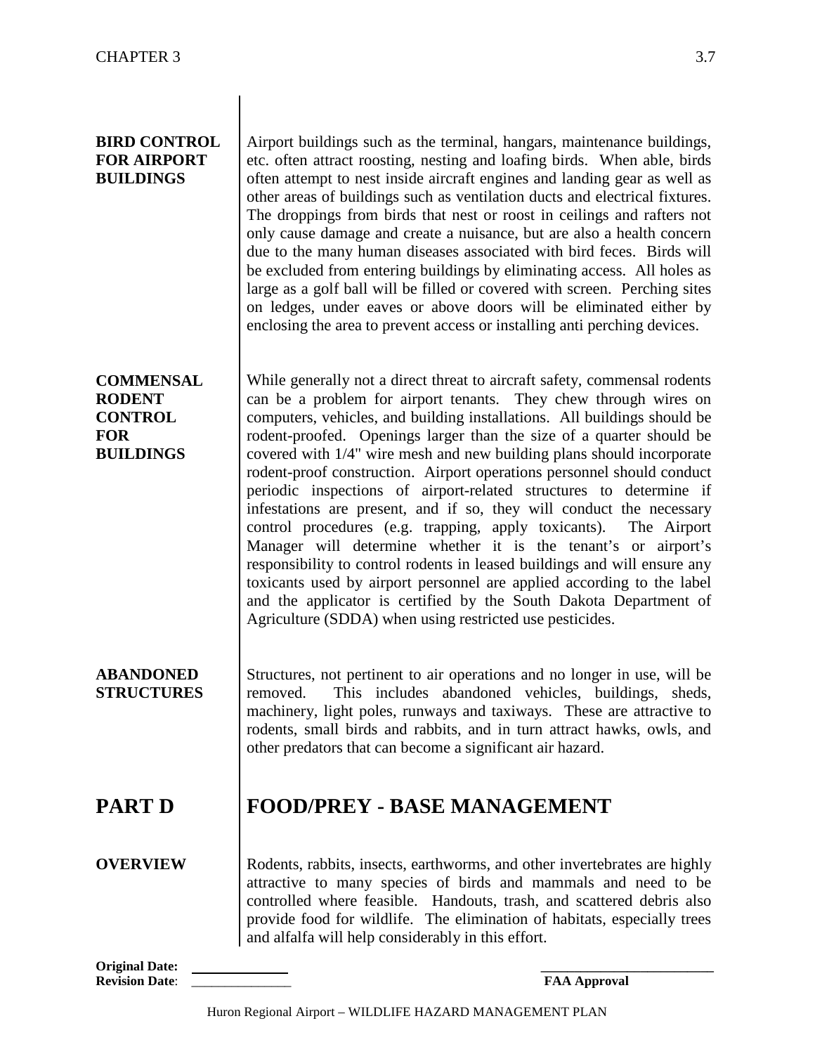**BIRD CONTROL FOR AIRPORT BUILDINGS**

Airport buildings such as the terminal, hangars, maintenance buildings, etc. often attract roosting, nesting and loafing birds. When able, birds often attempt to nest inside aircraft engines and landing gear as well as other areas of buildings such as ventilation ducts and electrical fixtures. The droppings from birds that nest or roost in ceilings and rafters not only cause damage and create a nuisance, but are also a health concern due to the many human diseases associated with bird feces. Birds will be excluded from entering buildings by eliminating access. All holes as large as a golf ball will be filled or covered with screen. Perching sites on ledges, under eaves or above doors will be eliminated either by enclosing the area to prevent access or installing anti perching devices.

**COMMENSAL RODENT CONTROL FOR BUILDINGS**

While generally not a direct threat to aircraft safety, commensal rodents can be a problem for airport tenants. They chew through wires on computers, vehicles, and building installations. All buildings should be rodent-proofed. Openings larger than the size of a quarter should be covered with 1/4" wire mesh and new building plans should incorporate rodent-proof construction. Airport operations personnel should conduct periodic inspections of airport-related structures to determine if infestations are present, and if so, they will conduct the necessary control procedures (e.g. trapping, apply toxicants). The Airport Manager will determine whether it is the tenant's or airport's responsibility to control rodents in leased buildings and will ensure any toxicants used by airport personnel are applied according to the label and the applicator is certified by the South Dakota Department of Agriculture (SDDA) when using restricted use pesticides.

**ABANDONED STRUCTURES**

Structures, not pertinent to air operations and no longer in use, will be removed. This includes abandoned vehicles, buildings, sheds, machinery, light poles, runways and taxiways. These are attractive to rodents, small birds and rabbits, and in turn attract hawks, owls, and other predators that can become a significant air hazard.

# PART D FOOD/PREY - BASE MANAGEMENT

**OVERVIEW**

Rodents, rabbits, insects, earthworms, and other invertebrates are highly attractive to many species of birds and mammals and need to be controlled where feasible. Handouts, trash, and scattered debris also provide food for wildlife. The elimination of habitats, especially trees and alfalfa will help considerably in this effort.

**Original Date:** \_\_\_\_\_\_\_\_\_\_\_\_\_\_
**Revision Date**: \_\_\_\_\_\_\_\_\_\_\_\_\_\_

\_\_\_\_\_\_\_\_\_\_\_\_\_\_\_\_\_\_\_\_\_\_\_\_
**FAA Approval**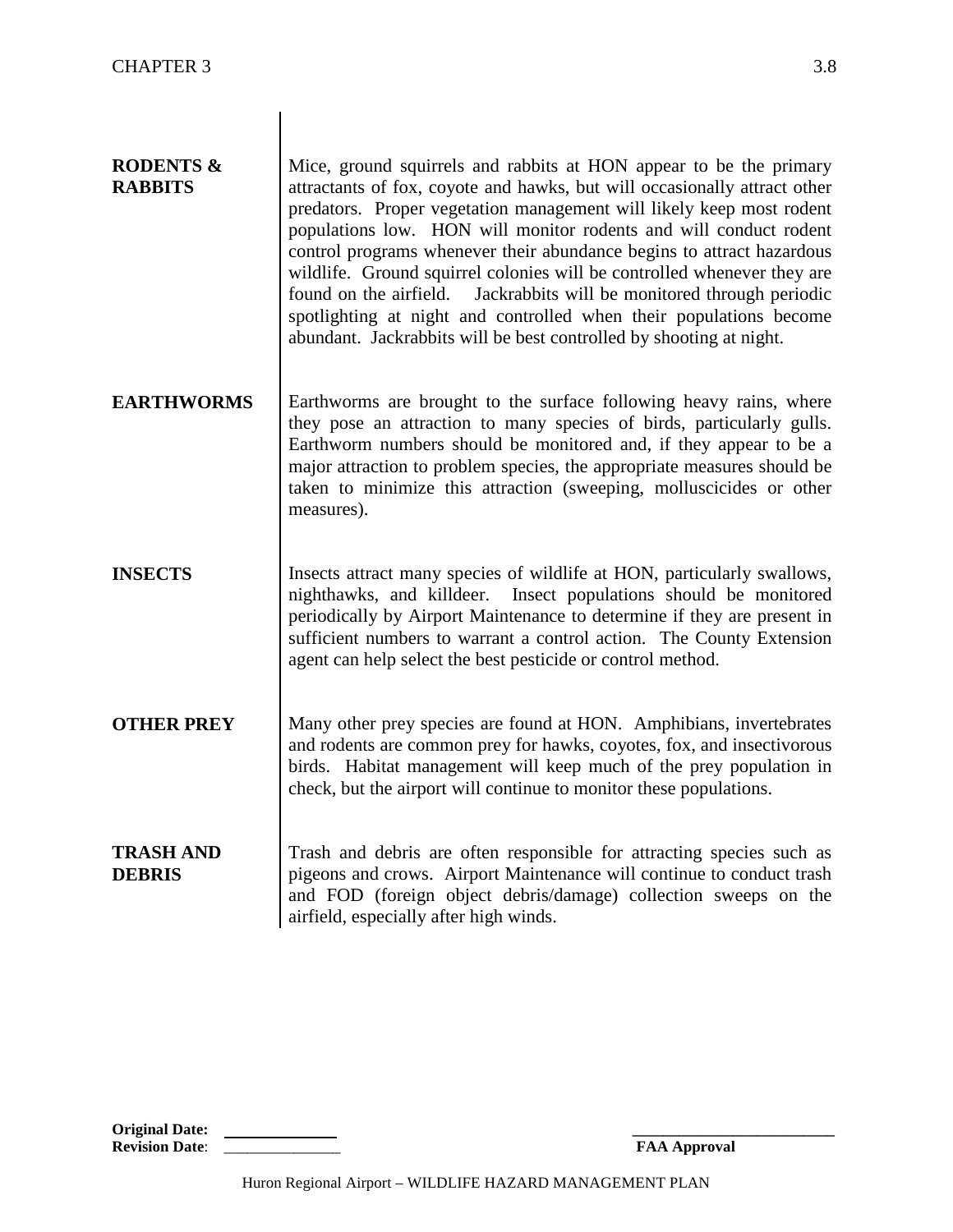**RODENTS & RABBITS**

Mice, ground squirrels and rabbits at HON appear to be the primary attractants of fox, coyote and hawks, but will occasionally attract other predators. Proper vegetation management will likely keep most rodent populations low. HON will monitor rodents and will conduct rodent control programs whenever their abundance begins to attract hazardous wildlife. Ground squirrel colonies will be controlled whenever they are found on the airfield. Jackrabbits will be monitored through periodic spotlighting at night and controlled when their populations become abundant. Jackrabbits will be best controlled by shooting at night.

**EARTHWORMS**

Earthworms are brought to the surface following heavy rains, where they pose an attraction to many species of birds, particularly gulls. Earthworm numbers should be monitored and, if they appear to be a major attraction to problem species, the appropriate measures should be taken to minimize this attraction (sweeping, molluscicides or other measures).

**INSECTS**

Insects attract many species of wildlife at HON, particularly swallows, nighthawks, and killdeer. Insect populations should be monitored periodically by Airport Maintenance to determine if they are present in sufficient numbers to warrant a control action. The County Extension agent can help select the best pesticide or control method.

**OTHER PREY**

Many other prey species are found at HON. Amphibians, invertebrates and rodents are common prey for hawks, coyotes, fox, and insectivorous birds. Habitat management will keep much of the prey population in check, but the airport will continue to monitor these populations.

**TRASH AND DEBRIS**

Trash and debris are often responsible for attracting species such as pigeons and crows. Airport Maintenance will continue to conduct trash and FOD (foreign object debris/damage) collection sweeps on the airfield, especially after high winds.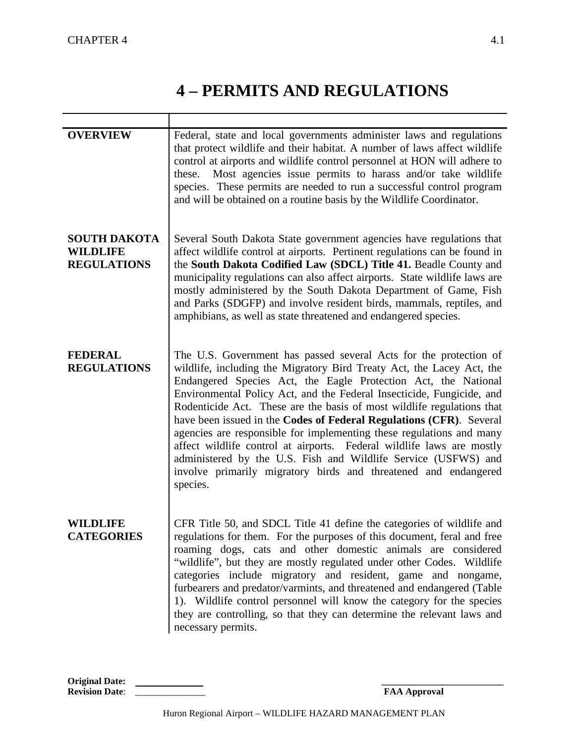# 4 – PERMITS AND REGULATIONS

**OVERVIEW**

Federal, state and local governments administer laws and regulations that protect wildlife and their habitat. A number of laws affect wildlife control at airports and wildlife control personnel at HON will adhere to these. Most agencies issue permits to harass and/or take wildlife species. These permits are needed to run a successful control program and will be obtained on a routine basis by the Wildlife Coordinator.

**SOUTH DAKOTA WILDLIFE REGULATIONS**

Several South Dakota State government agencies have regulations that affect wildlife control at airports. Pertinent regulations can be found in the **South Dakota Codified Law (SDCL) Title 41.** Beadle County and municipality regulations can also affect airports. State wildlife laws are mostly administered by the South Dakota Department of Game, Fish and Parks (SDGFP) and involve resident birds, mammals, reptiles, and amphibians, as well as state threatened and endangered species.

**FEDERAL REGULATIONS**

The U.S. Government has passed several Acts for the protection of wildlife, including the Migratory Bird Treaty Act, the Lacey Act, the Endangered Species Act, the Eagle Protection Act, the National Environmental Policy Act, and the Federal Insecticide, Fungicide, and Rodenticide Act. These are the basis of most wildlife regulations that have been issued in the **Codes of Federal Regulations (CFR)**. Several agencies are responsible for implementing these regulations and many affect wildlife control at airports. Federal wildlife laws are mostly administered by the U.S. Fish and Wildlife Service (USFWS) and involve primarily migratory birds and threatened and endangered species.

**WILDLIFE CATEGORIES**

CFR Title 50, and SDCL Title 41 define the categories of wildlife and regulations for them. For the purposes of this document, feral and free roaming dogs, cats and other domestic animals are considered "wildlife", but they are mostly regulated under other Codes. Wildlife categories include migratory and resident, game and nongame, furbearers and predator/varmints, and threatened and endangered (Table 1). Wildlife control personnel will know the category for the species they are controlling, so that they can determine the relevant laws and necessary permits.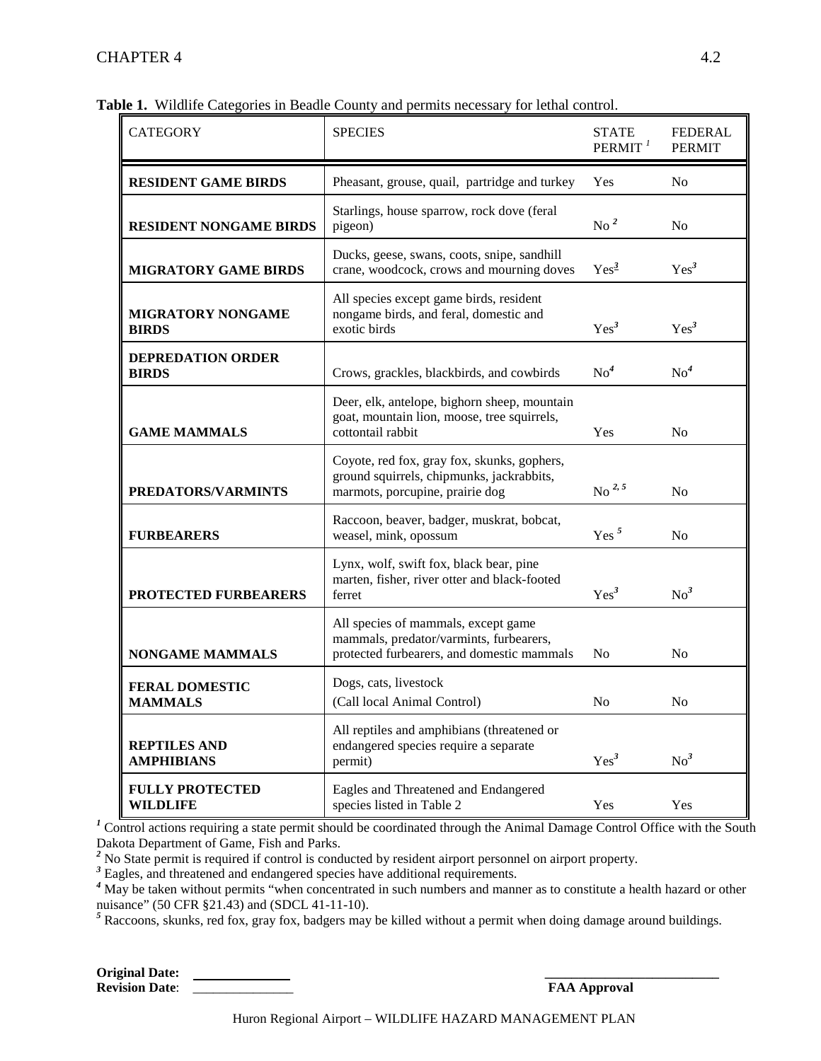**Table 1.** Wildlife Categories in Beadle County and permits necessary for lethal control.

| CATEGORY | SPECIES | STATE PERMIT [1] | FEDERAL PERMIT |
|---|---|---|---|
| **RESIDENT GAME BIRDS** | Pheasant, grouse, quail, partridge and turkey | Yes | No |
| **RESIDENT NONGAME BIRDS** | Starlings, house sparrow, rock dove (feral pigeon) | No [2] | No |
| **MIGRATORY GAME BIRDS** | Ducks, geese, swans, coots, snipe, sandhill crane, woodcock, crows and mourning doves | Yes[3] | Yes[3] |
| **MIGRATORY NONGAME BIRDS** | All species except game birds, resident nongame birds, and feral, domestic and exotic birds | Yes[3] | Yes[3] |
| **DEPREDATION ORDER BIRDS** | Crows, grackles, blackbirds, and cowbirds | No[4] | No[4] |
| **GAME MAMMALS** | Deer, elk, antelope, bighorn sheep, mountain goat, mountain lion, moose, tree squirrels, cottontail rabbit | Yes | No |
| **PREDATORS/VARMINTS** | Coyote, red fox, gray fox, skunks, gophers, ground squirrels, chipmunks, jackrabbits, marmots, porcupine, prairie dog | No [2, 5] | No |
| **FURBEARERS** | Raccoon, beaver, badger, muskrat, bobcat, weasel, mink, opossum | Yes [5] | No |
| **PROTECTED FURBEARERS** | Lynx, wolf, swift fox, black bear, pine marten, fisher, river otter and black-footed ferret | Yes[3] | No[3] |
| **NONGAME MAMMALS** | All species of mammals, except game mammals, predator/varmints, furbearers, protected furbearers, and domestic mammals | No | No |
| **FERAL DOMESTIC MAMMALS** | Dogs, cats, livestock (Call local Animal Control) | No | No |
| **REPTILES AND AMPHIBIANS** | All reptiles and amphibians (threatened or endangered species require a separate permit) | Yes[3] | No[3] |
| **FULLY PROTECTED WILDLIFE** | Eagles and Threatened and Endangered species listed in Table 2 | Yes | Yes |

[1] Control actions requiring a state permit should be coordinated through the Animal Damage Control Office with the South Dakota Department of Game, Fish and Parks.
[2] No State permit is required if control is conducted by resident airport personnel on airport property.
[3] Eagles, and threatened and endangered species have additional requirements.
[4] May be taken without permits "when concentrated in such numbers and manner as to constitute a health hazard or other nuisance" (50 CFR §21.43) and (SDCL 41-11-10).
[5] Raccoons, skunks, red fox, gray fox, badgers may be killed without a permit when doing damage around buildings.

**Original Date:** \_\_\_\_\_\_\_\_\_\_\_\_\_\_\_
**Revision Date**: \_\_\_\_\_\_\_\_\_\_\_\_\_\_\_

\_\_\_\_\_\_\_\_\_\_\_\_\_\_\_\_\_\_\_\_\_\_\_\_\_\_
**FAA Approval**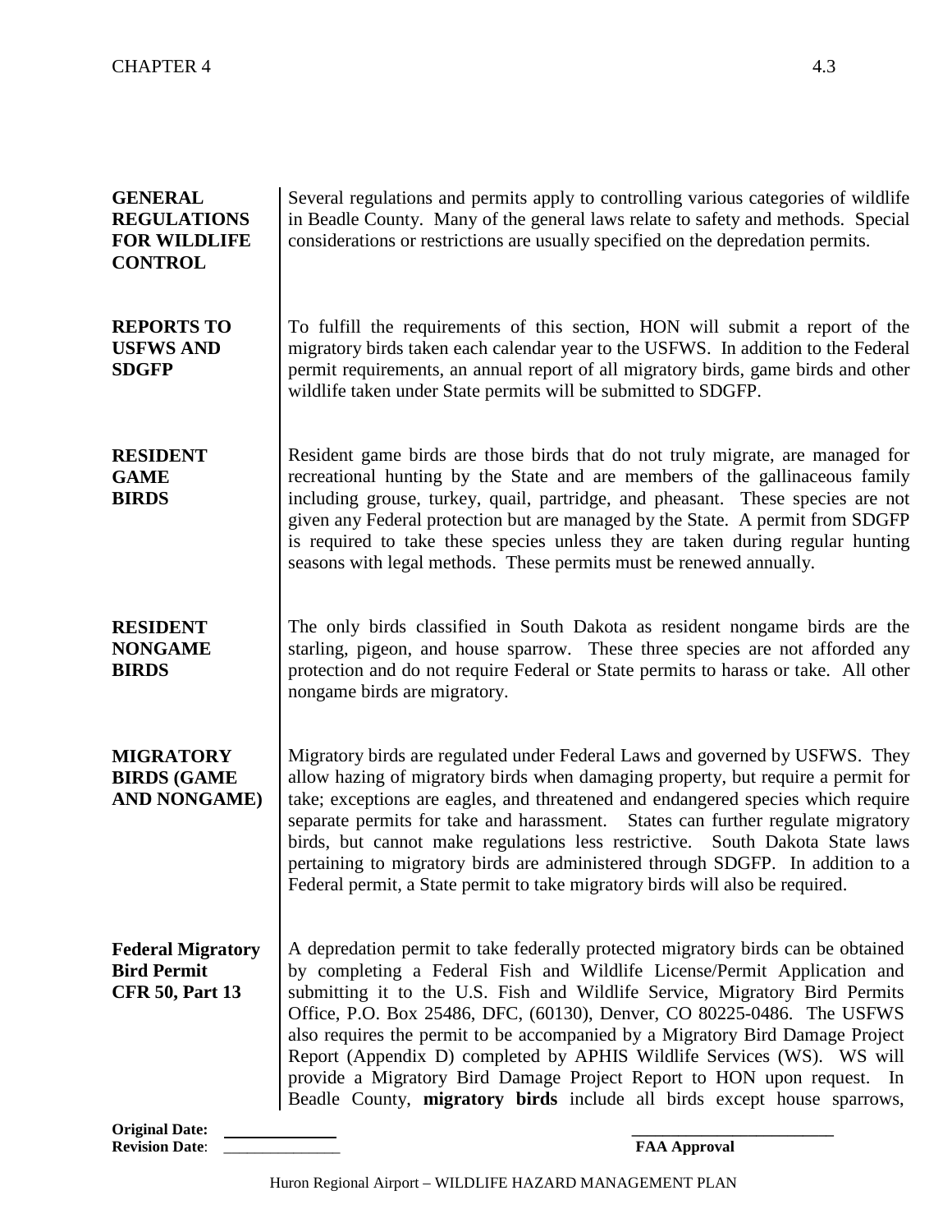**GENERAL REGULATIONS FOR WILDLIFE CONTROL**

Several regulations and permits apply to controlling various categories of wildlife in Beadle County. Many of the general laws relate to safety and methods. Special considerations or restrictions are usually specified on the depredation permits.

**REPORTS TO USFWS AND SDGFP**

To fulfill the requirements of this section, HON will submit a report of the migratory birds taken each calendar year to the USFWS. In addition to the Federal permit requirements, an annual report of all migratory birds, game birds and other wildlife taken under State permits will be submitted to SDGFP.

**RESIDENT GAME BIRDS**

Resident game birds are those birds that do not truly migrate, are managed for recreational hunting by the State and are members of the gallinaceous family including grouse, turkey, quail, partridge, and pheasant. These species are not given any Federal protection but are managed by the State. A permit from SDGFP is required to take these species unless they are taken during regular hunting seasons with legal methods. These permits must be renewed annually.

**RESIDENT NONGAME BIRDS**

The only birds classified in South Dakota as resident nongame birds are the starling, pigeon, and house sparrow. These three species are not afforded any protection and do not require Federal or State permits to harass or take. All other nongame birds are migratory.

**MIGRATORY BIRDS (GAME AND NONGAME)**

Migratory birds are regulated under Federal Laws and governed by USFWS. They allow hazing of migratory birds when damaging property, but require a permit for take; exceptions are eagles, and threatened and endangered species which require separate permits for take and harassment. States can further regulate migratory birds, but cannot make regulations less restrictive. South Dakota State laws pertaining to migratory birds are administered through SDGFP. In addition to a Federal permit, a State permit to take migratory birds will also be required.

**Federal Migratory Bird Permit CFR 50, Part 13**

A depredation permit to take federally protected migratory birds can be obtained by completing a Federal Fish and Wildlife License/Permit Application and submitting it to the U.S. Fish and Wildlife Service, Migratory Bird Permits Office, P.O. Box 25486, DFC, (60130), Denver, CO 80225-0486. The USFWS also requires the permit to be accompanied by a Migratory Bird Damage Project Report (Appendix D) completed by APHIS Wildlife Services (WS). WS will provide a Migratory Bird Damage Project Report to HON upon request. In Beadle County, **migratory birds** include all birds except house sparrows,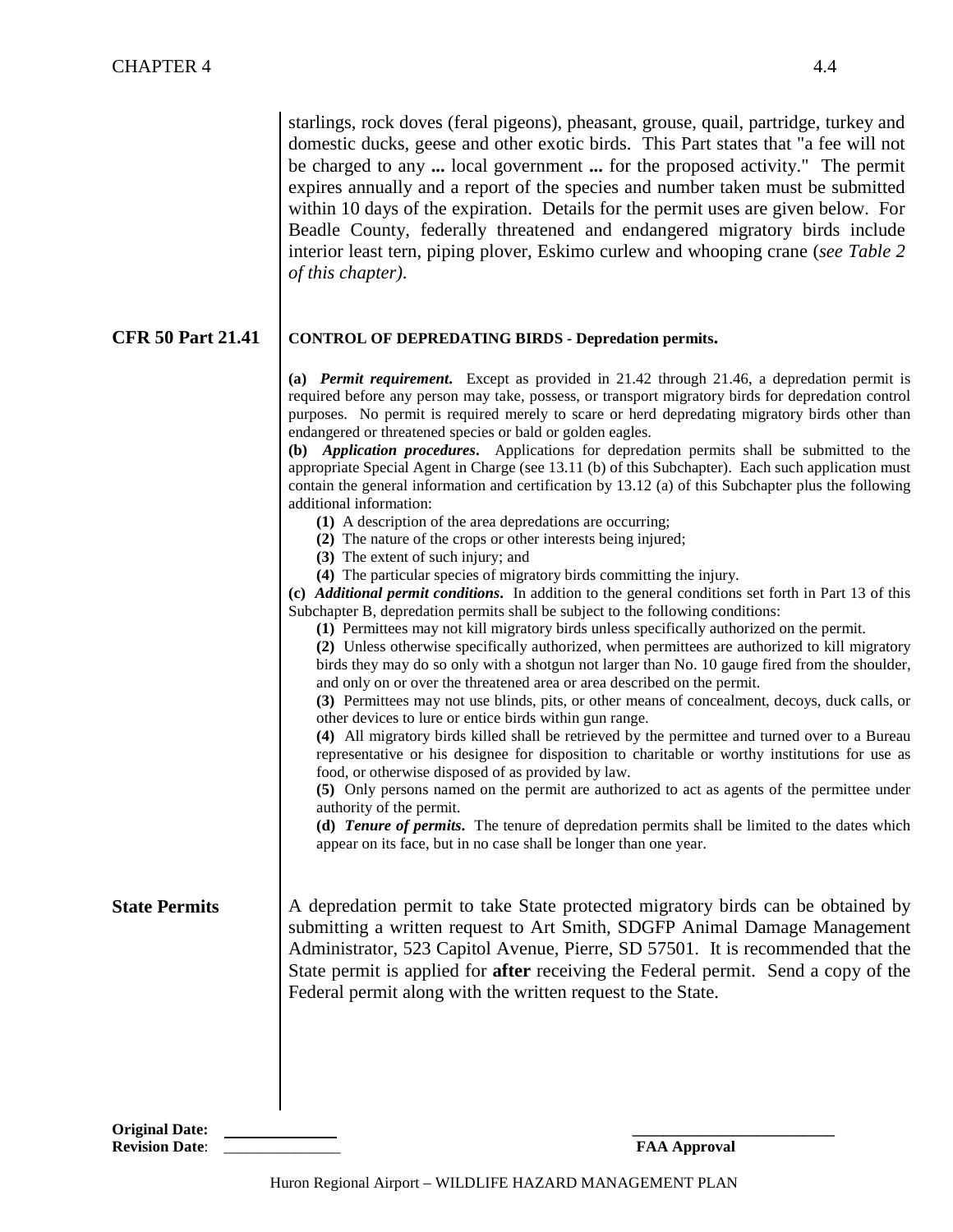starlings, rock doves (feral pigeons), pheasant, grouse, quail, partridge, turkey and domestic ducks, geese and other exotic birds. This Part states that "a fee will not be charged to any **...** local government **...** for the proposed activity." The permit expires annually and a report of the species and number taken must be submitted within 10 days of the expiration. Details for the permit uses are given below. For Beadle County, federally threatened and endangered migratory birds include interior least tern, piping plover, Eskimo curlew and whooping crane (*see Table 2 of this chapter)*.

**CFR 50 Part 21.41**

**CONTROL OF DEPREDATING BIRDS - Depredation permits.**

**(a)** ***Permit requirement.*** Except as provided in 21.42 through 21.46, a depredation permit is required before any person may take, possess, or transport migratory birds for depredation control purposes. No permit is required merely to scare or herd depredating migratory birds other than endangered or threatened species or bald or golden eagles.

**(b)** ***Application procedures.*** Applications for depredation permits shall be submitted to the appropriate Special Agent in Charge (see 13.11 (b) of this Subchapter). Each such application must contain the general information and certification by 13.12 (a) of this Subchapter plus the following additional information:

- **(1)** A description of the area depredations are occurring;
- **(2)** The nature of the crops or other interests being injured;
- **(3)** The extent of such injury; and
- **(4)** The particular species of migratory birds committing the injury.

**(c)** ***Additional permit conditions.*** In addition to the general conditions set forth in Part 13 of this Subchapter B, depredation permits shall be subject to the following conditions:

- **(1)** Permittees may not kill migratory birds unless specifically authorized on the permit.
- **(2)** Unless otherwise specifically authorized, when permittees are authorized to kill migratory birds they may do so only with a shotgun not larger than No. 10 gauge fired from the shoulder, and only on or over the threatened area or area described on the permit.
- **(3)** Permittees may not use blinds, pits, or other means of concealment, decoys, duck calls, or other devices to lure or entice birds within gun range.
- **(4)** All migratory birds killed shall be retrieved by the permittee and turned over to a Bureau representative or his designee for disposition to charitable or worthy institutions for use as food, or otherwise disposed of as provided by law.
- **(5)** Only persons named on the permit are authorized to act as agents of the permittee under authority of the permit.

**(d)** ***Tenure of permits.*** The tenure of depredation permits shall be limited to the dates which appear on its face, but in no case shall be longer than one year.

**State Permits**

A depredation permit to take State protected migratory birds can be obtained by submitting a written request to Art Smith, SDGFP Animal Damage Management Administrator, 523 Capitol Avenue, Pierre, SD 57501. It is recommended that the State permit is applied for **after** receiving the Federal permit. Send a copy of the Federal permit along with the written request to the State.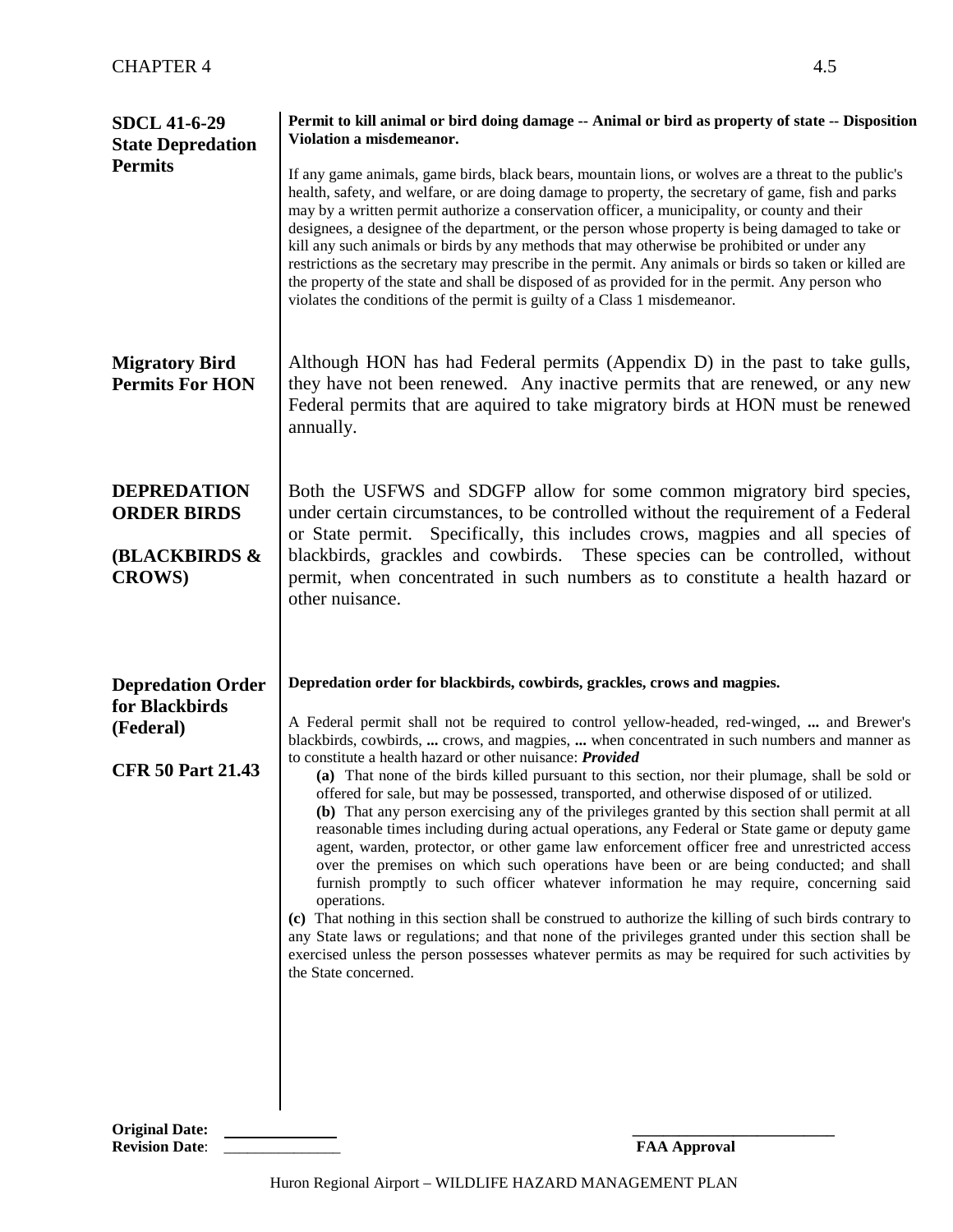## SDCL 41-6-29 State Depredation Permits

**Permit to kill animal or bird doing damage -- Animal or bird as property of state -- Disposition Violation a misdemeanor.**

If any game animals, game birds, black bears, mountain lions, or wolves are a threat to the public's health, safety, and welfare, or are doing damage to property, the secretary of game, fish and parks may by a written permit authorize a conservation officer, a municipality, or county and their designees, a designee of the department, or the person whose property is being damaged to take or kill any such animals or birds by any methods that may otherwise be prohibited or under any restrictions as the secretary may prescribe in the permit. Any animals or birds so taken or killed are the property of the state and shall be disposed of as provided for in the permit. Any person who violates the conditions of the permit is guilty of a Class 1 misdemeanor.

## Migratory Bird Permits For HON

Although HON has had Federal permits (Appendix D) in the past to take gulls, they have not been renewed. Any inactive permits that are renewed, or any new Federal permits that are aquired to take migratory birds at HON must be renewed annually.

## DEPREDATION ORDER BIRDS (BLACKBIRDS & CROWS)

Both the USFWS and SDGFP allow for some common migratory bird species, under certain circumstances, to be controlled without the requirement of a Federal or State permit. Specifically, this includes crows, magpies and all species of blackbirds, grackles and cowbirds. These species can be controlled, without permit, when concentrated in such numbers as to constitute a health hazard or other nuisance.

## Depredation Order for Blackbirds (Federal)

## CFR 50 Part 21.43

**Depredation order for blackbirds, cowbirds, grackles, crows and magpies.**

A Federal permit shall not be required to control yellow-headed, red-winged, **...** and Brewer's blackbirds, cowbirds, **...** crows, and magpies, **...** when concentrated in such numbers and manner as to constitute a health hazard or other nuisance: ***Provided***

**(a)** That none of the birds killed pursuant to this section, nor their plumage, shall be sold or offered for sale, but may be possessed, transported, and otherwise disposed of or utilized.

**(b)** That any person exercising any of the privileges granted by this section shall permit at all reasonable times including during actual operations, any Federal or State game or deputy game agent, warden, protector, or other game law enforcement officer free and unrestricted access over the premises on which such operations have been or are being conducted; and shall furnish promptly to such officer whatever information he may require, concerning said operations.

**(c)** That nothing in this section shall be construed to authorize the killing of such birds contrary to any State laws or regulations; and that none of the privileges granted under this section shall be exercised unless the person possesses whatever permits as may be required for such activities by the State concerned.

**Original Date:** ______________
**Revision Date**: ______________

______________________
**FAA Approval**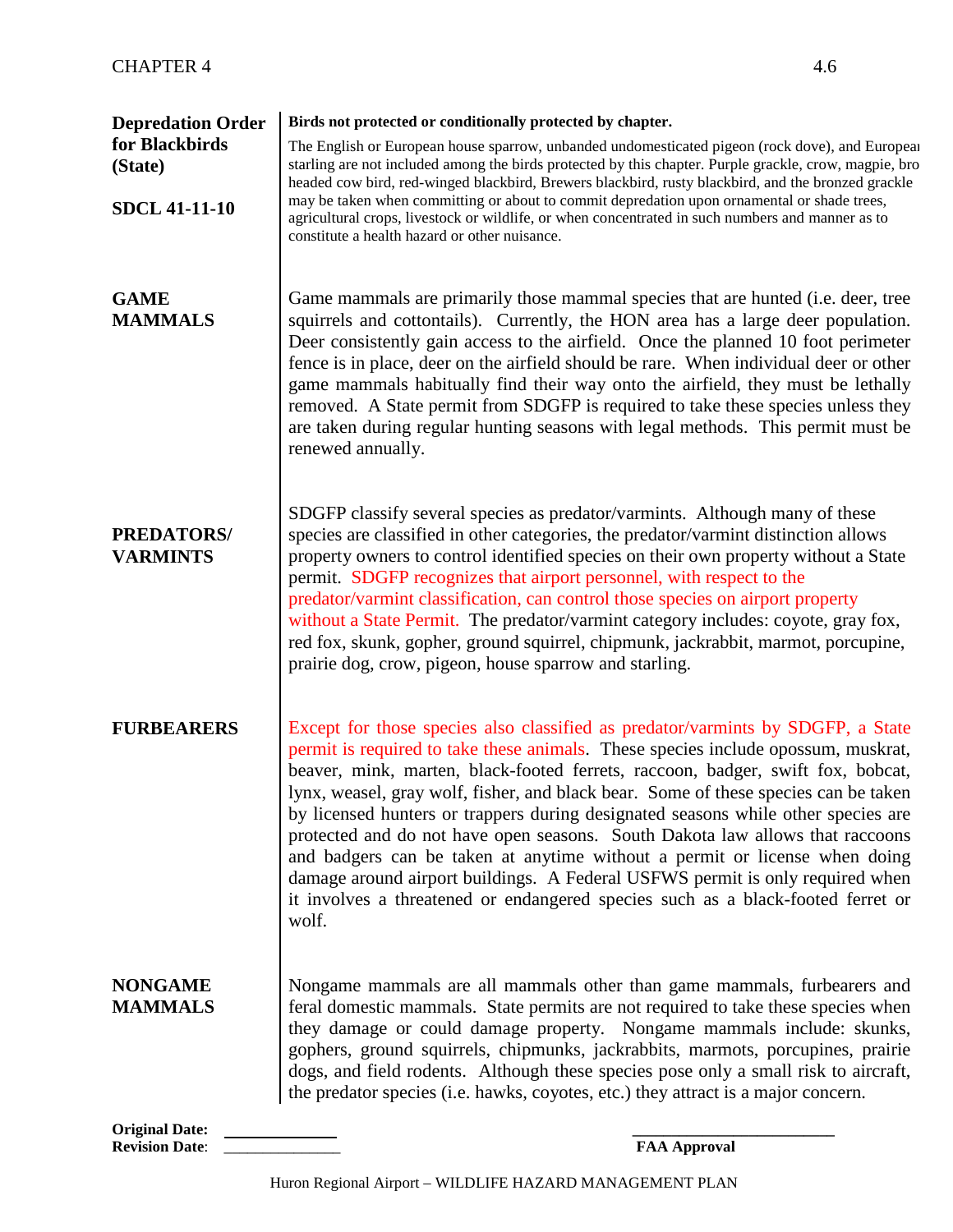### Depredation Order for Blackbirds (State)

### SDCL 41-11-10

**Birds not protected or conditionally protected by chapter.**

The English or European house sparrow, unbanded undomesticated pigeon (rock dove), and European starling are not included among the birds protected by this chapter. Purple grackle, crow, magpie, brown headed cow bird, red-winged blackbird, Brewers blackbird, rusty blackbird, and the bronzed grackle may be taken when committing or about to commit depredation upon ornamental or shade trees, agricultural crops, livestock or wildlife, or when concentrated in such numbers and manner as to constitute a health hazard or other nuisance.

### GAME MAMMALS

Game mammals are primarily those mammal species that are hunted (i.e. deer, tree squirrels and cottontails). Currently, the HON area has a large deer population. Deer consistently gain access to the airfield. Once the planned 10 foot perimeter fence is in place, deer on the airfield should be rare. When individual deer or other game mammals habitually find their way onto the airfield, they must be lethally removed. A State permit from SDGFP is required to take these species unless they are taken during regular hunting seasons with legal methods. This permit must be renewed annually.

### PREDATORS/ VARMINTS

SDGFP classify several species as predator/varmints. Although many of these species are classified in other categories, the predator/varmint distinction allows property owners to control identified species on their own property without a State permit. SDGFP recognizes that airport personnel, with respect to the predator/varmint classification, can control those species on airport property without a State Permit. The predator/varmint category includes: coyote, gray fox, red fox, skunk, gopher, ground squirrel, chipmunk, jackrabbit, marmot, porcupine, prairie dog, crow, pigeon, house sparrow and starling.

### FURBEARERS

Except for those species also classified as predator/varmints by SDGFP, a State permit is required to take these animals. These species include opossum, muskrat, beaver, mink, marten, black-footed ferrets, raccoon, badger, swift fox, bobcat, lynx, weasel, gray wolf, fisher, and black bear. Some of these species can be taken by licensed hunters or trappers during designated seasons while other species are protected and do not have open seasons. South Dakota law allows that raccoons and badgers can be taken at anytime without a permit or license when doing damage around airport buildings. A Federal USFWS permit is only required when it involves a threatened or endangered species such as a black-footed ferret or wolf.

### NONGAME MAMMALS

Nongame mammals are all mammals other than game mammals, furbearers and feral domestic mammals. State permits are not required to take these species when they damage or could damage property. Nongame mammals include: skunks, gophers, ground squirrels, chipmunks, jackrabbits, marmots, porcupines, prairie dogs, and field rodents. Although these species pose only a small risk to aircraft, the predator species (i.e. hawks, coyotes, etc.) they attract is a major concern.

**Original Date:** ____________
**Revision Date:** ____________

____________________
**FAA Approval**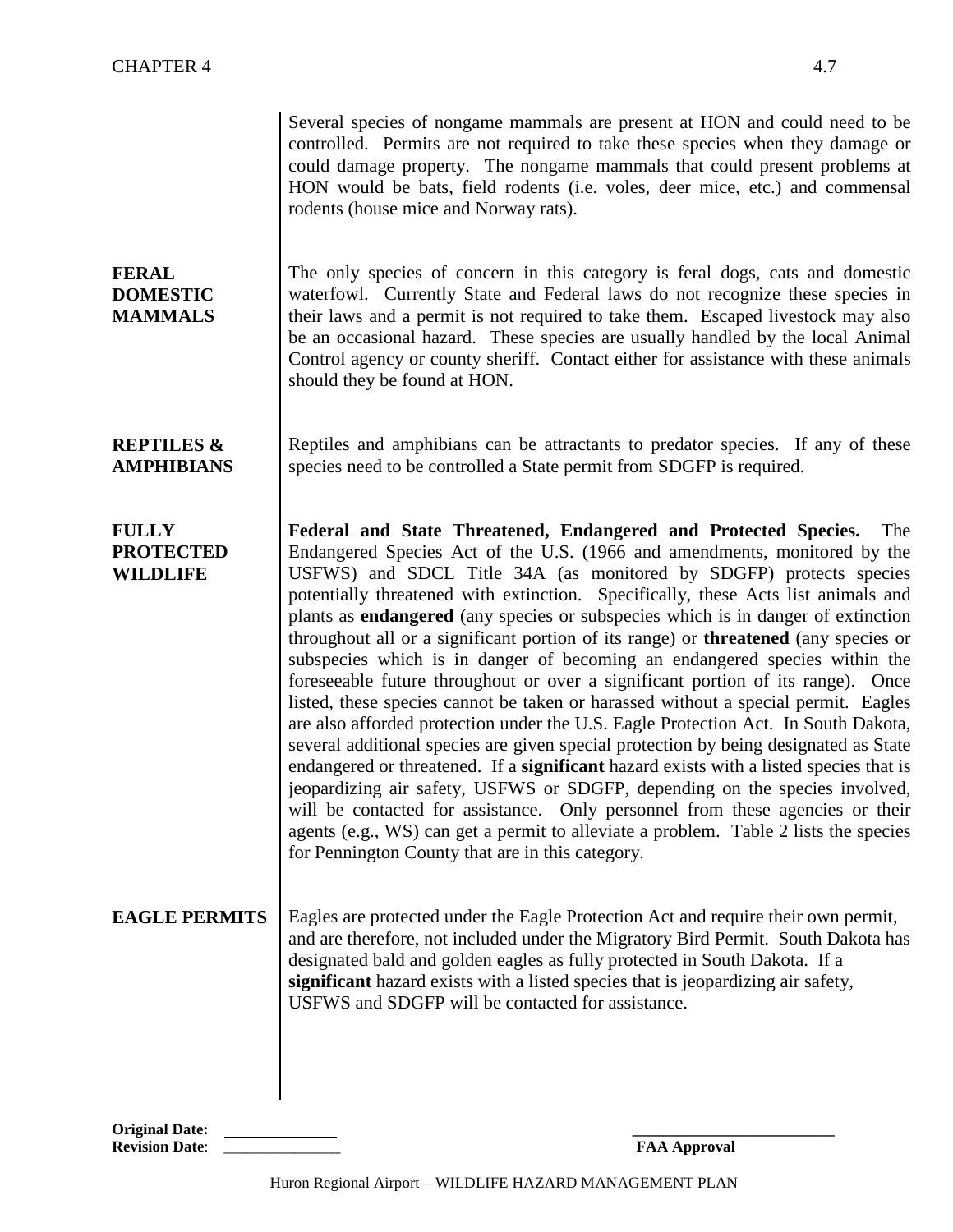Several species of nongame mammals are present at HON and could need to be controlled. Permits are not required to take these species when they damage or could damage property. The nongame mammals that could present problems at HON would be bats, field rodents (i.e. voles, deer mice, etc.) and commensal rodents (house mice and Norway rats).

**FERAL DOMESTIC MAMMALS**

The only species of concern in this category is feral dogs, cats and domestic waterfowl. Currently State and Federal laws do not recognize these species in their laws and a permit is not required to take them. Escaped livestock may also be an occasional hazard. These species are usually handled by the local Animal Control agency or county sheriff. Contact either for assistance with these animals should they be found at HON.

**REPTILES & AMPHIBIANS**

Reptiles and amphibians can be attractants to predator species. If any of these species need to be controlled a State permit from SDGFP is required.

**FULLY PROTECTED WILDLIFE**

**Federal and State Threatened, Endangered and Protected Species.** The Endangered Species Act of the U.S. (1966 and amendments, monitored by the USFWS) and SDCL Title 34A (as monitored by SDGFP) protects species potentially threatened with extinction. Specifically, these Acts list animals and plants as **endangered** (any species or subspecies which is in danger of extinction throughout all or a significant portion of its range) or **threatened** (any species or subspecies which is in danger of becoming an endangered species within the foreseeable future throughout or over a significant portion of its range). Once listed, these species cannot be taken or harassed without a special permit. Eagles are also afforded protection under the U.S. Eagle Protection Act. In South Dakota, several additional species are given special protection by being designated as State endangered or threatened. If a **significant** hazard exists with a listed species that is jeopardizing air safety, USFWS or SDGFP, depending on the species involved, will be contacted for assistance. Only personnel from these agencies or their agents (e.g., WS) can get a permit to alleviate a problem. Table 2 lists the species for Pennington County that are in this category.

**EAGLE PERMITS**

Eagles are protected under the Eagle Protection Act and require their own permit, and are therefore, not included under the Migratory Bird Permit. South Dakota has designated bald and golden eagles as fully protected in South Dakota. If a **significant** hazard exists with a listed species that is jeopardizing air safety, USFWS and SDGFP will be contacted for assistance.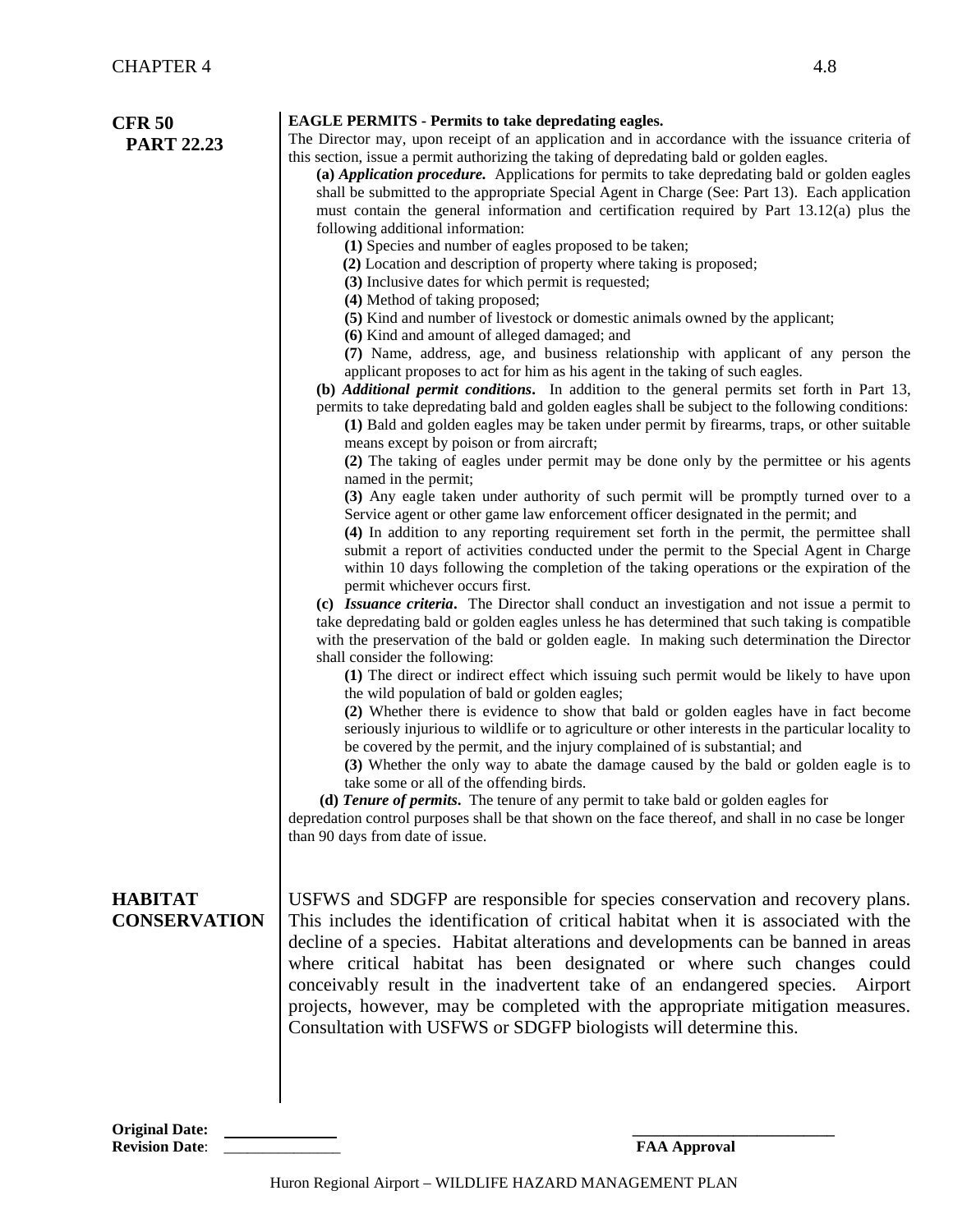## CFR 50 PART 22.23

**EAGLE PERMITS - Permits to take depredating eagles.**

The Director may, upon receipt of an application and in accordance with the issuance criteria of this section, issue a permit authorizing the taking of depredating bald or golden eagles.

**(a)** ***Application procedure.*** Applications for permits to take depredating bald or golden eagles shall be submitted to the appropriate Special Agent in Charge (See: Part 13). Each application must contain the general information and certification required by Part 13.12(a) plus the following additional information:

**(1)** Species and number of eagles proposed to be taken;
**(2)** Location and description of property where taking is proposed;
**(3)** Inclusive dates for which permit is requested;
**(4)** Method of taking proposed;
**(5)** Kind and number of livestock or domestic animals owned by the applicant;
**(6)** Kind and amount of alleged damaged; and
**(7)** Name, address, age, and business relationship with applicant of any person the applicant proposes to act for him as his agent in the taking of such eagles.

**(b)** ***Additional permit conditions*****.** In addition to the general permits set forth in Part 13, permits to take depredating bald and golden eagles shall be subject to the following conditions:

**(1)** Bald and golden eagles may be taken under permit by firearms, traps, or other suitable means except by poison or from aircraft;
**(2)** The taking of eagles under permit may be done only by the permittee or his agents named in the permit;
**(3)** Any eagle taken under authority of such permit will be promptly turned over to a Service agent or other game law enforcement officer designated in the permit; and
**(4)** In addition to any reporting requirement set forth in the permit, the permittee shall submit a report of activities conducted under the permit to the Special Agent in Charge within 10 days following the completion of the taking operations or the expiration of the permit whichever occurs first.

**(c)** ***Issuance criteria*****.** The Director shall conduct an investigation and not issue a permit to take depredating bald or golden eagles unless he has determined that such taking is compatible with the preservation of the bald or golden eagle. In making such determination the Director shall consider the following:

**(1)** The direct or indirect effect which issuing such permit would be likely to have upon the wild population of bald or golden eagles;
**(2)** Whether there is evidence to show that bald or golden eagles have in fact become seriously injurious to wildlife or to agriculture or other interests in the particular locality to be covered by the permit, and the injury complained of is substantial; and
**(3)** Whether the only way to abate the damage caused by the bald or golden eagle is to take some or all of the offending birds.

**(d)** ***Tenure of permits*****.** The tenure of any permit to take bald or golden eagles for depredation control purposes shall be that shown on the face thereof, and shall in no case be longer than 90 days from date of issue.

## HABITAT CONSERVATION

USFWS and SDGFP are responsible for species conservation and recovery plans. This includes the identification of critical habitat when it is associated with the decline of a species. Habitat alterations and developments can be banned in areas where critical habitat has been designated or where such changes could conceivably result in the inadvertent take of an endangered species. Airport projects, however, may be completed with the appropriate mitigation measures. Consultation with USFWS or SDGFP biologists will determine this.

**Original Date:** \_\_\_\_\_\_\_\_\_\_
**Revision Date**: \_\_\_\_\_\_\_\_\_\_

\_\_\_\_\_\_\_\_\_\_\_\_\_\_\_\_\_\_\_\_
**FAA Approval**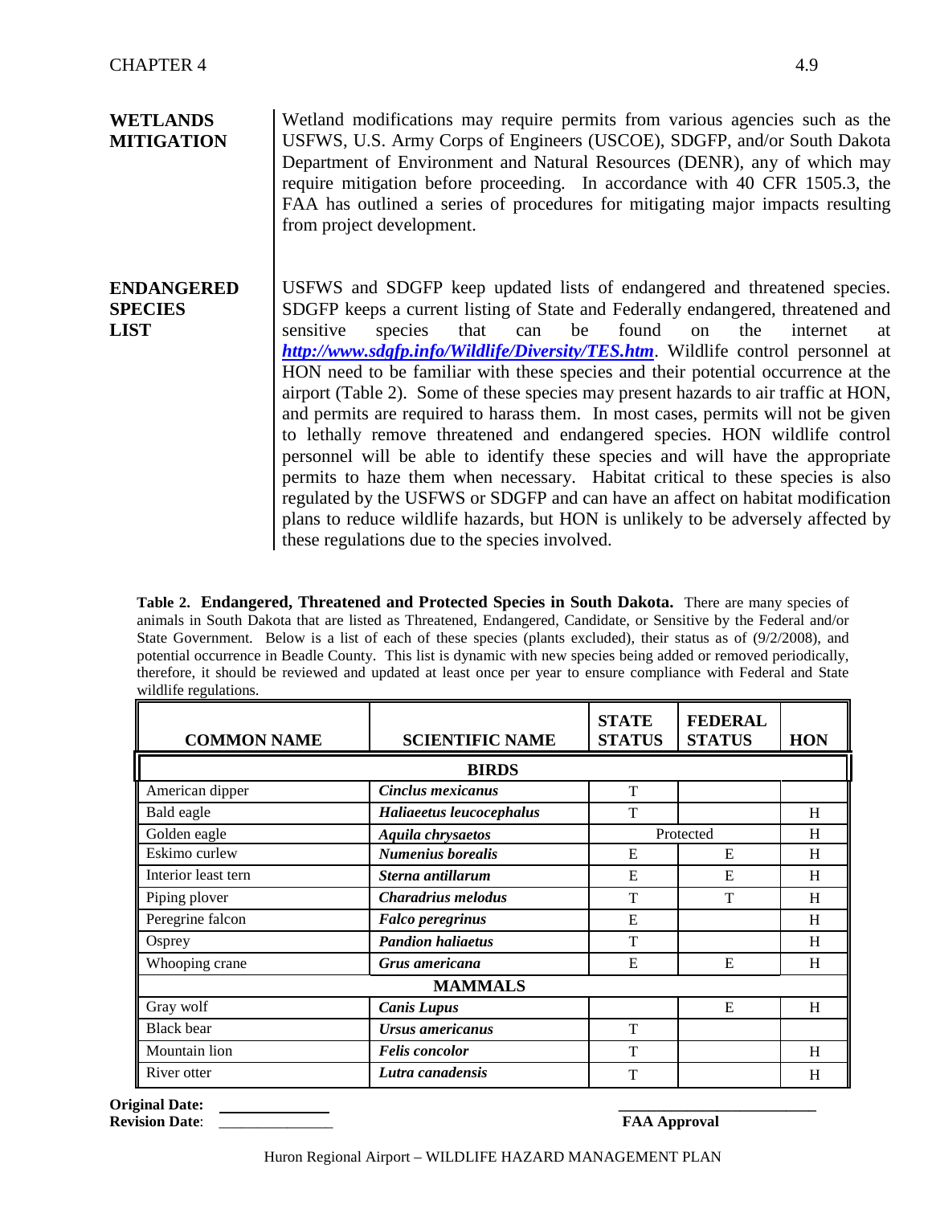**WETLANDS MITIGATION**

Wetland modifications may require permits from various agencies such as the USFWS, U.S. Army Corps of Engineers (USCOE), SDGFP, and/or South Dakota Department of Environment and Natural Resources (DENR), any of which may require mitigation before proceeding. In accordance with 40 CFR 1505.3, the FAA has outlined a series of procedures for mitigating major impacts resulting from project development.

**ENDANGERED SPECIES LIST**

USFWS and SDGFP keep updated lists of endangered and threatened species. SDGFP keeps a current listing of State and Federally endangered, threatened and sensitive species that can be found on the internet at ***http://www.sdgfp.info/Wildlife/Diversity/TES.htm***. Wildlife control personnel at HON need to be familiar with these species and their potential occurrence at the airport (Table 2). Some of these species may present hazards to air traffic at HON, and permits are required to harass them. In most cases, permits will not be given to lethally remove threatened and endangered species. HON wildlife control personnel will be able to identify these species and will have the appropriate permits to haze them when necessary. Habitat critical to these species is also regulated by the USFWS or SDGFP and can have an affect on habitat modification plans to reduce wildlife hazards, but HON is unlikely to be adversely affected by these regulations due to the species involved.

**Table 2. Endangered, Threatened and Protected Species in South Dakota.** There are many species of animals in South Dakota that are listed as Threatened, Endangered, Candidate, or Sensitive by the Federal and/or State Government. Below is a list of each of these species (plants excluded), their status as of (9/2/2008), and potential occurrence in Beadle County. This list is dynamic with new species being added or removed periodically, therefore, it should be reviewed and updated at least once per year to ensure compliance with Federal and State wildlife regulations.

| COMMON NAME | SCIENTIFIC NAME | STATE STATUS | FEDERAL STATUS | HON |
|---|---|---|---|---|
| **BIRDS** | | | | |
| American dipper | ***Cinclus mexicanus*** | T | | |
| Bald eagle | ***Haliaeetus leucocephalus*** | T | | H |
| Golden eagle | ***Aquila chrysaetos*** | Protected | | H |
| Eskimo curlew | ***Numenius borealis*** | E | E | H |
| Interior least tern | ***Sterna antillarum*** | E | E | H |
| Piping plover | ***Charadrius melodus*** | T | T | H |
| Peregrine falcon | ***Falco peregrinus*** | E | | H |
| Osprey | ***Pandion haliaetus*** | T | | H |
| Whooping crane | ***Grus americana*** | E | E | H |
| **MAMMALS** | | | | |
| Gray wolf | ***Canis Lupus*** | | E | H |
| Black bear | ***Ursus americanus*** | T | | |
| Mountain lion | ***Felis concolor*** | T | | H |
| River otter | ***Lutra canadensis*** | T | | H |

**Original Date:** ______________
**Revision Date**: ______________

______________________
**FAA Approval**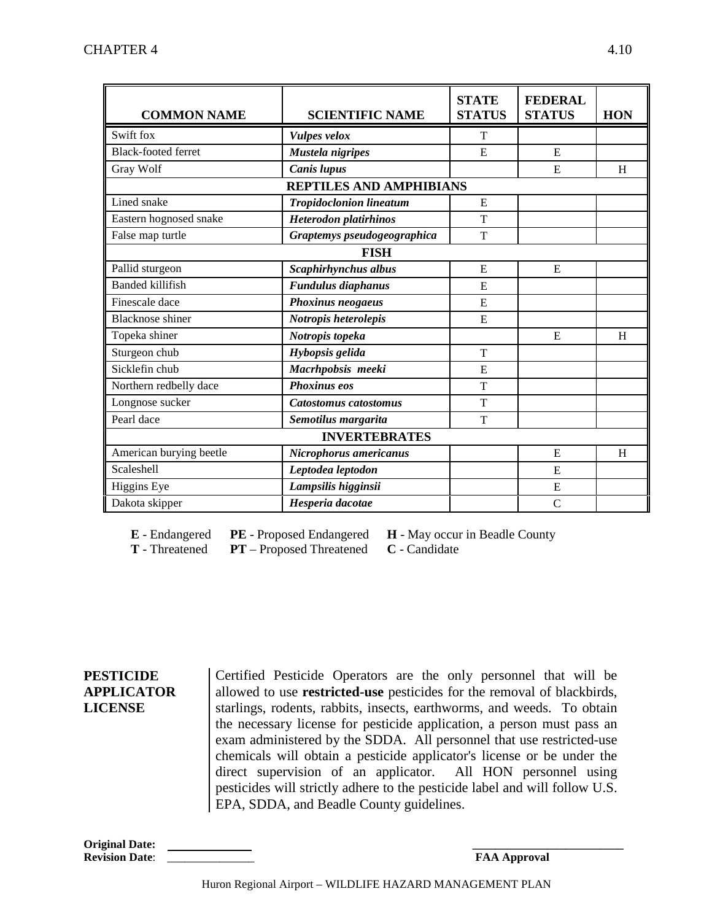| COMMON NAME | SCIENTIFIC NAME | STATE STATUS | FEDERAL STATUS | HON |
|---|---|---|---|---|
| Swift fox | ***Vulpes velox*** | T | | |
| Black-footed ferret | ***Mustela nigripes*** | E | E | |
| Gray Wolf | ***Canis lupus*** | | E | H |
| **REPTILES AND AMPHIBIANS** | | | | |
| Lined snake | ***Tropidoclonion lineatum*** | E | | |
| Eastern hognosed snake | ***Heterodon platirhinos*** | T | | |
| False map turtle | ***Graptemys pseudogeographica*** | T | | |
| **FISH** | | | | |
| Pallid sturgeon | ***Scaphirhynchus albus*** | E | E | |
| Banded killifish | ***Fundulus diaphanus*** | E | | |
| Finescale dace | ***Phoxinus neogaeus*** | E | | |
| Blacknose shiner | ***Notropis heterolepis*** | E | | |
| Topeka shiner | ***Notropis topeka*** | | E | H |
| Sturgeon chub | ***Hybopsis gelida*** | T | | |
| Sicklefin chub | ***Macrhpobsis meeki*** | E | | |
| Northern redbelly dace | ***Phoxinus eos*** | T | | |
| Longnose sucker | ***Catostomus catostomus*** | T | | |
| Pearl dace | ***Semotilus margarita*** | T | | |
| **INVERTEBRATES** | | | | |
| American burying beetle | ***Nicrophorus americanus*** | | E | H |
| Scaleshell | ***Leptodea leptodon*** | | E | |
| Higgins Eye | ***Lampsilis higginsii*** | | E | |
| Dakota skipper | ***Hesperia dacotae*** | | C | |

**E** - Endangered **PE** - Proposed Endangered **H** - May occur in Beadle County
**T** - Threatened **PT** – Proposed Threatened **C** - Candidate

**PESTICIDE APPLICATOR LICENSE**

Certified Pesticide Operators are the only personnel that will be allowed to use **restricted-use** pesticides for the removal of blackbirds, starlings, rodents, rabbits, insects, earthworms, and weeds. To obtain the necessary license for pesticide application, a person must pass an exam administered by the SDDA. All personnel that use restricted-use chemicals will obtain a pesticide applicator's license or be under the direct supervision of an applicator. All HON personnel using pesticides will strictly adhere to the pesticide label and will follow U.S. EPA, SDDA, and Beadle County guidelines.

**Original Date:** ______________
**Revision Date**: ______________

_________________________
**FAA Approval**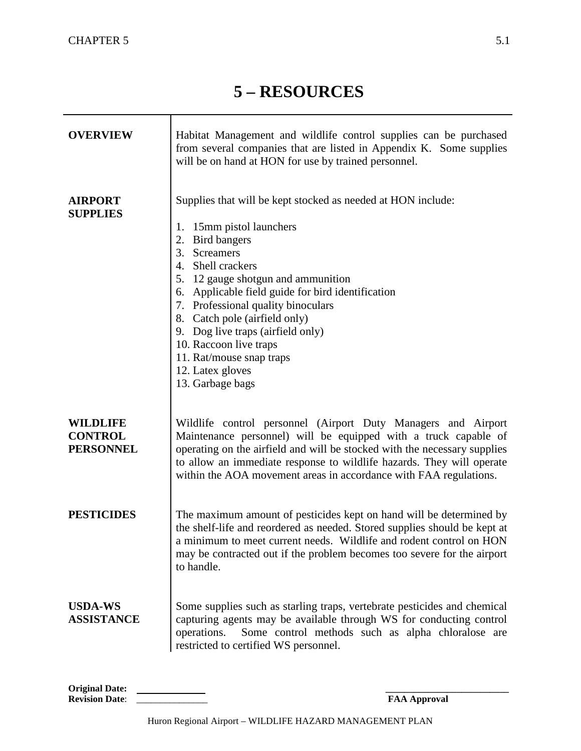# 5 – RESOURCES

**OVERVIEW**

Habitat Management and wildlife control supplies can be purchased from several companies that are listed in Appendix K. Some supplies will be on hand at HON for use by trained personnel.

**AIRPORT SUPPLIES**

Supplies that will be kept stocked as needed at HON include:

1. 15mm pistol launchers
2. Bird bangers
3. Screamers
4. Shell crackers
5. 12 gauge shotgun and ammunition
6. Applicable field guide for bird identification
7. Professional quality binoculars
8. Catch pole (airfield only)
9. Dog live traps (airfield only)
10. Raccoon live traps
11. Rat/mouse snap traps
12. Latex gloves
13. Garbage bags

**WILDLIFE CONTROL PERSONNEL**

Wildlife control personnel (Airport Duty Managers and Airport Maintenance personnel) will be equipped with a truck capable of operating on the airfield and will be stocked with the necessary supplies to allow an immediate response to wildlife hazards. They will operate within the AOA movement areas in accordance with FAA regulations.

**PESTICIDES**

The maximum amount of pesticides kept on hand will be determined by the shelf-life and reordered as needed. Stored supplies should be kept at a minimum to meet current needs. Wildlife and rodent control on HON may be contracted out if the problem becomes too severe for the airport to handle.

**USDA-WS ASSISTANCE**

Some supplies such as starling traps, vertebrate pesticides and chemical capturing agents may be available through WS for conducting control operations. Some control methods such as alpha chloralose are restricted to certified WS personnel.

**Original Date:** ______________
**Revision Date**: ______________

______________________
**FAA Approval**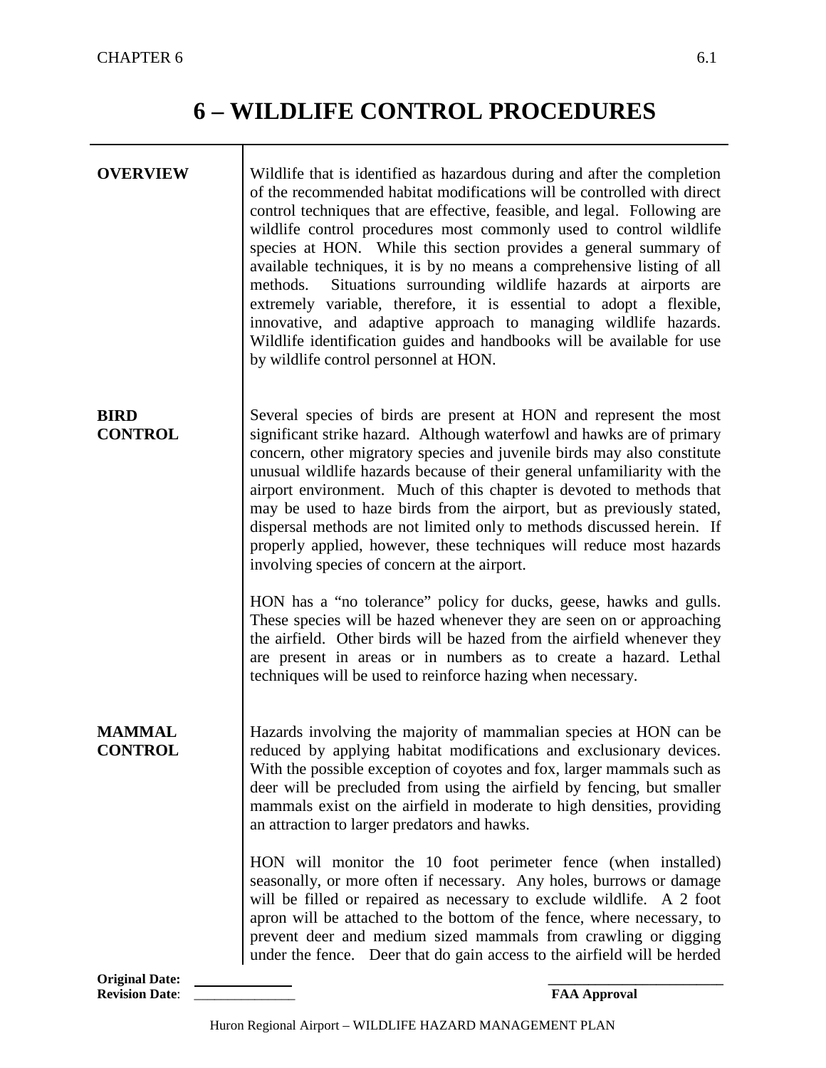# 6 – WILDLIFE CONTROL PROCEDURES

**OVERVIEW**

Wildlife that is identified as hazardous during and after the completion of the recommended habitat modifications will be controlled with direct control techniques that are effective, feasible, and legal. Following are wildlife control procedures most commonly used to control wildlife species at HON. While this section provides a general summary of available techniques, it is by no means a comprehensive listing of all methods. Situations surrounding wildlife hazards at airports are extremely variable, therefore, it is essential to adopt a flexible, innovative, and adaptive approach to managing wildlife hazards. Wildlife identification guides and handbooks will be available for use by wildlife control personnel at HON.

**BIRD CONTROL**

Several species of birds are present at HON and represent the most significant strike hazard. Although waterfowl and hawks are of primary concern, other migratory species and juvenile birds may also constitute unusual wildlife hazards because of their general unfamiliarity with the airport environment. Much of this chapter is devoted to methods that may be used to haze birds from the airport, but as previously stated, dispersal methods are not limited only to methods discussed herein. If properly applied, however, these techniques will reduce most hazards involving species of concern at the airport.

HON has a "no tolerance" policy for ducks, geese, hawks and gulls. These species will be hazed whenever they are seen on or approaching the airfield. Other birds will be hazed from the airfield whenever they are present in areas or in numbers as to create a hazard. Lethal techniques will be used to reinforce hazing when necessary.

**MAMMAL CONTROL**

Hazards involving the majority of mammalian species at HON can be reduced by applying habitat modifications and exclusionary devices. With the possible exception of coyotes and fox, larger mammals such as deer will be precluded from using the airfield by fencing, but smaller mammals exist on the airfield in moderate to high densities, providing an attraction to larger predators and hawks.

HON will monitor the 10 foot perimeter fence (when installed) seasonally, or more often if necessary. Any holes, burrows or damage will be filled or repaired as necessary to exclude wildlife. A 2 foot apron will be attached to the bottom of the fence, where necessary, to prevent deer and medium sized mammals from crawling or digging under the fence. Deer that do gain access to the airfield will be herded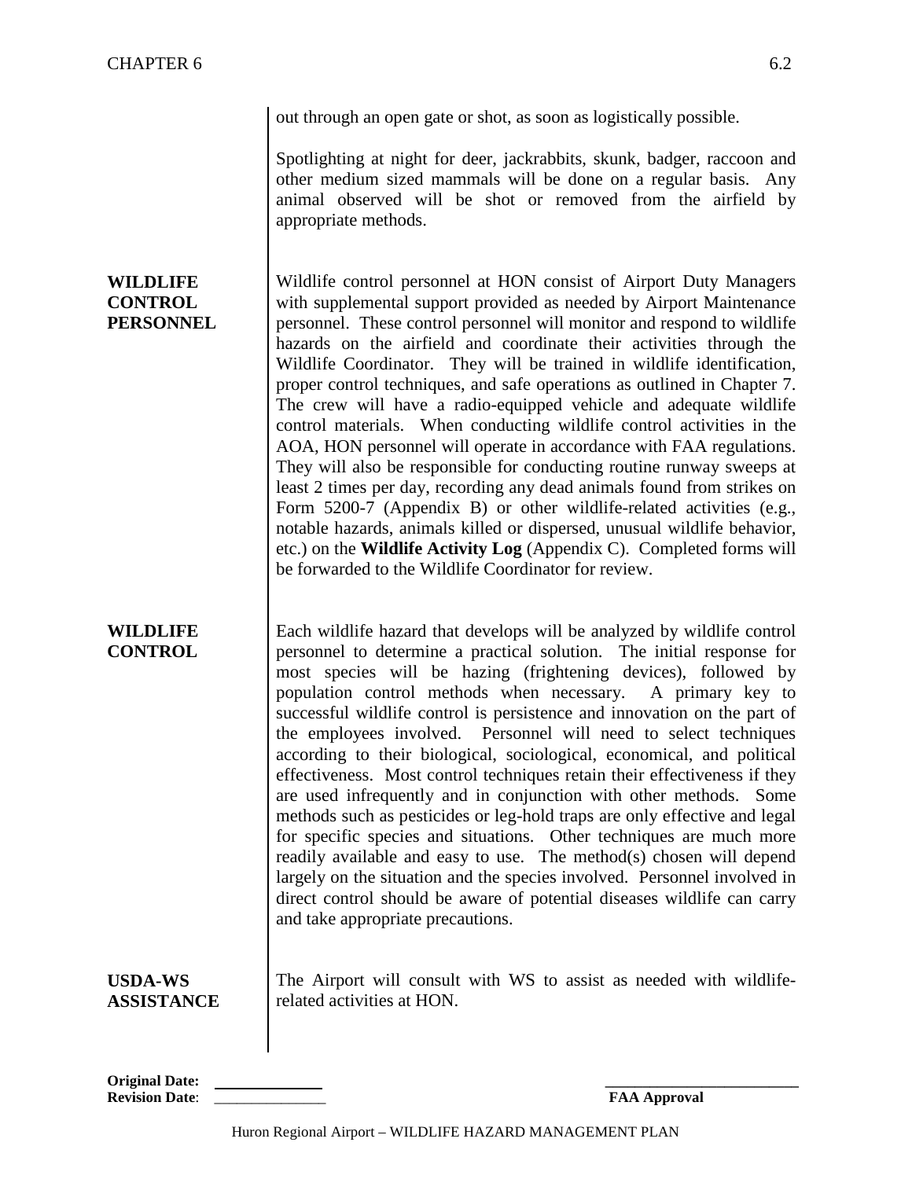out through an open gate or shot, as soon as logistically possible.

Spotlighting at night for deer, jackrabbits, skunk, badger, raccoon and other medium sized mammals will be done on a regular basis. Any animal observed will be shot or removed from the airfield by appropriate methods.

**WILDLIFE CONTROL PERSONNEL**

Wildlife control personnel at HON consist of Airport Duty Managers with supplemental support provided as needed by Airport Maintenance personnel. These control personnel will monitor and respond to wildlife hazards on the airfield and coordinate their activities through the Wildlife Coordinator. They will be trained in wildlife identification, proper control techniques, and safe operations as outlined in Chapter 7. The crew will have a radio-equipped vehicle and adequate wildlife control materials. When conducting wildlife control activities in the AOA, HON personnel will operate in accordance with FAA regulations. They will also be responsible for conducting routine runway sweeps at least 2 times per day, recording any dead animals found from strikes on Form 5200-7 (Appendix B) or other wildlife-related activities (e.g., notable hazards, animals killed or dispersed, unusual wildlife behavior, etc.) on the **Wildlife Activity Log** (Appendix C). Completed forms will be forwarded to the Wildlife Coordinator for review.

**WILDLIFE CONTROL**

Each wildlife hazard that develops will be analyzed by wildlife control personnel to determine a practical solution. The initial response for most species will be hazing (frightening devices), followed by population control methods when necessary. A primary key to successful wildlife control is persistence and innovation on the part of the employees involved. Personnel will need to select techniques according to their biological, sociological, economical, and political effectiveness. Most control techniques retain their effectiveness if they are used infrequently and in conjunction with other methods. Some methods such as pesticides or leg-hold traps are only effective and legal for specific species and situations. Other techniques are much more readily available and easy to use. The method(s) chosen will depend largely on the situation and the species involved. Personnel involved in direct control should be aware of potential diseases wildlife can carry and take appropriate precautions.

**USDA-WS ASSISTANCE**

The Airport will consult with WS to assist as needed with wildlife-related activities at HON.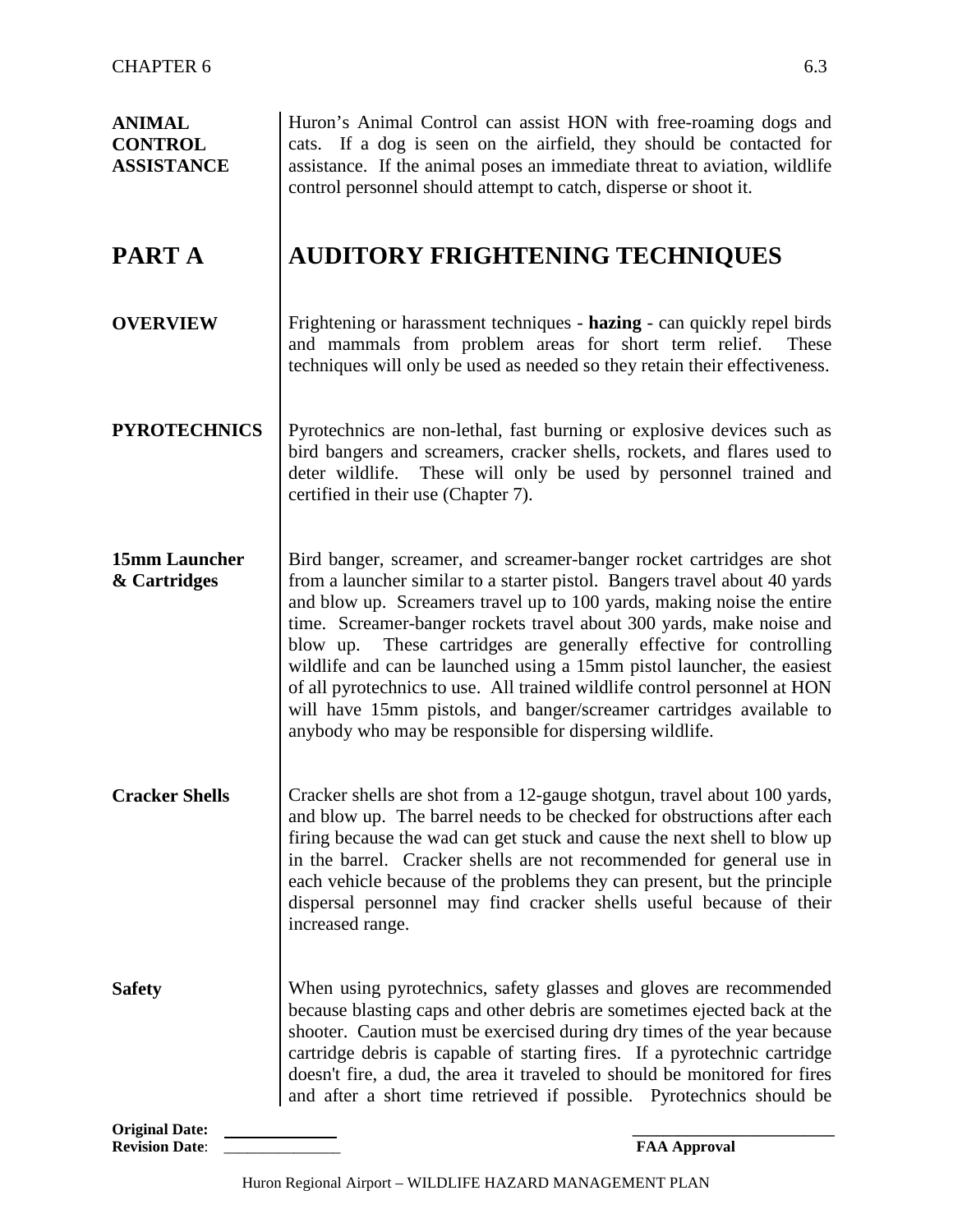**ANIMAL CONTROL ASSISTANCE**

Huron's Animal Control can assist HON with free-roaming dogs and cats. If a dog is seen on the airfield, they should be contacted for assistance. If the animal poses an immediate threat to aviation, wildlife control personnel should attempt to catch, disperse or shoot it.

# PART A AUDITORY FRIGHTENING TECHNIQUES

**OVERVIEW**

Frightening or harassment techniques - **hazing** - can quickly repel birds and mammals from problem areas for short term relief. These techniques will only be used as needed so they retain their effectiveness.

**PYROTECHNICS**

Pyrotechnics are non-lethal, fast burning or explosive devices such as bird bangers and screamers, cracker shells, rockets, and flares used to deter wildlife. These will only be used by personnel trained and certified in their use (Chapter 7).

**15mm Launcher & Cartridges**

Bird banger, screamer, and screamer-banger rocket cartridges are shot from a launcher similar to a starter pistol. Bangers travel about 40 yards and blow up. Screamers travel up to 100 yards, making noise the entire time. Screamer-banger rockets travel about 300 yards, make noise and blow up. These cartridges are generally effective for controlling wildlife and can be launched using a 15mm pistol launcher, the easiest of all pyrotechnics to use. All trained wildlife control personnel at HON will have 15mm pistols, and banger/screamer cartridges available to anybody who may be responsible for dispersing wildlife.

**Cracker Shells**

Cracker shells are shot from a 12-gauge shotgun, travel about 100 yards, and blow up. The barrel needs to be checked for obstructions after each firing because the wad can get stuck and cause the next shell to blow up in the barrel. Cracker shells are not recommended for general use in each vehicle because of the problems they can present, but the principle dispersal personnel may find cracker shells useful because of their increased range.

**Safety**

When using pyrotechnics, safety glasses and gloves are recommended because blasting caps and other debris are sometimes ejected back at the shooter. Caution must be exercised during dry times of the year because cartridge debris is capable of starting fires. If a pyrotechnic cartridge doesn't fire, a dud, the area it traveled to should be monitored for fires and after a short time retrieved if possible. Pyrotechnics should be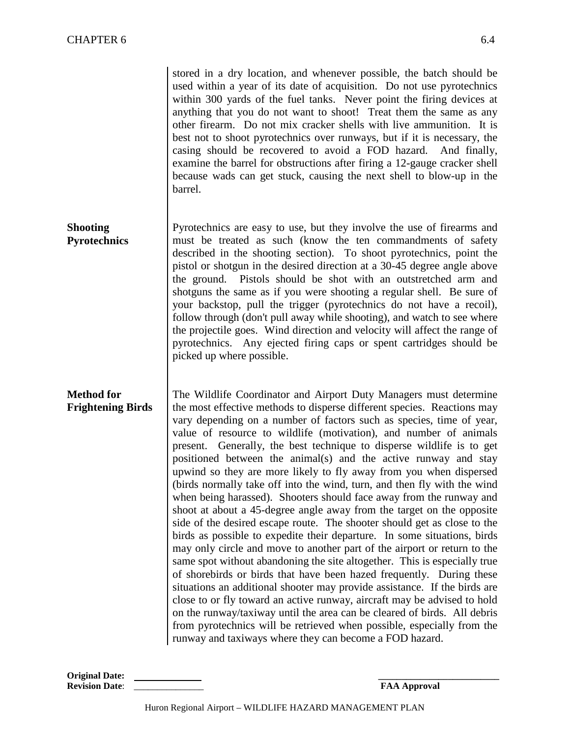stored in a dry location, and whenever possible, the batch should be used within a year of its date of acquisition. Do not use pyrotechnics within 300 yards of the fuel tanks. Never point the firing devices at anything that you do not want to shoot! Treat them the same as any other firearm. Do not mix cracker shells with live ammunition. It is best not to shoot pyrotechnics over runways, but if it is necessary, the casing should be recovered to avoid a FOD hazard. And finally, examine the barrel for obstructions after firing a 12-gauge cracker shell because wads can get stuck, causing the next shell to blow-up in the barrel.

**Shooting Pyrotechnics**

Pyrotechnics are easy to use, but they involve the use of firearms and must be treated as such (know the ten commandments of safety described in the shooting section). To shoot pyrotechnics, point the pistol or shotgun in the desired direction at a 30-45 degree angle above the ground. Pistols should be shot with an outstretched arm and shotguns the same as if you were shooting a regular shell. Be sure of your backstop, pull the trigger (pyrotechnics do not have a recoil), follow through (don't pull away while shooting), and watch to see where the projectile goes. Wind direction and velocity will affect the range of pyrotechnics. Any ejected firing caps or spent cartridges should be picked up where possible.

**Method for Frightening Birds**

The Wildlife Coordinator and Airport Duty Managers must determine the most effective methods to disperse different species. Reactions may vary depending on a number of factors such as species, time of year, value of resource to wildlife (motivation), and number of animals present. Generally, the best technique to disperse wildlife is to get positioned between the animal(s) and the active runway and stay upwind so they are more likely to fly away from you when dispersed (birds normally take off into the wind, turn, and then fly with the wind when being harassed). Shooters should face away from the runway and shoot at about a 45-degree angle away from the target on the opposite side of the desired escape route. The shooter should get as close to the birds as possible to expedite their departure. In some situations, birds may only circle and move to another part of the airport or return to the same spot without abandoning the site altogether. This is especially true of shorebirds or birds that have been hazed frequently. During these situations an additional shooter may provide assistance. If the birds are close to or fly toward an active runway, aircraft may be advised to hold on the runway/taxiway until the area can be cleared of birds. All debris from pyrotechnics will be retrieved when possible, especially from the runway and taxiways where they can become a FOD hazard.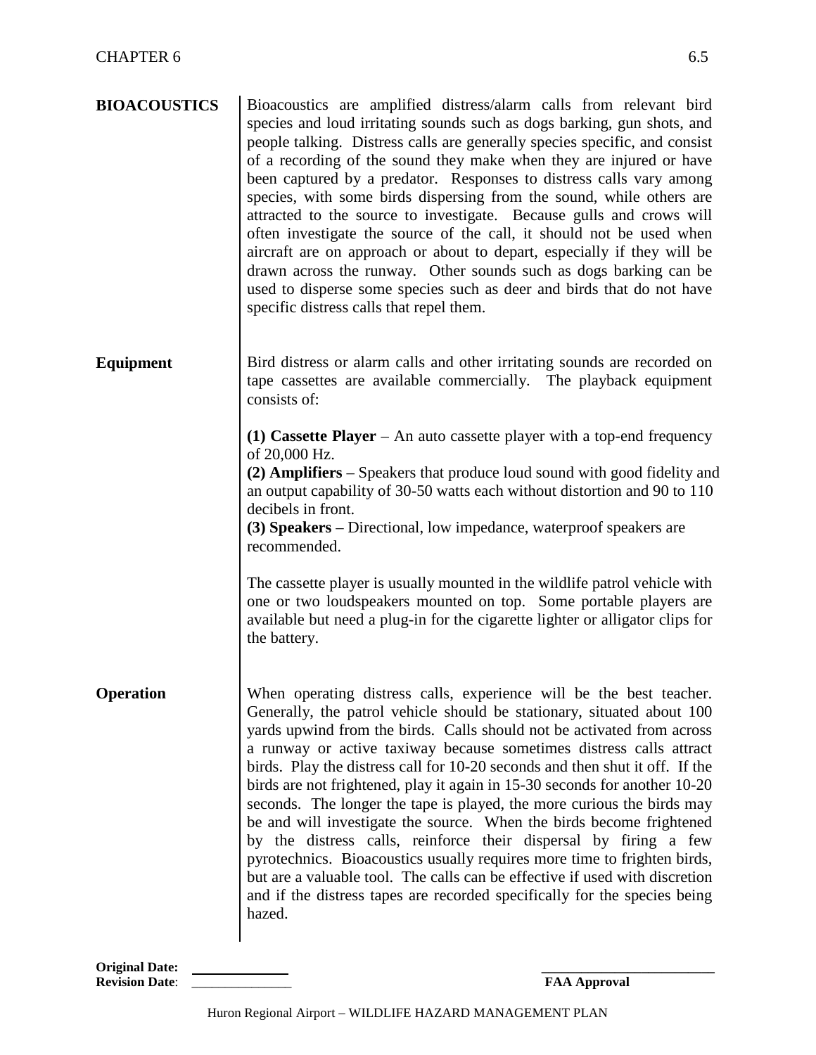## BIOACOUSTICS

Bioacoustics are amplified distress/alarm calls from relevant bird species and loud irritating sounds such as dogs barking, gun shots, and people talking. Distress calls are generally species specific, and consist of a recording of the sound they make when they are injured or have been captured by a predator. Responses to distress calls vary among species, with some birds dispersing from the sound, while others are attracted to the source to investigate. Because gulls and crows will often investigate the source of the call, it should not be used when aircraft are on approach or about to depart, especially if they will be drawn across the runway. Other sounds such as dogs barking can be used to disperse some species such as deer and birds that do not have specific distress calls that repel them.

### Equipment

Bird distress or alarm calls and other irritating sounds are recorded on tape cassettes are available commercially. The playback equipment consists of:

**(1) Cassette Player** – An auto cassette player with a top-end frequency of 20,000 Hz.
**(2) Amplifiers** – Speakers that produce loud sound with good fidelity and an output capability of 30-50 watts each without distortion and 90 to 110 decibels in front.
**(3) Speakers** – Directional, low impedance, waterproof speakers are recommended.

The cassette player is usually mounted in the wildlife patrol vehicle with one or two loudspeakers mounted on top. Some portable players are available but need a plug-in for the cigarette lighter or alligator clips for the battery.

### Operation

When operating distress calls, experience will be the best teacher. Generally, the patrol vehicle should be stationary, situated about 100 yards upwind from the birds. Calls should not be activated from across a runway or active taxiway because sometimes distress calls attract birds. Play the distress call for 10-20 seconds and then shut it off. If the birds are not frightened, play it again in 15-30 seconds for another 10-20 seconds. The longer the tape is played, the more curious the birds may be and will investigate the source. When the birds become frightened by the distress calls, reinforce their dispersal by firing a few pyrotechnics. Bioacoustics usually requires more time to frighten birds, but are a valuable tool. The calls can be effective if used with discretion and if the distress tapes are recorded specifically for the species being hazed.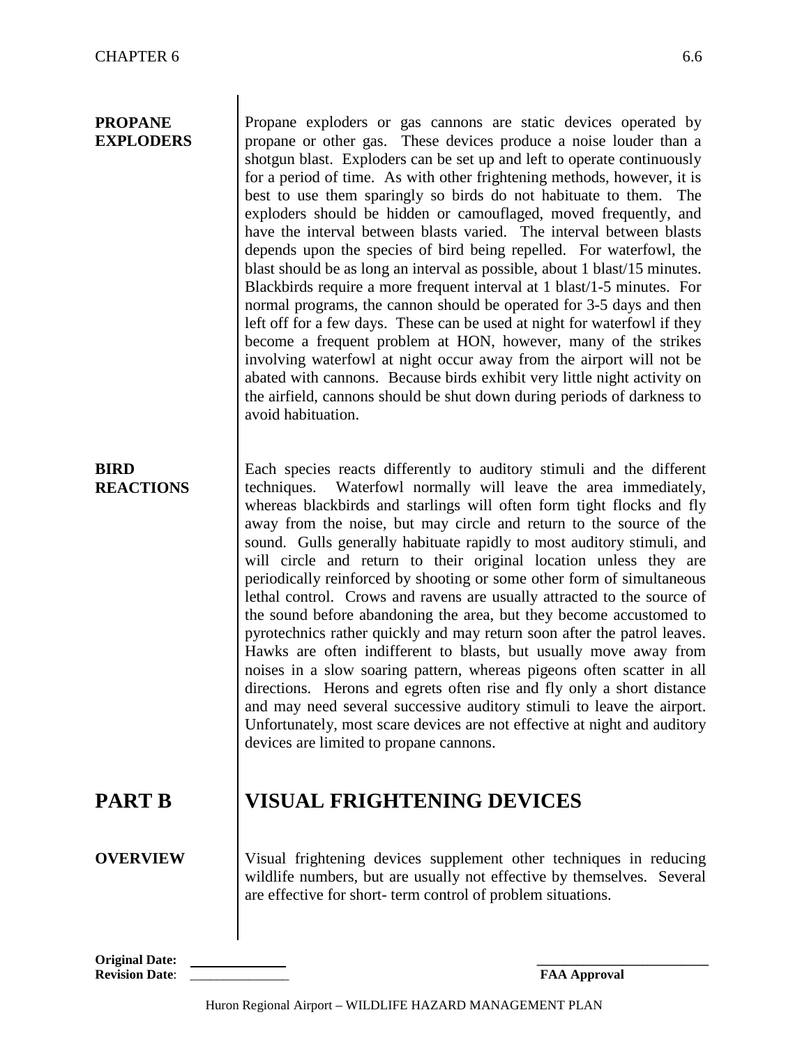**PROPANE EXPLODERS**

Propane exploders or gas cannons are static devices operated by propane or other gas. These devices produce a noise louder than a shotgun blast. Exploders can be set up and left to operate continuously for a period of time. As with other frightening methods, however, it is best to use them sparingly so birds do not habituate to them. The exploders should be hidden or camouflaged, moved frequently, and have the interval between blasts varied. The interval between blasts depends upon the species of bird being repelled. For waterfowl, the blast should be as long an interval as possible, about 1 blast/15 minutes. Blackbirds require a more frequent interval at 1 blast/1-5 minutes. For normal programs, the cannon should be operated for 3-5 days and then left off for a few days. These can be used at night for waterfowl if they become a frequent problem at HON, however, many of the strikes involving waterfowl at night occur away from the airport will not be abated with cannons. Because birds exhibit very little night activity on the airfield, cannons should be shut down during periods of darkness to avoid habituation.

**BIRD REACTIONS**

Each species reacts differently to auditory stimuli and the different techniques. Waterfowl normally will leave the area immediately, whereas blackbirds and starlings will often form tight flocks and fly away from the noise, but may circle and return to the source of the sound. Gulls generally habituate rapidly to most auditory stimuli, and will circle and return to their original location unless they are periodically reinforced by shooting or some other form of simultaneous lethal control. Crows and ravens are usually attracted to the source of the sound before abandoning the area, but they become accustomed to pyrotechnics rather quickly and may return soon after the patrol leaves. Hawks are often indifferent to blasts, but usually move away from noises in a slow soaring pattern, whereas pigeons often scatter in all directions. Herons and egrets often rise and fly only a short distance and may need several successive auditory stimuli to leave the airport. Unfortunately, most scare devices are not effective at night and auditory devices are limited to propane cannons.

# PART B VISUAL FRIGHTENING DEVICES

**OVERVIEW**

Visual frightening devices supplement other techniques in reducing wildlife numbers, but are usually not effective by themselves. Several are effective for short- term control of problem situations.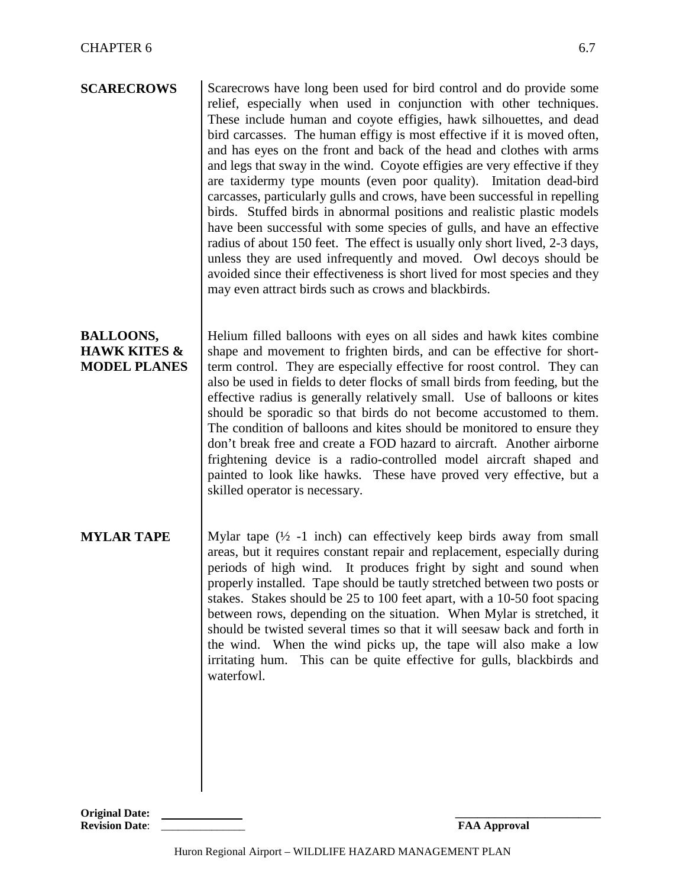## SCARECROWS

Scarecrows have long been used for bird control and do provide some relief, especially when used in conjunction with other techniques. These include human and coyote effigies, hawk silhouettes, and dead bird carcasses. The human effigy is most effective if it is moved often, and has eyes on the front and back of the head and clothes with arms and legs that sway in the wind. Coyote effigies are very effective if they are taxidermy type mounts (even poor quality). Imitation dead-bird carcasses, particularly gulls and crows, have been successful in repelling birds. Stuffed birds in abnormal positions and realistic plastic models have been successful with some species of gulls, and have an effective radius of about 150 feet. The effect is usually only short lived, 2-3 days, unless they are used infrequently and moved. Owl decoys should be avoided since their effectiveness is short lived for most species and they may even attract birds such as crows and blackbirds.

## BALLOONS, HAWK KITES & MODEL PLANES

Helium filled balloons with eyes on all sides and hawk kites combine shape and movement to frighten birds, and can be effective for short-term control. They are especially effective for roost control. They can also be used in fields to deter flocks of small birds from feeding, but the effective radius is generally relatively small. Use of balloons or kites should be sporadic so that birds do not become accustomed to them. The condition of balloons and kites should be monitored to ensure they don't break free and create a FOD hazard to aircraft. Another airborne frightening device is a radio-controlled model aircraft shaped and painted to look like hawks. These have proved very effective, but a skilled operator is necessary.

## MYLAR TAPE

Mylar tape (½ -1 inch) can effectively keep birds away from small areas, but it requires constant repair and replacement, especially during periods of high wind. It produces fright by sight and sound when properly installed. Tape should be tautly stretched between two posts or stakes. Stakes should be 25 to 100 feet apart, with a 10-50 foot spacing between rows, depending on the situation. When Mylar is stretched, it should be twisted several times so that it will seesaw back and forth in the wind. When the wind picks up, the tape will also make a low irritating hum. This can be quite effective for gulls, blackbirds and waterfowl.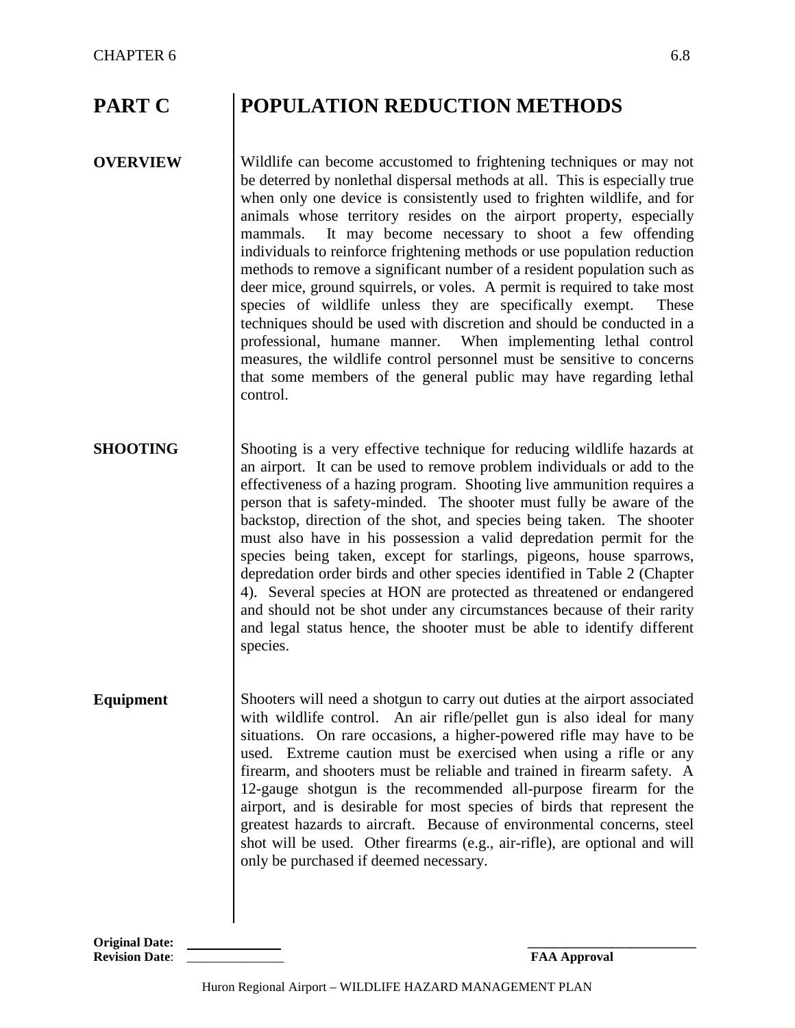## PART C POPULATION REDUCTION METHODS

**OVERVIEW**

Wildlife can become accustomed to frightening techniques or may not be deterred by nonlethal dispersal methods at all. This is especially true when only one device is consistently used to frighten wildlife, and for animals whose territory resides on the airport property, especially mammals. It may become necessary to shoot a few offending individuals to reinforce frightening methods or use population reduction methods to remove a significant number of a resident population such as deer mice, ground squirrels, or voles. A permit is required to take most species of wildlife unless they are specifically exempt. These techniques should be used with discretion and should be conducted in a professional, humane manner. When implementing lethal control measures, the wildlife control personnel must be sensitive to concerns that some members of the general public may have regarding lethal control.

**SHOOTING**

Shooting is a very effective technique for reducing wildlife hazards at an airport. It can be used to remove problem individuals or add to the effectiveness of a hazing program. Shooting live ammunition requires a person that is safety-minded. The shooter must fully be aware of the backstop, direction of the shot, and species being taken. The shooter must also have in his possession a valid depredation permit for the species being taken, except for starlings, pigeons, house sparrows, depredation order birds and other species identified in Table 2 (Chapter 4). Several species at HON are protected as threatened or endangered and should not be shot under any circumstances because of their rarity and legal status hence, the shooter must be able to identify different species.

**Equipment**

Shooters will need a shotgun to carry out duties at the airport associated with wildlife control. An air rifle/pellet gun is also ideal for many situations. On rare occasions, a higher-powered rifle may have to be used. Extreme caution must be exercised when using a rifle or any firearm, and shooters must be reliable and trained in firearm safety. A 12-gauge shotgun is the recommended all-purpose firearm for the airport, and is desirable for most species of birds that represent the greatest hazards to aircraft. Because of environmental concerns, steel shot will be used. Other firearms (e.g., air-rifle), are optional and will only be purchased if deemed necessary.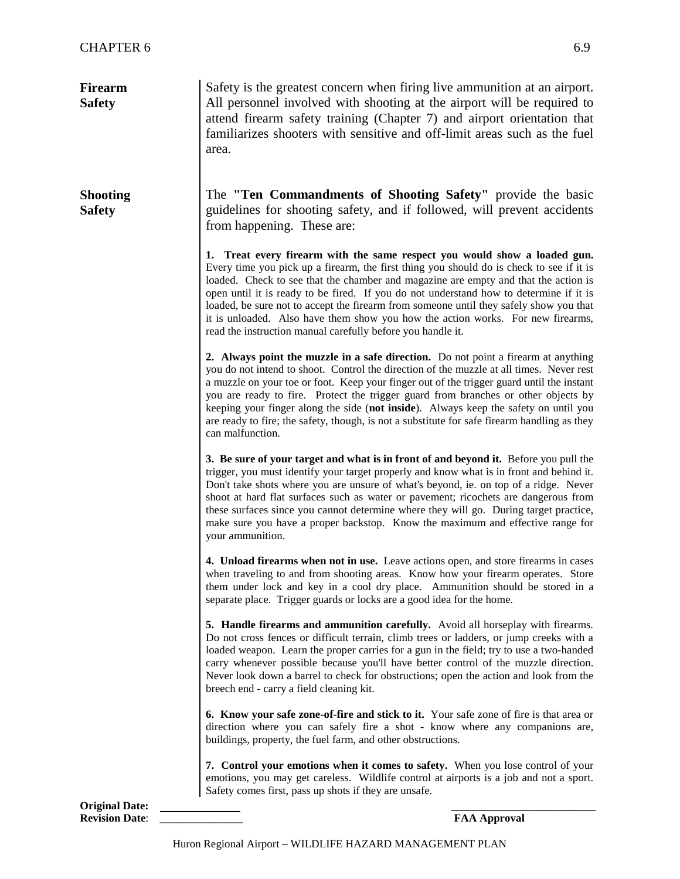## Firearm Safety

Safety is the greatest concern when firing live ammunition at an airport. All personnel involved with shooting at the airport will be required to attend firearm safety training (Chapter 7) and airport orientation that familiarizes shooters with sensitive and off-limit areas such as the fuel area.

## Shooting Safety

The **"Ten Commandments of Shooting Safety"** provide the basic guidelines for shooting safety, and if followed, will prevent accidents from happening. These are:

**1. Treat every firearm with the same respect you would show a loaded gun.** Every time you pick up a firearm, the first thing you should do is check to see if it is loaded. Check to see that the chamber and magazine are empty and that the action is open until it is ready to be fired. If you do not understand how to determine if it is loaded, be sure not to accept the firearm from someone until they safely show you that it is unloaded. Also have them show you how the action works. For new firearms, read the instruction manual carefully before you handle it.

**2. Always point the muzzle in a safe direction.** Do not point a firearm at anything you do not intend to shoot. Control the direction of the muzzle at all times. Never rest a muzzle on your toe or foot. Keep your finger out of the trigger guard until the instant you are ready to fire. Protect the trigger guard from branches or other objects by keeping your finger along the side (**not inside**). Always keep the safety on until you are ready to fire; the safety, though, is not a substitute for safe firearm handling as they can malfunction.

**3. Be sure of your target and what is in front of and beyond it.** Before you pull the trigger, you must identify your target properly and know what is in front and behind it. Don't take shots where you are unsure of what's beyond, ie. on top of a ridge. Never shoot at hard flat surfaces such as water or pavement; ricochets are dangerous from these surfaces since you cannot determine where they will go. During target practice, make sure you have a proper backstop. Know the maximum and effective range for your ammunition.

**4. Unload firearms when not in use.** Leave actions open, and store firearms in cases when traveling to and from shooting areas. Know how your firearm operates. Store them under lock and key in a cool dry place. Ammunition should be stored in a separate place. Trigger guards or locks are a good idea for the home.

**5. Handle firearms and ammunition carefully.** Avoid all horseplay with firearms. Do not cross fences or difficult terrain, climb trees or ladders, or jump creeks with a loaded weapon. Learn the proper carries for a gun in the field; try to use a two-handed carry whenever possible because you'll have better control of the muzzle direction. Never look down a barrel to check for obstructions; open the action and look from the breech end - carry a field cleaning kit.

**6. Know your safe zone-of-fire and stick to it.** Your safe zone of fire is that area or direction where you can safely fire a shot - know where any companions are, buildings, property, the fuel farm, and other obstructions.

**7. Control your emotions when it comes to safety.** When you lose control of your emotions, you may get careless. Wildlife control at airports is a job and not a sport. Safety comes first, pass up shots if they are unsafe.

**Original Date:** ______________
**Revision Date**: ______________

______________________
**FAA Approval**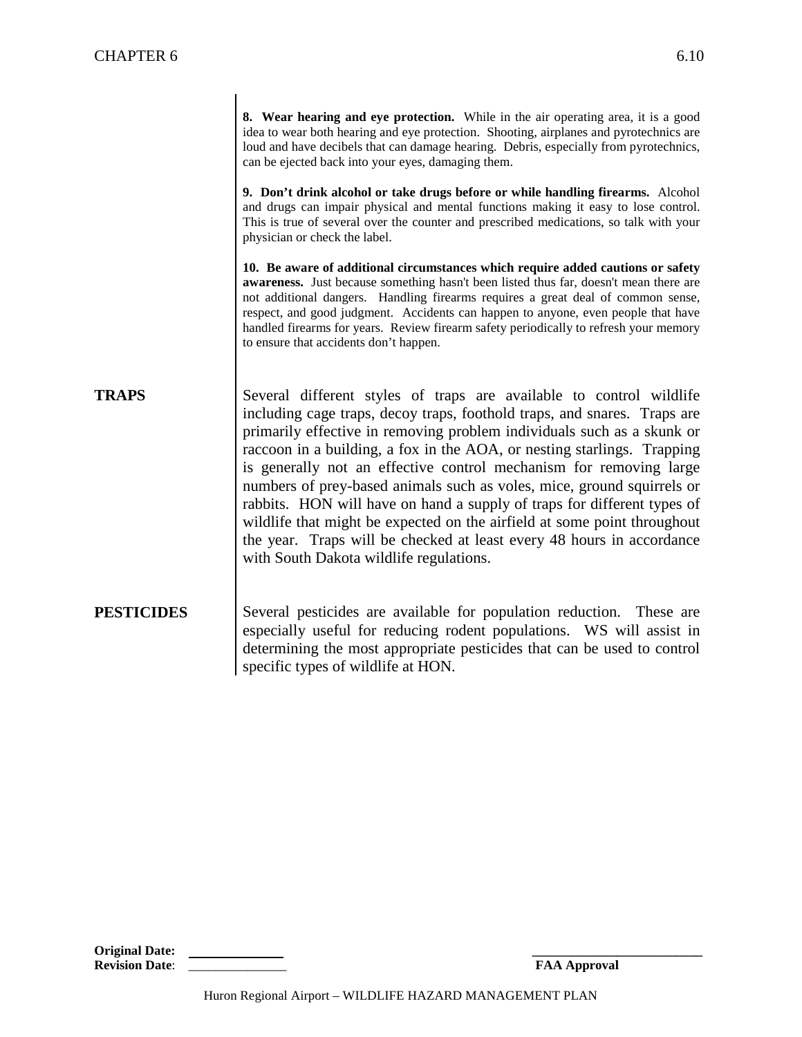**8. Wear hearing and eye protection.** While in the air operating area, it is a good idea to wear both hearing and eye protection. Shooting, airplanes and pyrotechnics are loud and have decibels that can damage hearing. Debris, especially from pyrotechnics, can be ejected back into your eyes, damaging them.

**9. Don't drink alcohol or take drugs before or while handling firearms.** Alcohol and drugs can impair physical and mental functions making it easy to lose control. This is true of several over the counter and prescribed medications, so talk with your physician or check the label.

**10. Be aware of additional circumstances which require added cautions or safety awareness.** Just because something hasn't been listed thus far, doesn't mean there are not additional dangers. Handling firearms requires a great deal of common sense, respect, and good judgment. Accidents can happen to anyone, even people that have handled firearms for years. Review firearm safety periodically to refresh your memory to ensure that accidents don't happen.

## TRAPS

Several different styles of traps are available to control wildlife including cage traps, decoy traps, foothold traps, and snares. Traps are primarily effective in removing problem individuals such as a skunk or raccoon in a building, a fox in the AOA, or nesting starlings. Trapping is generally not an effective control mechanism for removing large numbers of prey-based animals such as voles, mice, ground squirrels or rabbits. HON will have on hand a supply of traps for different types of wildlife that might be expected on the airfield at some point throughout the year. Traps will be checked at least every 48 hours in accordance with South Dakota wildlife regulations.

## PESTICIDES

Several pesticides are available for population reduction. These are especially useful for reducing rodent populations. WS will assist in determining the most appropriate pesticides that can be used to control specific types of wildlife at HON.

**Original Date:** \_\_\_\_\_\_\_\_\_\_\_\_\_\_
**Revision Date**: \_\_\_\_\_\_\_\_\_\_\_\_\_\_

\_\_\_\_\_\_\_\_\_\_\_\_\_\_\_\_\_\_\_\_\_\_\_\_\_\_
**FAA Approval**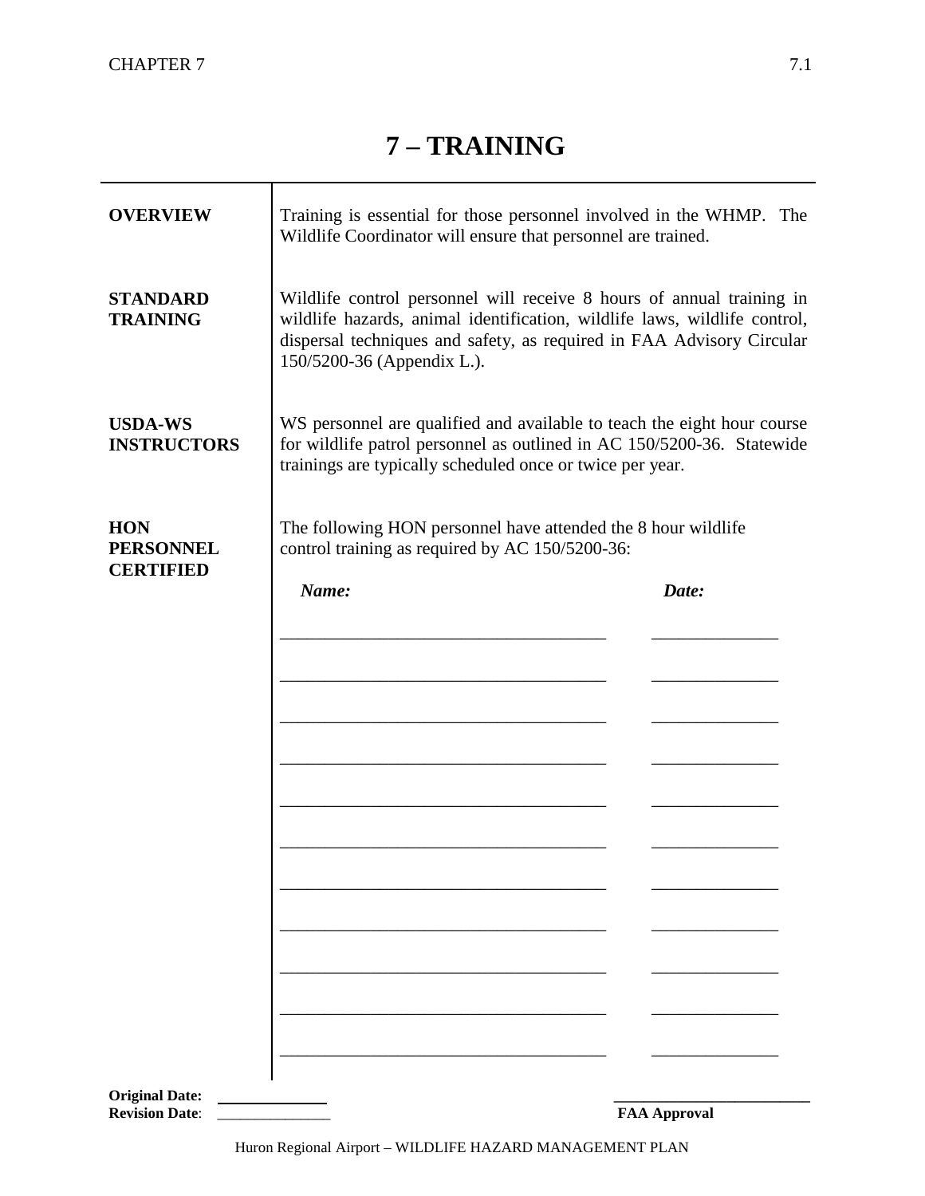# 7 – TRAINING

**OVERVIEW**

Training is essential for those personnel involved in the WHMP. The Wildlife Coordinator will ensure that personnel are trained.

**STANDARD TRAINING**

Wildlife control personnel will receive 8 hours of annual training in wildlife hazards, animal identification, wildlife laws, wildlife control, dispersal techniques and safety, as required in FAA Advisory Circular 150/5200-36 (Appendix L.).

**USDA-WS INSTRUCTORS**

WS personnel are qualified and available to teach the eight hour course for wildlife patrol personnel as outlined in AC 150/5200-36. Statewide trainings are typically scheduled once or twice per year.

**HON PERSONNEL CERTIFIED**

The following HON personnel have attended the 8 hour wildlife control training as required by AC 150/5200-36:

| ***Name:*** | ***Date:*** |
|---|---|
| ____________________________________ | ______________ |
| ____________________________________ | ______________ |
| ____________________________________ | ______________ |
| ____________________________________ | ______________ |
| ____________________________________ | ______________ |
| ____________________________________ | ______________ |
| ____________________________________ | ______________ |
| ____________________________________ | ______________ |
| ____________________________________ | ______________ |
| ____________________________________ | ______________ |
| ____________________________________ | ______________ |

**Original Date:** ______________
**Revision Date**: ______________

________________________
**FAA Approval**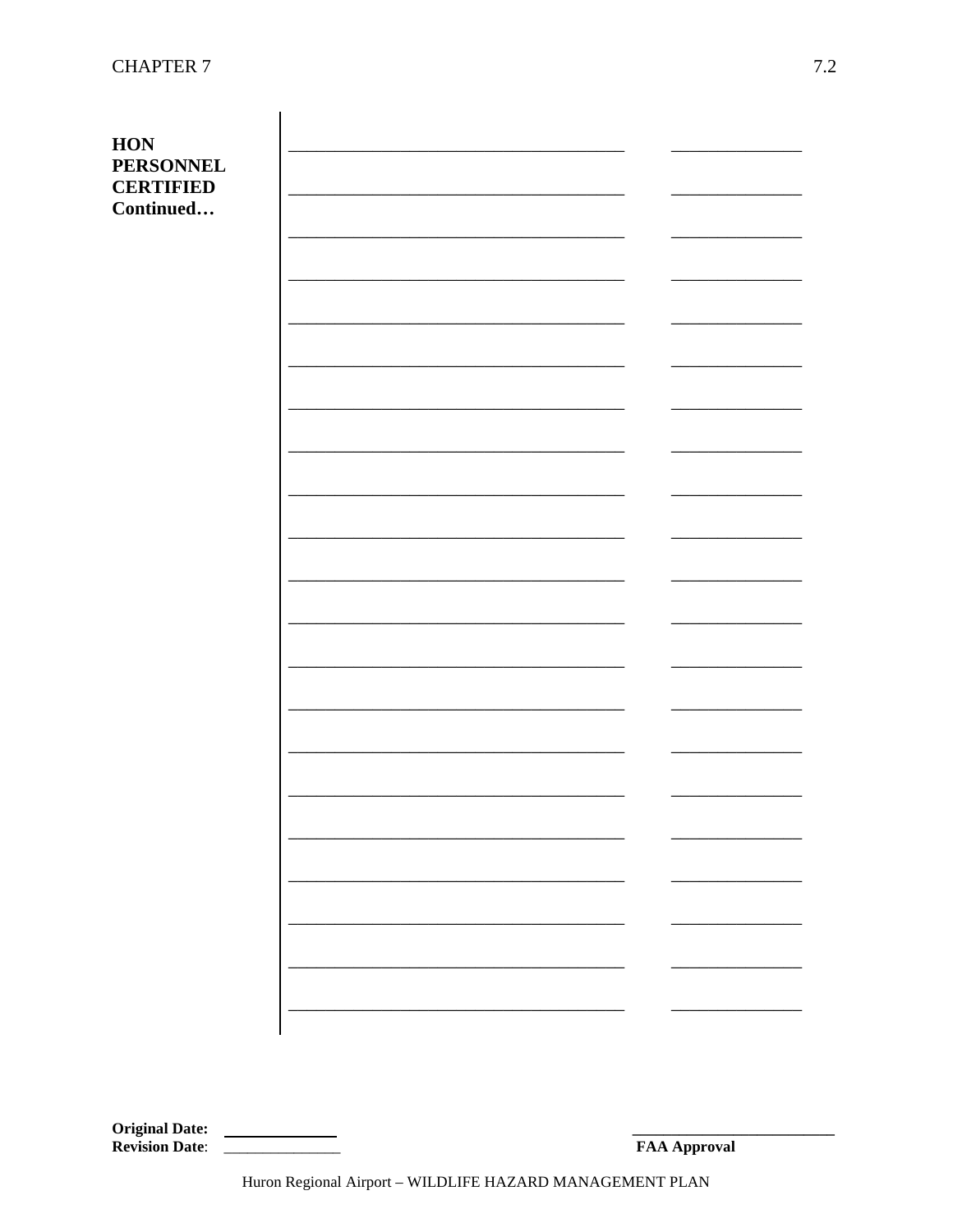**HON PERSONNEL CERTIFIED Continued…**

| | |
|---|---|
| ______________________________ | ____________ |
| ______________________________ | ____________ |
| ______________________________ | ____________ |
| ______________________________ | ____________ |
| ______________________________ | ____________ |
| ______________________________ | ____________ |
| ______________________________ | ____________ |
| ______________________________ | ____________ |
| ______________________________ | ____________ |
| ______________________________ | ____________ |
| ______________________________ | ____________ |
| ______________________________ | ____________ |
| ______________________________ | ____________ |
| ______________________________ | ____________ |
| ______________________________ | ____________ |
| ______________________________ | ____________ |
| ______________________________ | ____________ |
| ______________________________ | ____________ |
| ______________________________ | ____________ |
| ______________________________ | ____________ |
| ______________________________ | ____________ |

**Original Date:** ____________
**Revision Date**: ____________

____________________
**FAA Approval**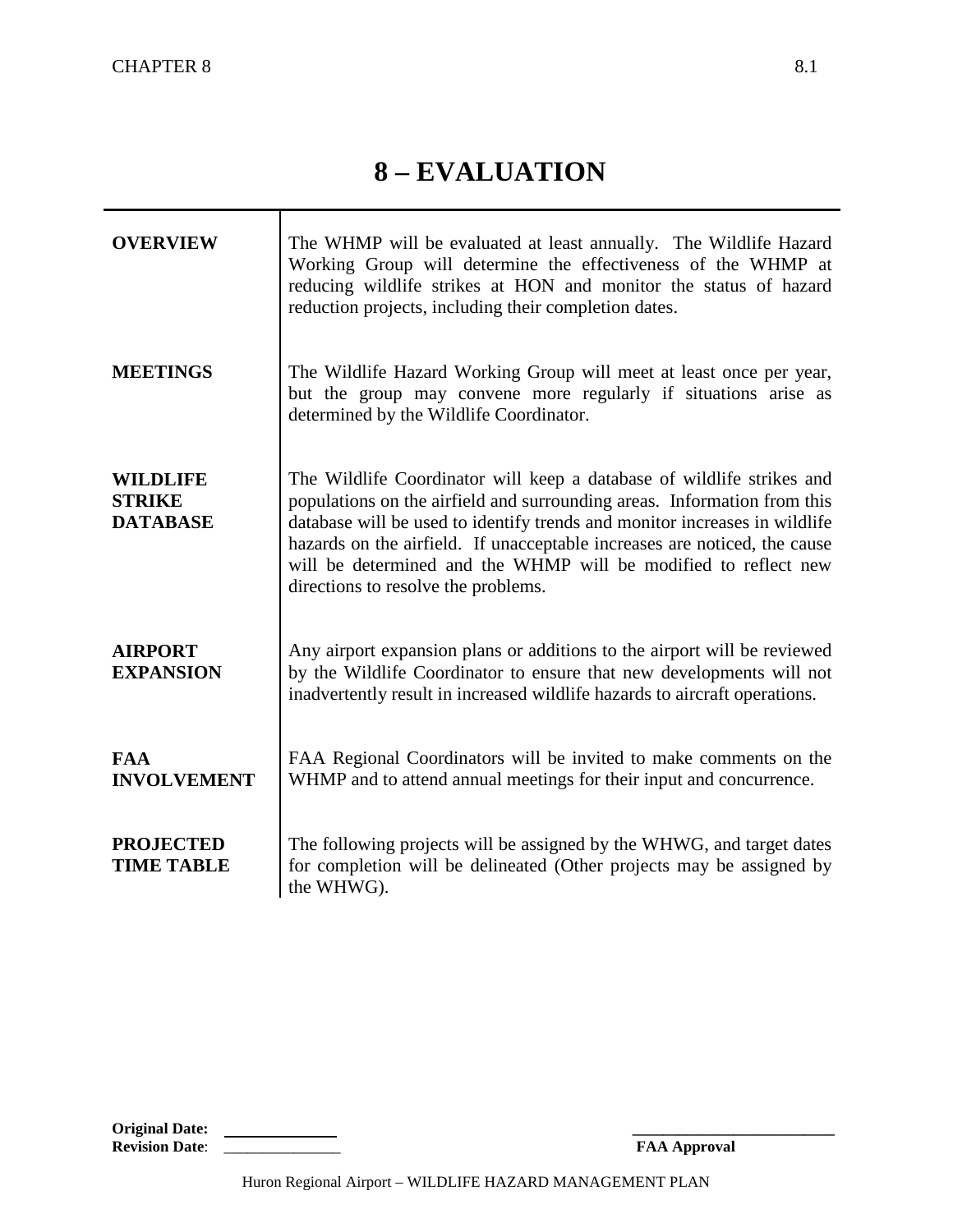# 8 – EVALUATION

**OVERVIEW**

The WHMP will be evaluated at least annually. The Wildlife Hazard Working Group will determine the effectiveness of the WHMP at reducing wildlife strikes at HON and monitor the status of hazard reduction projects, including their completion dates.

**MEETINGS**

The Wildlife Hazard Working Group will meet at least once per year, but the group may convene more regularly if situations arise as determined by the Wildlife Coordinator.

**WILDLIFE STRIKE DATABASE**

The Wildlife Coordinator will keep a database of wildlife strikes and populations on the airfield and surrounding areas. Information from this database will be used to identify trends and monitor increases in wildlife hazards on the airfield. If unacceptable increases are noticed, the cause will be determined and the WHMP will be modified to reflect new directions to resolve the problems.

**AIRPORT EXPANSION**

Any airport expansion plans or additions to the airport will be reviewed by the Wildlife Coordinator to ensure that new developments will not inadvertently result in increased wildlife hazards to aircraft operations.

**FAA INVOLVEMENT**

FAA Regional Coordinators will be invited to make comments on the WHMP and to attend annual meetings for their input and concurrence.

**PROJECTED TIME TABLE**

The following projects will be assigned by the WHWG, and target dates for completion will be delineated (Other projects may be assigned by the WHWG).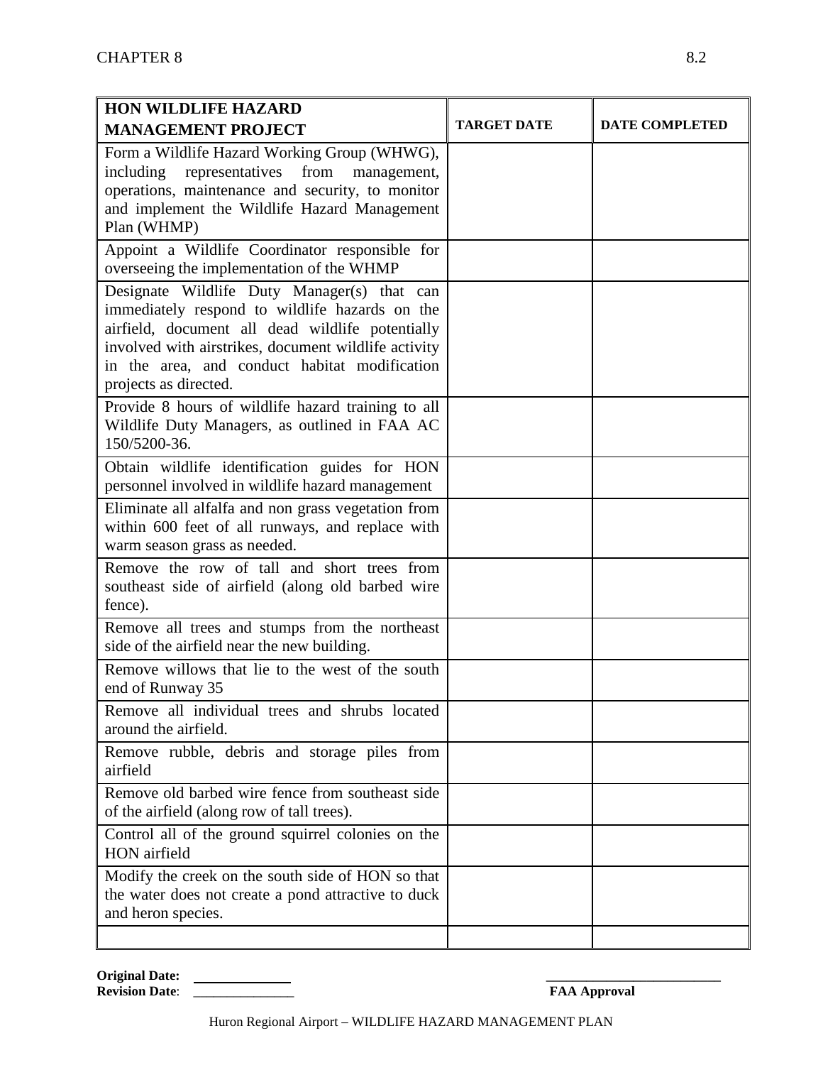| HON WILDLIFE HAZARD MANAGEMENT PROJECT | TARGET DATE | DATE COMPLETED |
|---|---|---|
| Form a Wildlife Hazard Working Group (WHWG), including representatives from management, operations, maintenance and security, to monitor and implement the Wildlife Hazard Management Plan (WHMP) | | |
| Appoint a Wildlife Coordinator responsible for overseeing the implementation of the WHMP | | |
| Designate Wildlife Duty Manager(s) that can immediately respond to wildlife hazards on the airfield, document all dead wildlife potentially involved with airstrikes, document wildlife activity in the area, and conduct habitat modification projects as directed. | | |
| Provide 8 hours of wildlife hazard training to all Wildlife Duty Managers, as outlined in FAA AC 150/5200-36. | | |
| Obtain wildlife identification guides for HON personnel involved in wildlife hazard management | | |
| Eliminate all alfalfa and non grass vegetation from within 600 feet of all runways, and replace with warm season grass as needed. | | |
| Remove the row of tall and short trees from southeast side of airfield (along old barbed wire fence). | | |
| Remove all trees and stumps from the northeast side of the airfield near the new building. | | |
| Remove willows that lie to the west of the south end of Runway 35 | | |
| Remove all individual trees and shrubs located around the airfield. | | |
| Remove rubble, debris and storage piles from airfield | | |
| Remove old barbed wire fence from southeast side of the airfield (along row of tall trees). | | |
| Control all of the ground squirrel colonies on the HON airfield | | |
| Modify the creek on the south side of HON so that the water does not create a pond attractive to duck and heron species. | | |
| | | |

**Original Date:** ______________
**Revision Date**: ______________

_________________________
**FAA Approval**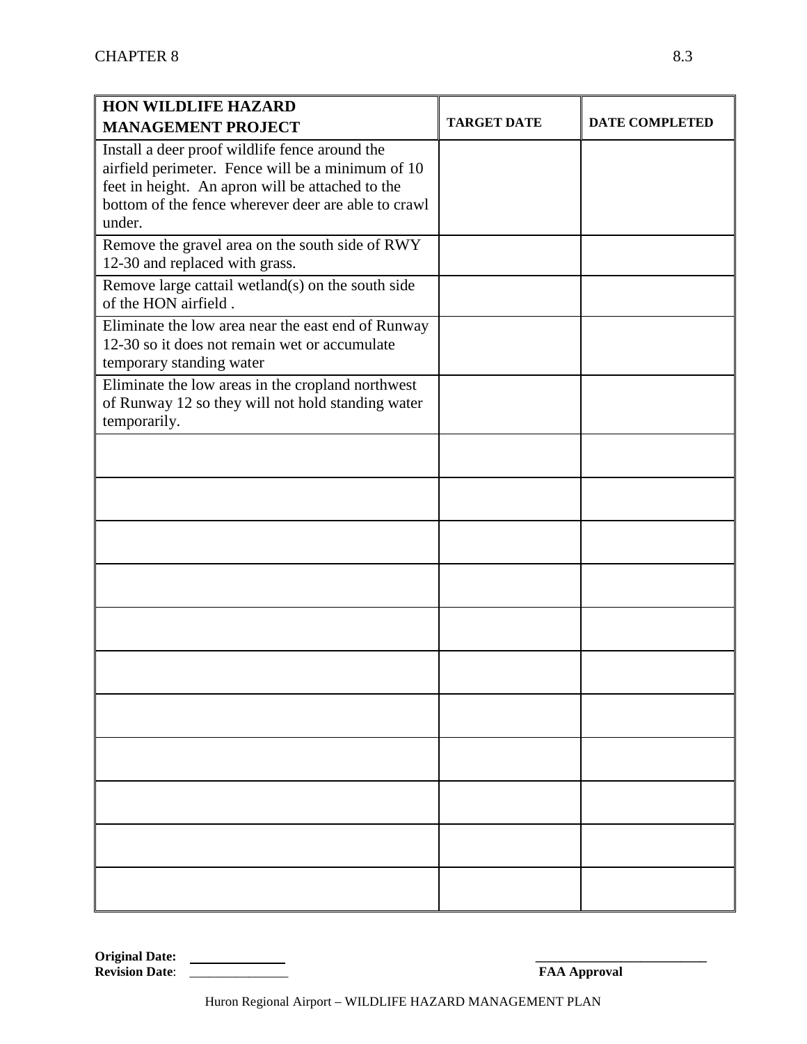| HON WILDLIFE HAZARD MANAGEMENT PROJECT | TARGET DATE | DATE COMPLETED |
|---|---|---|
| Install a deer proof wildlife fence around the airfield perimeter. Fence will be a minimum of 10 feet in height. An apron will be attached to the bottom of the fence wherever deer are able to crawl under. | | |
| Remove the gravel area on the south side of RWY 12-30 and replaced with grass. | | |
| Remove large cattail wetland(s) on the south side of the HON airfield . | | |
| Eliminate the low area near the east end of Runway 12-30 so it does not remain wet or accumulate temporary standing water | | |
| Eliminate the low areas in the cropland northwest of Runway 12 so they will not hold standing water temporarily. | | |
| | | |
| | | |
| | | |
| | | |
| | | |
| | | |
| | | |
| | | |
| | | |
| | | |
| | | |

**Original Date:** ______________
**Revision Date**: ______________

__________________________
**FAA Approval**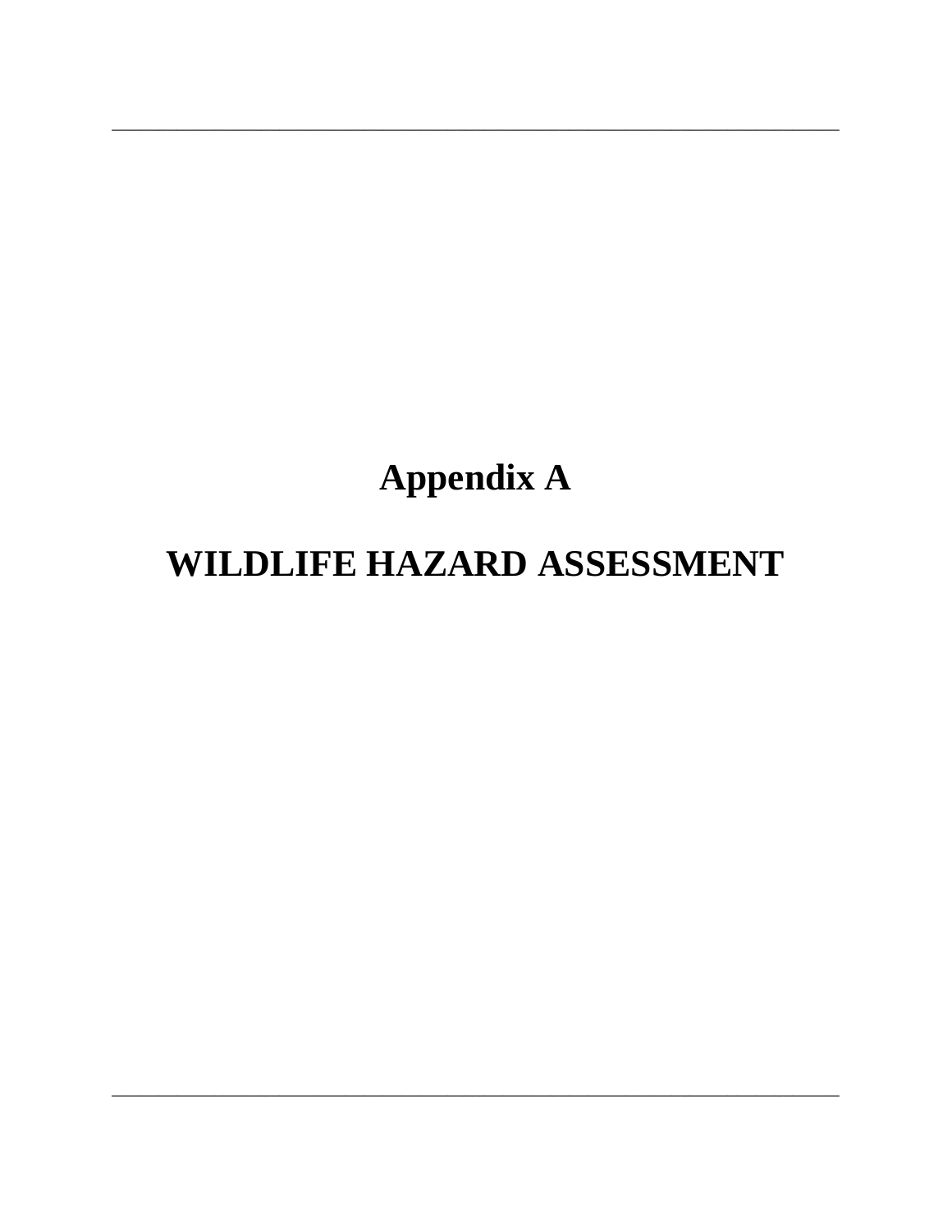# Appendix A

# WILDLIFE HAZARD ASSESSMENT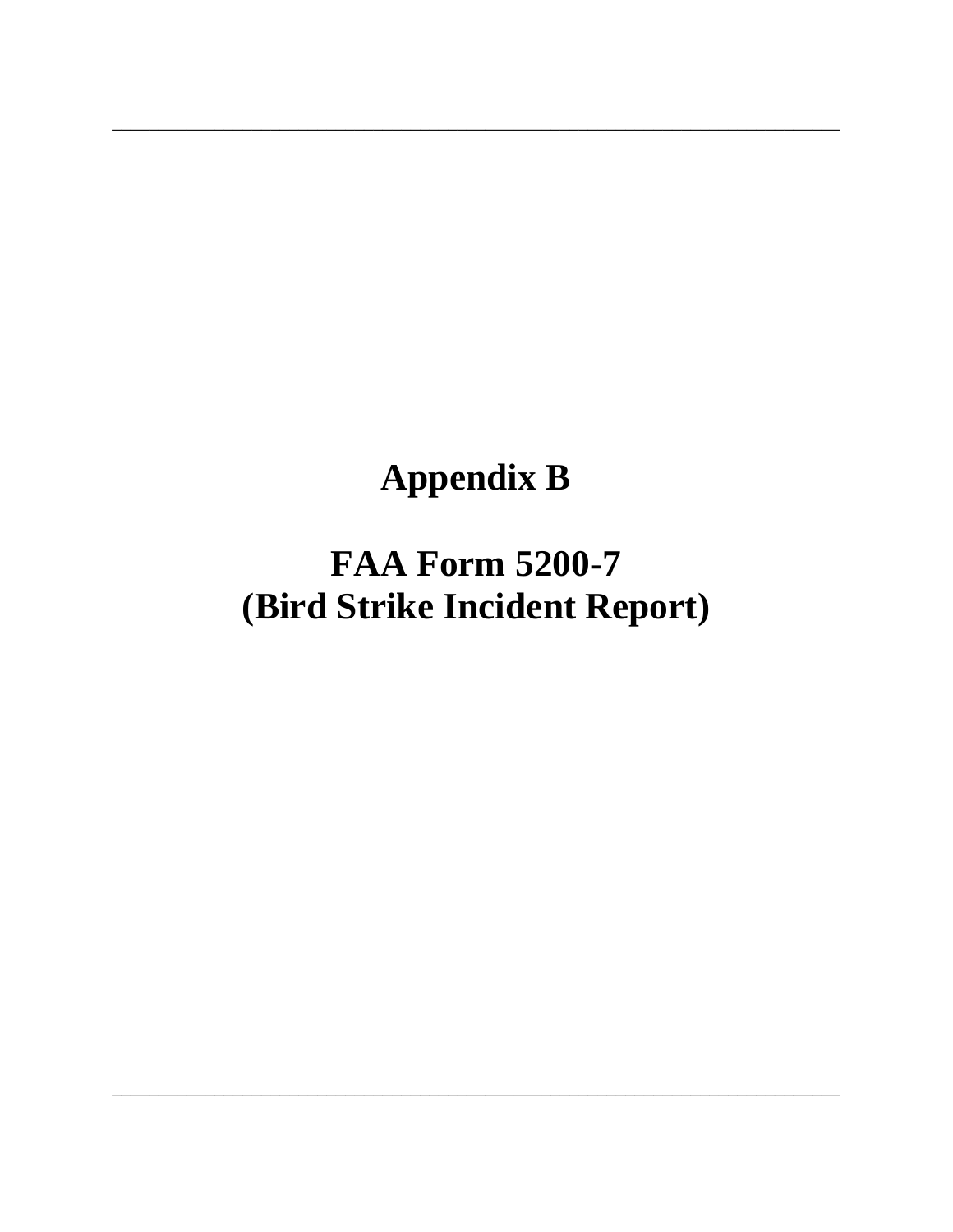# Appendix B

# FAA Form 5200-7
# (Bird Strike Incident Report)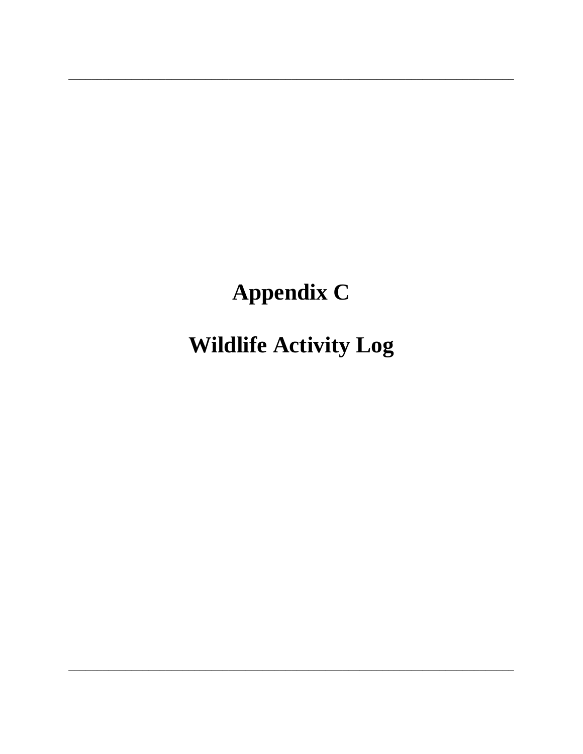# Appendix C

# Wildlife Activity Log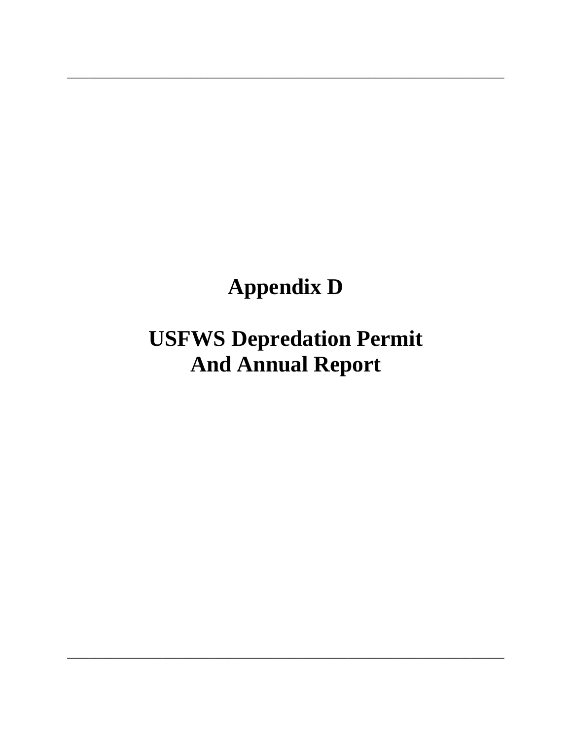# Appendix D

# USFWS Depredation Permit And Annual Report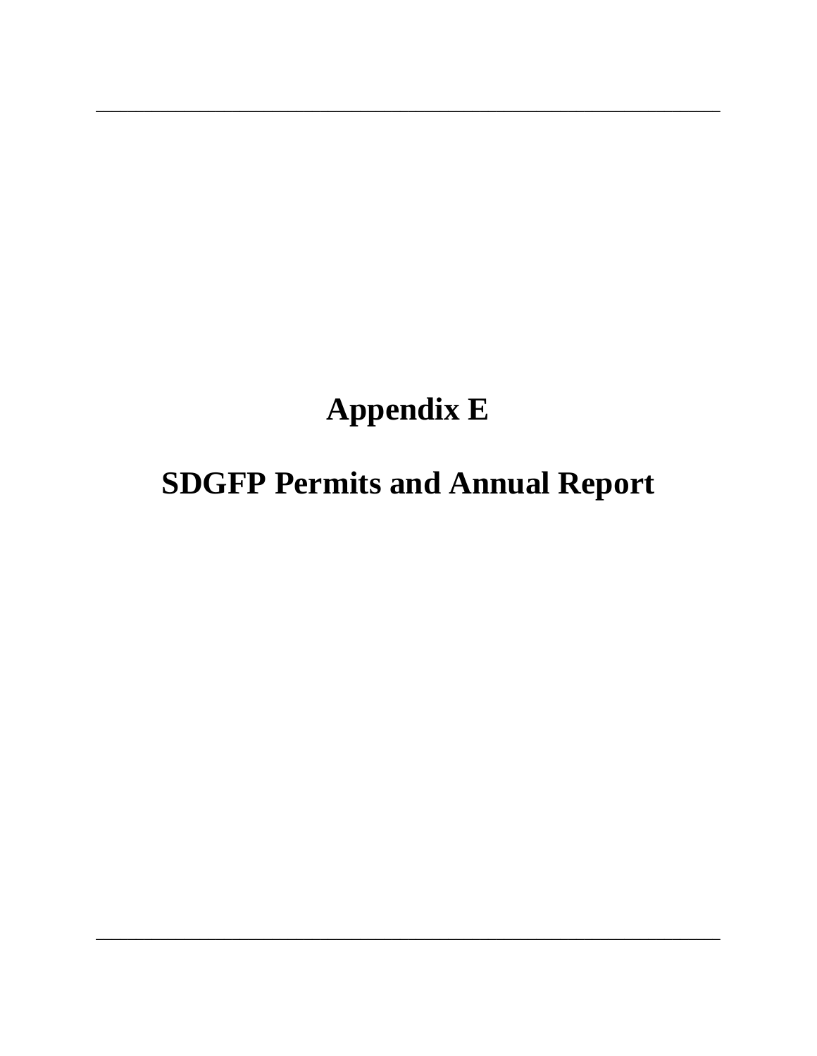# Appendix E

# SDGFP Permits and Annual Report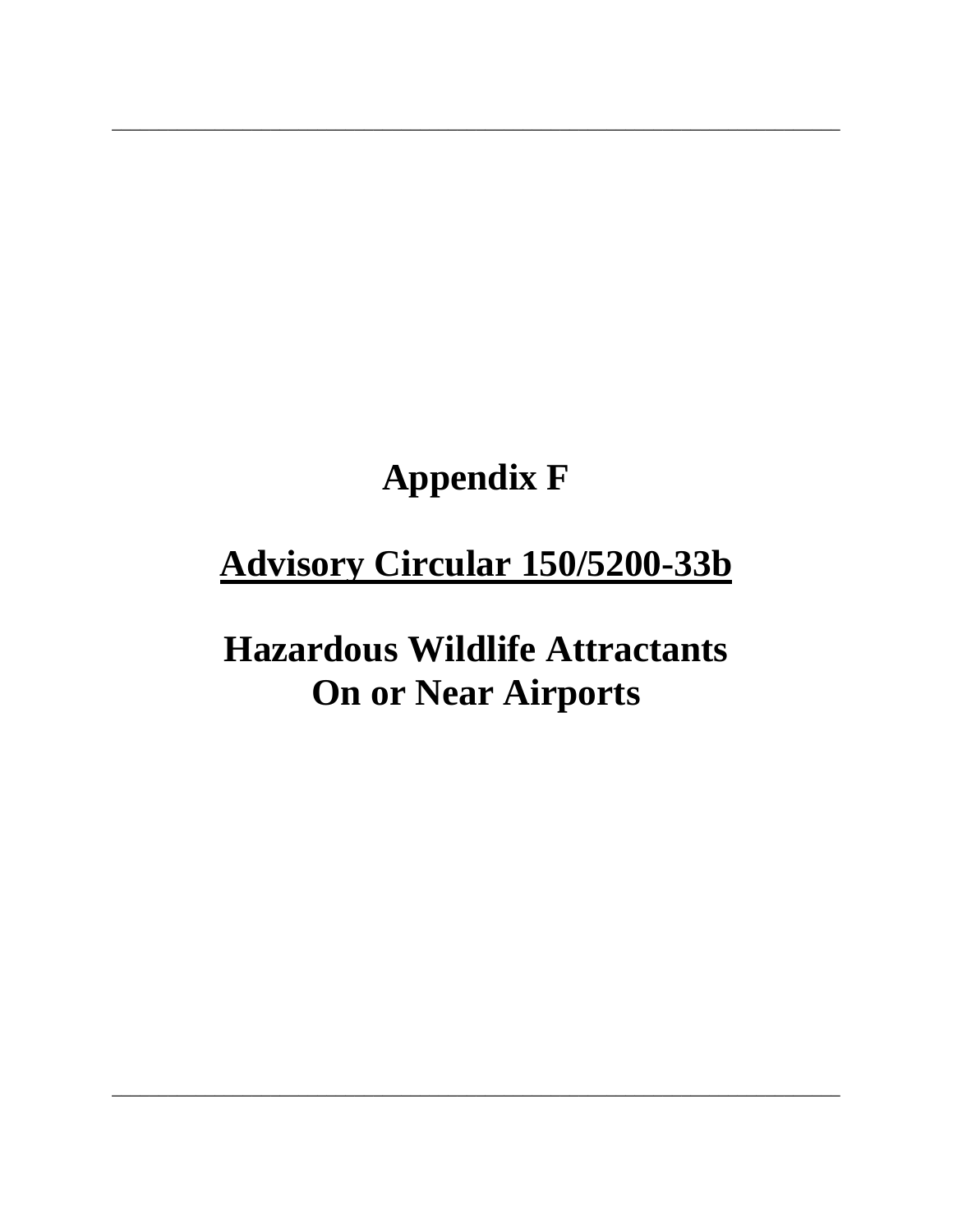# Appendix F

## <u>Advisory Circular 150/5200-33b</u>

## Hazardous Wildlife Attractants On or Near Airports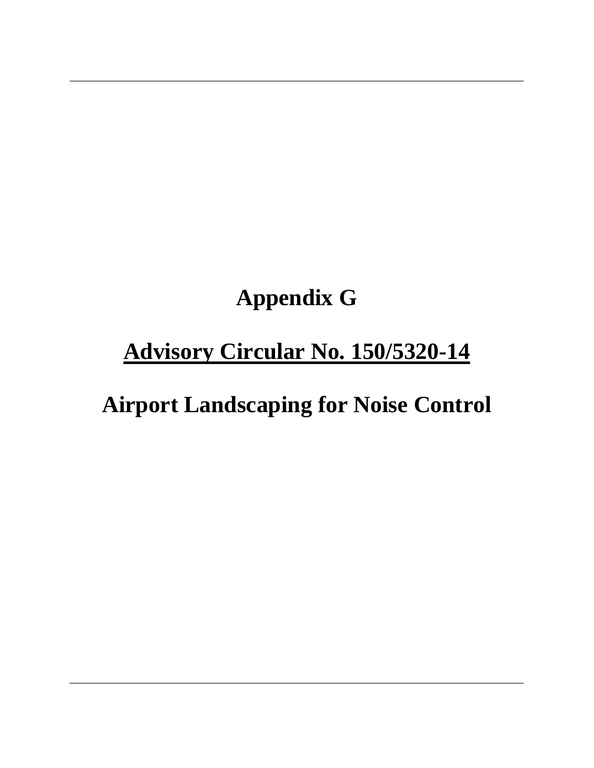# Appendix G

## Advisory Circular No. 150/5320-14

## Airport Landscaping for Noise Control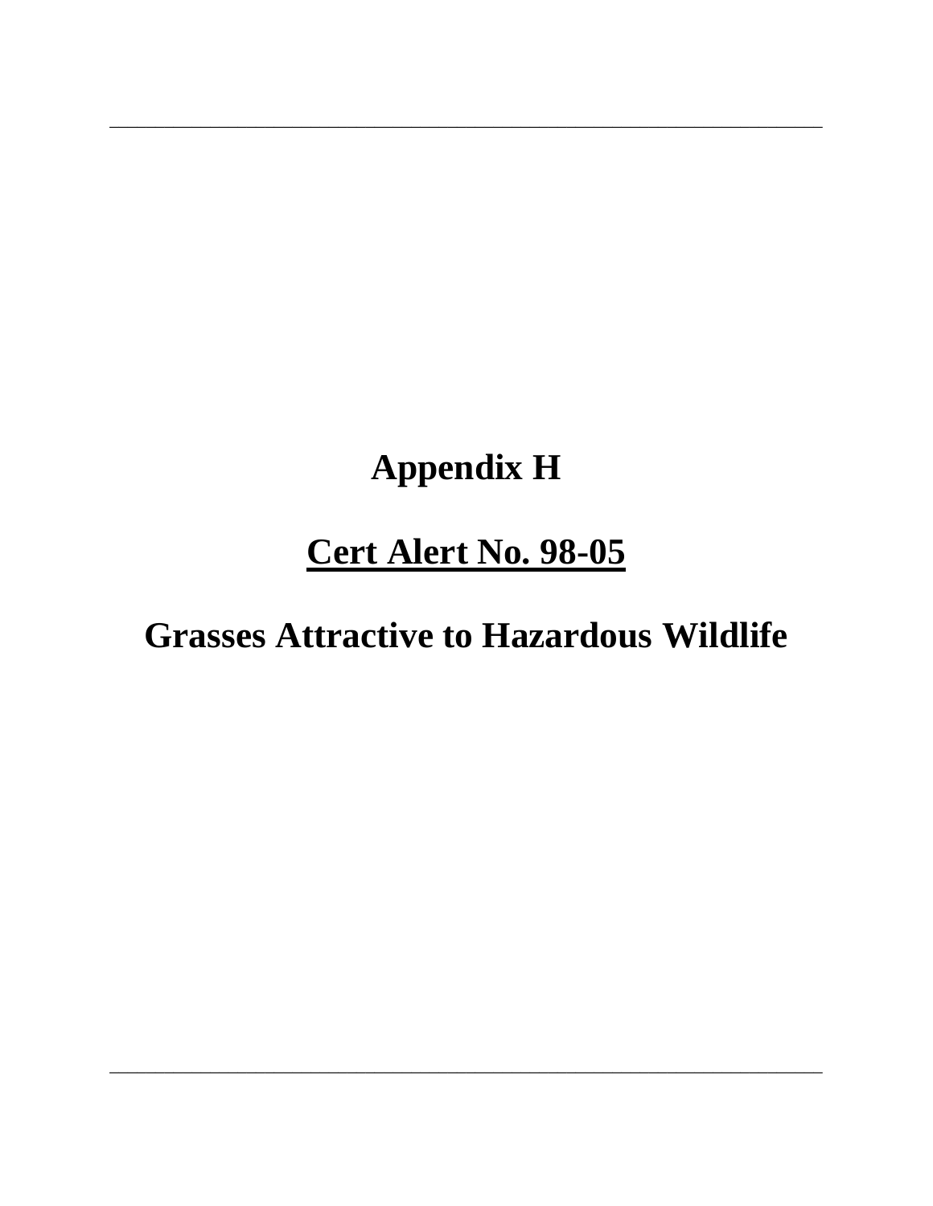# Appendix H

## <u>Cert Alert No. 98-05</u>

## Grasses Attractive to Hazardous Wildlife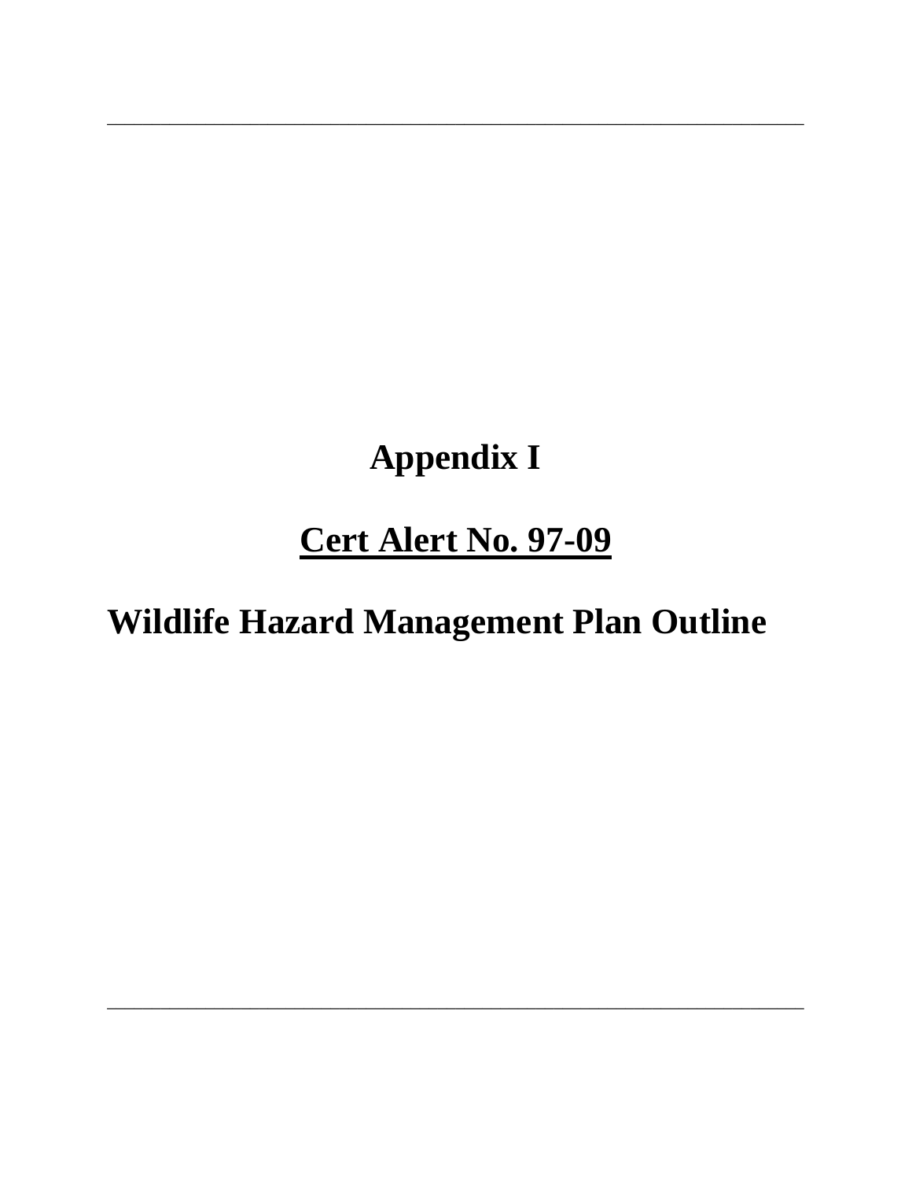# Appendix I

## Cert Alert No. 97-09

## Wildlife Hazard Management Plan Outline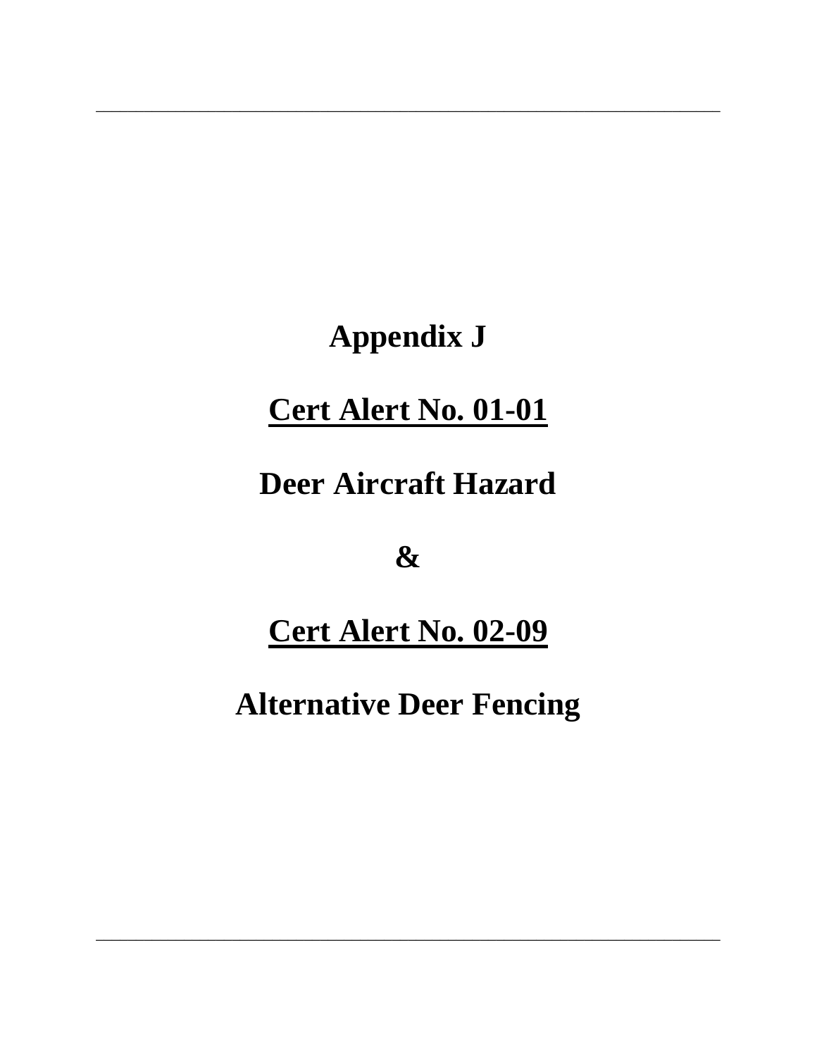# Appendix J

## Cert Alert No. 01-01

## Deer Aircraft Hazard

## &

## Cert Alert No. 02-09

## Alternative Deer Fencing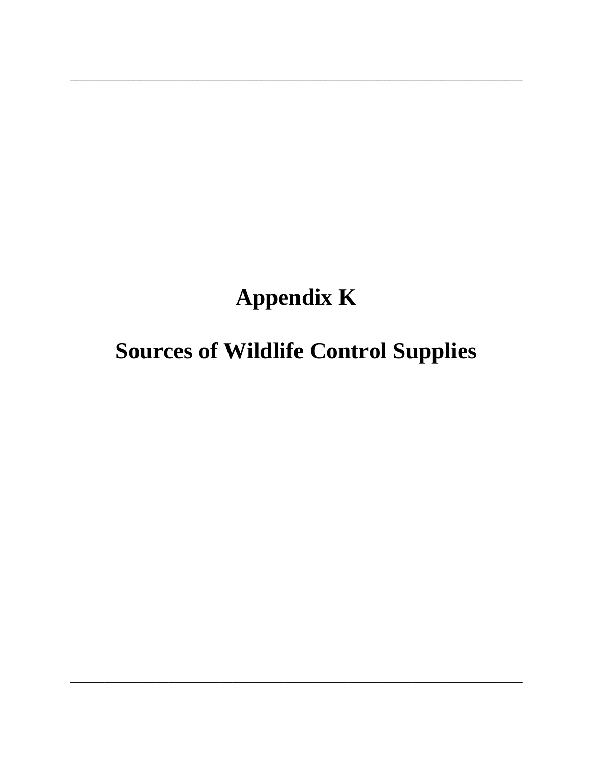# Appendix K

# Sources of Wildlife Control Supplies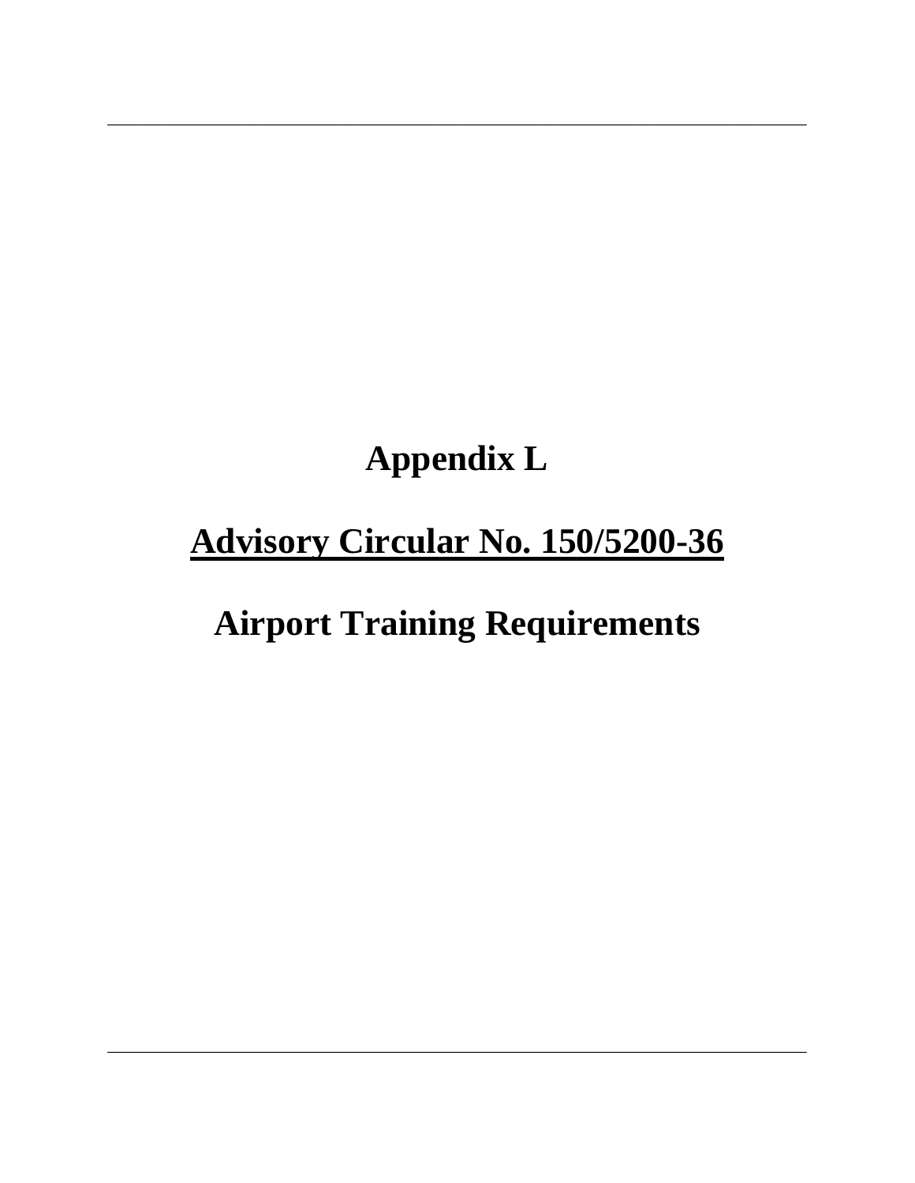# Appendix L

## Advisory Circular No. 150/5200-36

## Airport Training Requirements